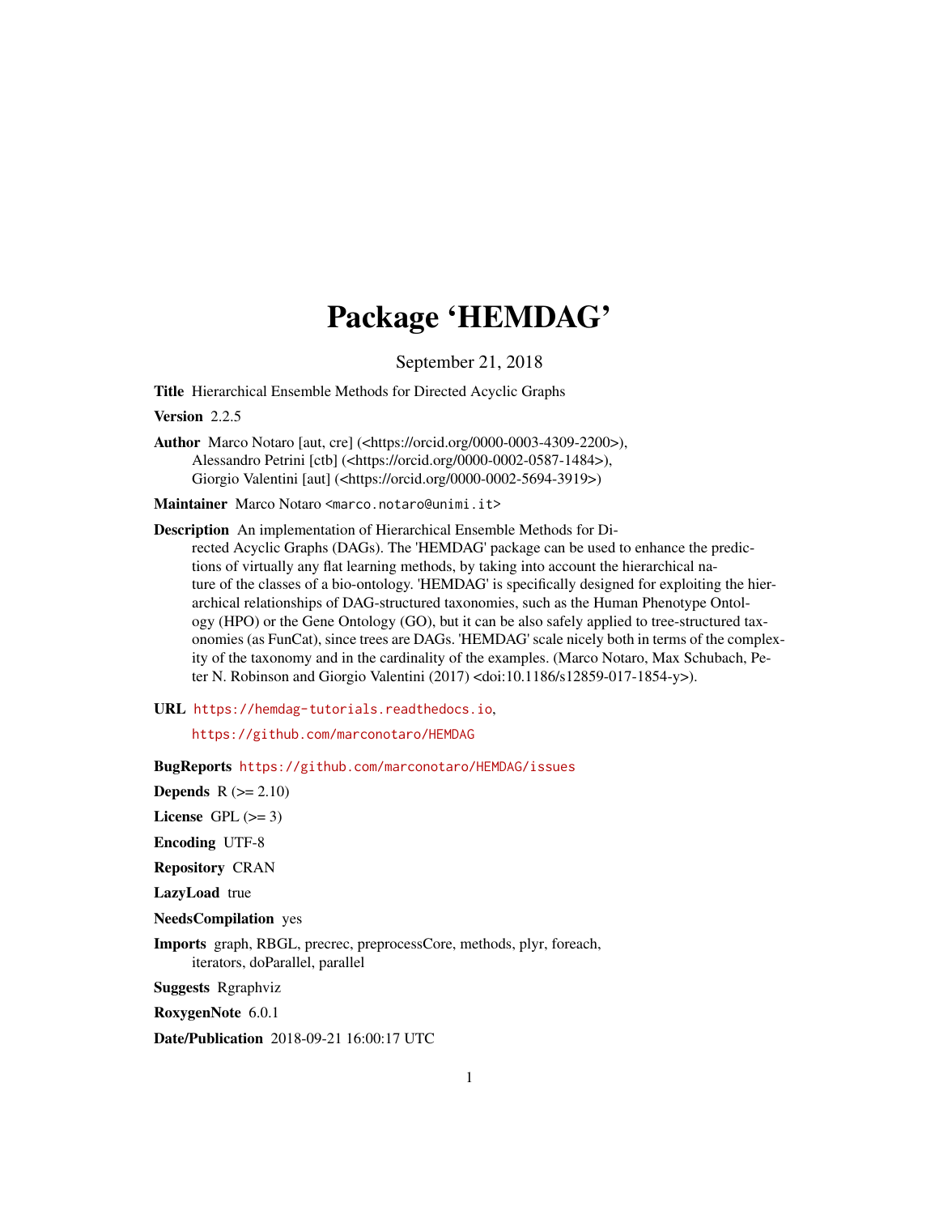# Package 'HEMDAG'

September 21, 2018

**Title** Hierarchical Ensemble Methods for Directed Acyclic Graphs

**Version** 2.2.5

**Author** Marco Notaro [aut, cre] (<https://orcid.org/0000-0003-4309-2200>),
Alessandro Petrini [ctb] (<https://orcid.org/0000-0002-0587-1484>),
Giorgio Valentini [aut] (<https://orcid.org/0000-0002-5694-3919>)

**Maintainer** Marco Notaro <marco.notaro@unimi.it>

**Description** An implementation of Hierarchical Ensemble Methods for Directed Acyclic Graphs (DAGs). The 'HEMDAG' package can be used to enhance the predictions of virtually any flat learning methods, by taking into account the hierarchical nature of the classes of a bio-ontology. 'HEMDAG' is specifically designed for exploiting the hierarchical relationships of DAG-structured taxonomies, such as the Human Phenotype Ontology (HPO) or the Gene Ontology (GO), but it can be also safely applied to tree-structured taxonomies (as FunCat), since trees are DAGs. 'HEMDAG' scale nicely both in terms of the complexity of the taxonomy and in the cardinality of the examples. (Marco Notaro, Max Schubach, Peter N. Robinson and Giorgio Valentini (2017) <doi:10.1186/s12859-017-1854-y>).

**URL** https://hemdag-tutorials.readthedocs.io,
https://github.com/marconotaro/HEMDAG

**BugReports** https://github.com/marconotaro/HEMDAG/issues

**Depends** R (>= 2.10)

**License** GPL (>= 3)

**Encoding** UTF-8

**Repository** CRAN

**LazyLoad** true

**NeedsCompilation** yes

**Imports** graph, RBGL, precrec, preprocessCore, methods, plyr, foreach, iterators, doParallel, parallel

**Suggests** Rgraphviz

**RoxygenNote** 6.0.1

**Date/Publication** 2018-09-21 16:00:17 UTC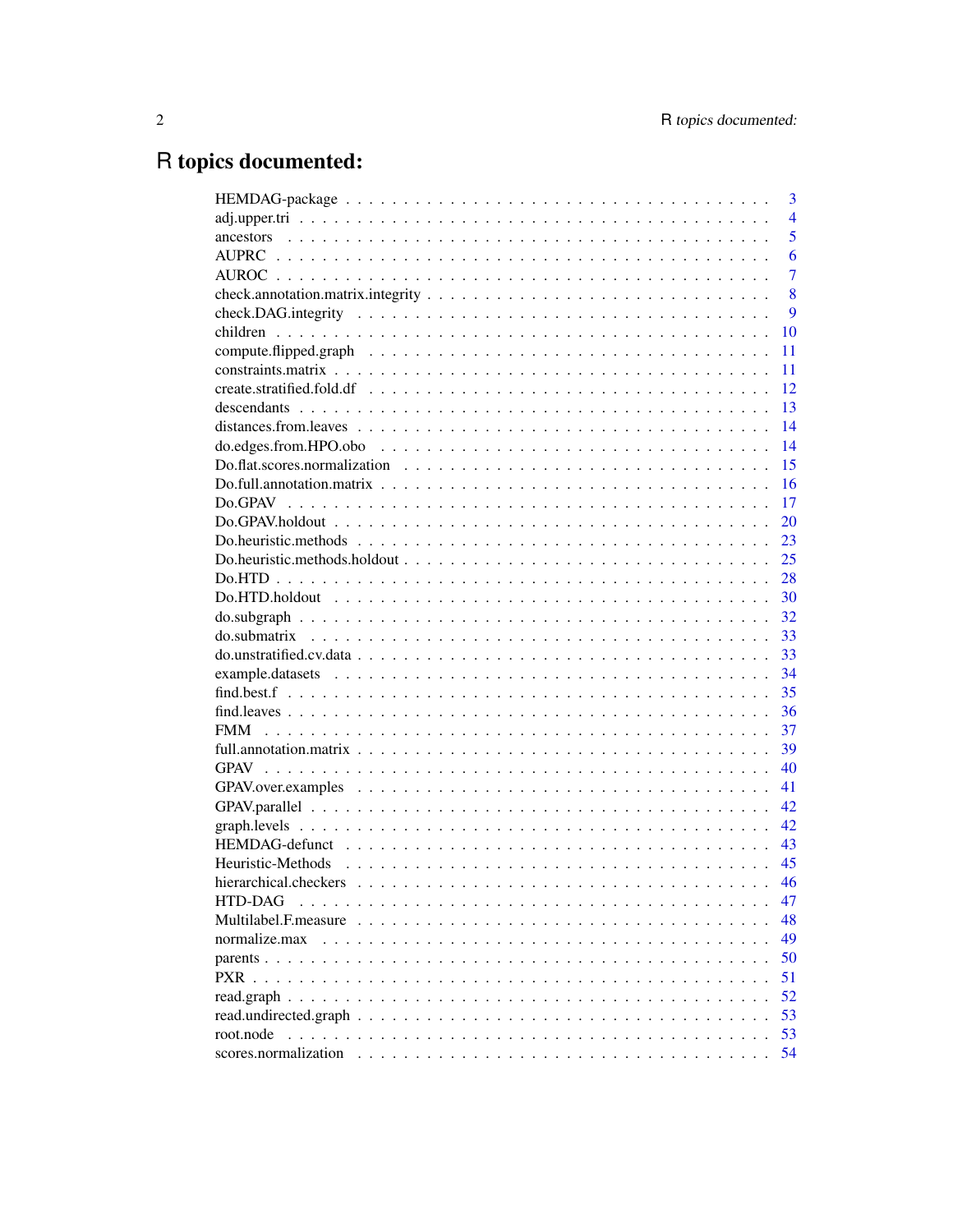# R topics documented:

| | |
|---|---|
| HEMDAG-package | 3 |
| adj.upper.tri | 4 |
| ancestors | 5 |
| AUPRC | 6 |
| AUROC | 7 |
| check.annotation.matrix.integrity | 8 |
| check.DAG.integrity | 9 |
| children | 10 |
| compute.flipped.graph | 11 |
| constraints.matrix | 11 |
| create.stratified.fold.df | 12 |
| descendants | 13 |
| distances.from.leaves | 14 |
| do.edges.from.HPO.obo | 14 |
| Do.flat.scores.normalization | 15 |
| Do.full.annotation.matrix | 16 |
| Do.GPAV | 17 |
| Do.GPAV.holdout | 20 |
| Do.heuristic.methods | 23 |
| Do.heuristic.methods.holdout | 25 |
| Do.HTD | 28 |
| Do.HTD.holdout | 30 |
| do.subgraph | 32 |
| do.submatrix | 33 |
| do.unstratified.cv.data | 33 |
| example.datasets | 34 |
| find.best.f | 35 |
| find.leaves | 36 |
| FMM | 37 |
| full.annotation.matrix | 39 |
| GPAV | 40 |
| GPAV.over.examples | 41 |
| GPAV.parallel | 42 |
| graph.levels | 42 |
| HEMDAG-defunct | 43 |
| Heuristic-Methods | 45 |
| hierarchical.checkers | 46 |
| HTD-DAG | 47 |
| Multilabel.F.measure | 48 |
| normalize.max | 49 |
| parents | 50 |
| PXR | 51 |
| read.graph | 52 |
| read.undirected.graph | 53 |
| root.node | 53 |
| scores.normalization | 54 |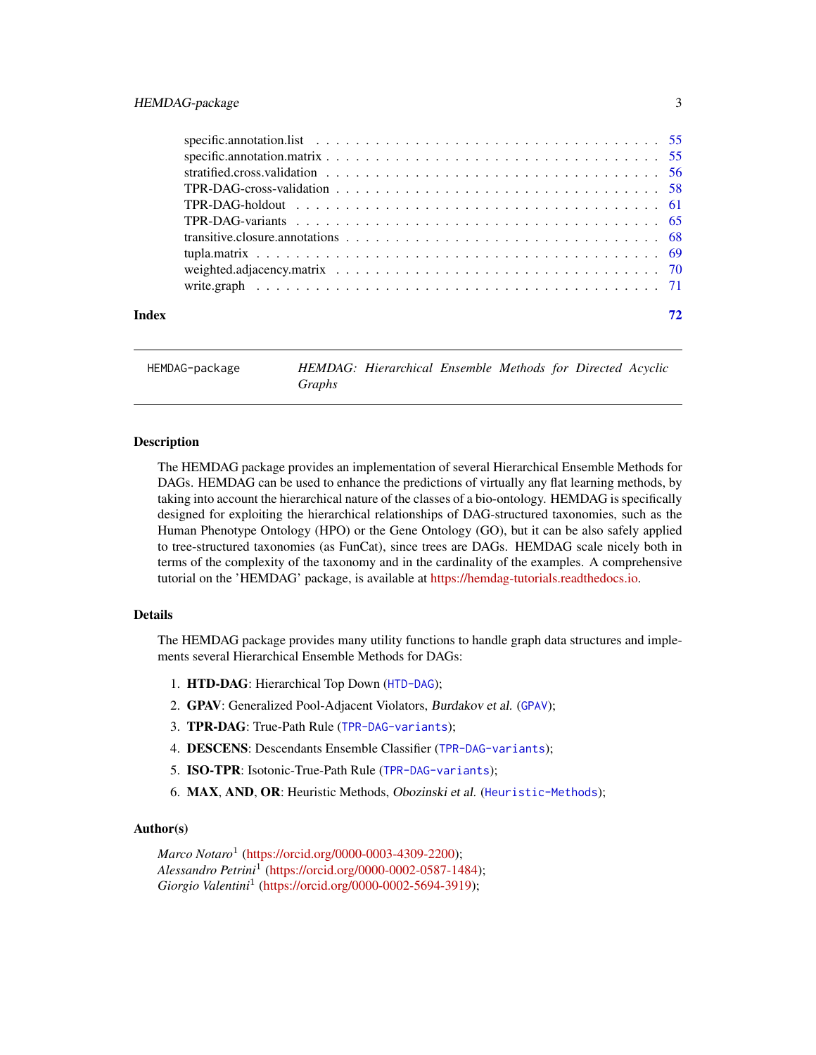specific.annotation.list . . . . . . . . . . . . . . . . . . . . . . . . . . . . . . . . . . 55
specific.annotation.matrix . . . . . . . . . . . . . . . . . . . . . . . . . . . . . . . . . 55
stratified.cross.validation . . . . . . . . . . . . . . . . . . . . . . . . . . . . . . . . . 56
TPR-DAG-cross-validation . . . . . . . . . . . . . . . . . . . . . . . . . . . . . . . . . 58
TPR-DAG-holdout . . . . . . . . . . . . . . . . . . . . . . . . . . . . . . . . . . . . . 61
TPR-DAG-variants . . . . . . . . . . . . . . . . . . . . . . . . . . . . . . . . . . . . . 65
transitive.closure.annotations . . . . . . . . . . . . . . . . . . . . . . . . . . . . . . . 68
tupla.matrix . . . . . . . . . . . . . . . . . . . . . . . . . . . . . . . . . . . . . . . . 69
weighted.adjacency.matrix . . . . . . . . . . . . . . . . . . . . . . . . . . . . . . . . . 70
write.graph . . . . . . . . . . . . . . . . . . . . . . . . . . . . . . . . . . . . . . . . 71

**Index** **72**

---

`HEMDAG-package` *HEMDAG: Hierarchical Ensemble Methods for Directed Acyclic Graphs*

---

## Description

The HEMDAG package provides an implementation of several Hierarchical Ensemble Methods for DAGs. HEMDAG can be used to enhance the predictions of virtually any flat learning methods, by taking into account the hierarchical nature of the classes of a bio-ontology. HEMDAG is specifically designed for exploiting the hierarchical relationships of DAG-structured taxonomies, such as the Human Phenotype Ontology (HPO) or the Gene Ontology (GO), but it can be also safely applied to tree-structured taxonomies (as FunCat), since trees are DAGs. HEMDAG scale nicely both in terms of the complexity of the taxonomy and in the cardinality of the examples. A comprehensive tutorial on the 'HEMDAG' package, is available at https://hemdag-tutorials.readthedocs.io.

## Details

The HEMDAG package provides many utility functions to handle graph data structures and implements several Hierarchical Ensemble Methods for DAGs:

1. **HTD-DAG**: Hierarchical Top Down (`HTD-DAG`);
2. **GPAV**: Generalized Pool-Adjacent Violators, *Burdakov et al.* (`GPAV`);
3. **TPR-DAG**: True-Path Rule (`TPR-DAG-variants`);
4. **DESCENS**: Descendants Ensemble Classifier (`TPR-DAG-variants`);
5. **ISO-TPR**: Isotonic-True-Path Rule (`TPR-DAG-variants`);
6. **MAX**, **AND**, **OR**: Heuristic Methods, *Obozinski et al.* (`Heuristic-Methods`);

## Author(s)

*Marco Notaro*[1] (https://orcid.org/0000-0003-4309-2200);
*Alessandro Petrini*[1] (https://orcid.org/0000-0002-0587-1484);
*Giorgio Valentini*[1] (https://orcid.org/0000-0002-5694-3919);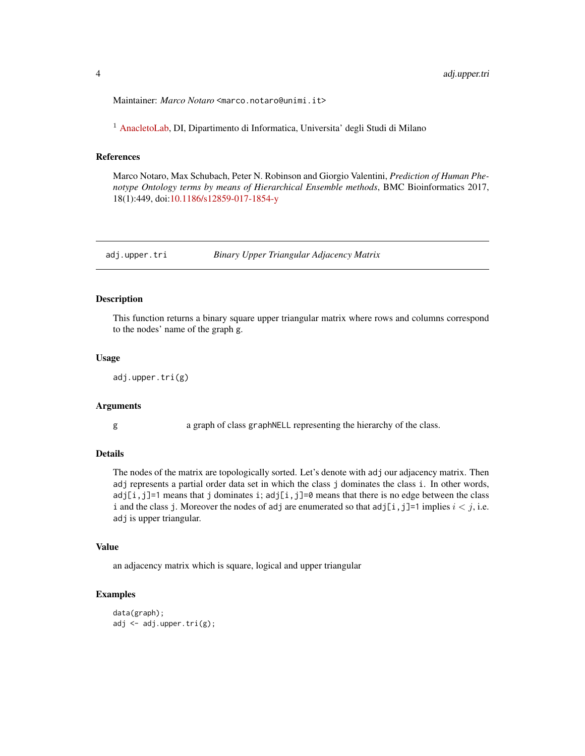Maintainer: *Marco Notaro* <marco.notaro@unimi.it>

[1] AnacletoLab, DI, Dipartimento di Informatica, Universita' degli Studi di Milano

### References

Marco Notaro, Max Schubach, Peter N. Robinson and Giorgio Valentini, *Prediction of Human Phenotype Ontology terms by means of Hierarchical Ensemble methods*, BMC Bioinformatics 2017, 18(1):449, doi:10.1186/s12859-017-1854-y

---

## adj.upper.tri — *Binary Upper Triangular Adjacency Matrix*

### Description

This function returns a binary square upper triangular matrix where rows and columns correspond to the nodes' name of the graph `g`.

### Usage

```
adj.upper.tri(g)
```

### Arguments

| | |
|---|---|
| `g` | a graph of class `graphNELL` representing the hierarchy of the class. |

### Details

The nodes of the matrix are topologically sorted. Let's denote with `adj` our adjacency matrix. Then `adj` represents a partial order data set in which the class `j` dominates the class `i`. In other words, `adj[i,j]=1` means that `j` dominates `i`; `adj[i,j]=0` means that there is no edge between the class `i` and the class `j`. Moreover the nodes of `adj` are enumerated so that `adj[i,j]=1` implies $i < j$, i.e. `adj` is upper triangular.

### Value

an adjacency matrix which is square, logical and upper triangular

### Examples

```
data(graph);
adj <- adj.upper.tri(g);
```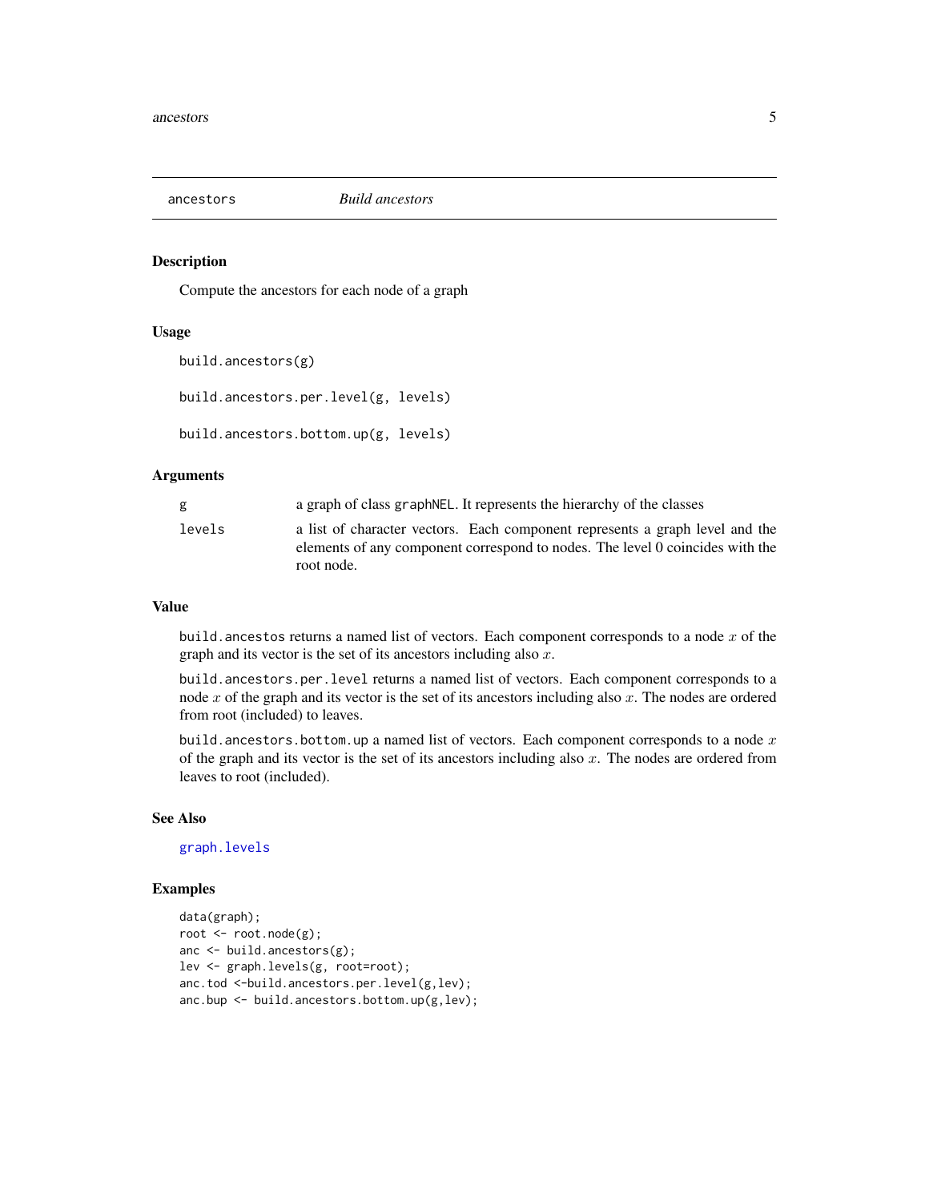## ancestors *Build ancestors*

### Description

Compute the ancestors for each node of a graph

### Usage

```
build.ancestors(g)

build.ancestors.per.level(g, levels)

build.ancestors.bottom.up(g, levels)
```

### Arguments

| | |
|---|---|
| g | a graph of class graphNEL. It represents the hierarchy of the classes |
| levels | a list of character vectors. Each component represents a graph level and the elements of any component correspond to nodes. The level 0 coincides with the root node. |

### Value

`build.ancestos` returns a named list of vectors. Each component corresponds to a node $x$ of the graph and its vector is the set of its ancestors including also $x$.

`build.ancestors.per.level` returns a named list of vectors. Each component corresponds to a node $x$ of the graph and its vector is the set of its ancestors including also $x$. The nodes are ordered from root (included) to leaves.

`build.ancestors.bottom.up` a named list of vectors. Each component corresponds to a node $x$ of the graph and its vector is the set of its ancestors including also $x$. The nodes are ordered from leaves to root (included).

### See Also

graph.levels

### Examples

```
data(graph);
root <- root.node(g);
anc <- build.ancestors(g);
lev <- graph.levels(g, root=root);
anc.tod <-build.ancestors.per.level(g,lev);
anc.bup <- build.ancestors.bottom.up(g,lev);
```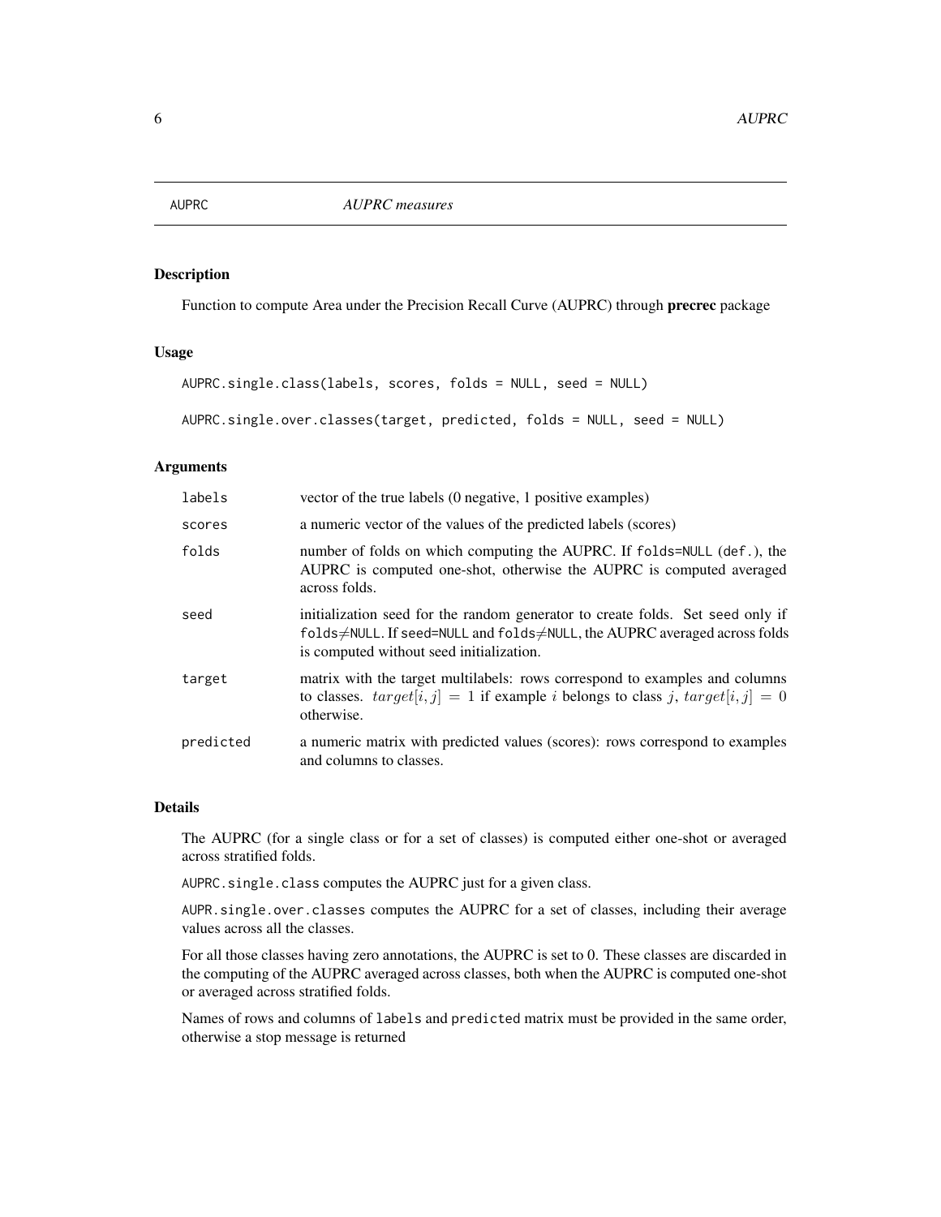## AUPRC *AUPRC measures*

### Description

Function to compute Area under the Precision Recall Curve (AUPRC) through **precrec** package

### Usage

```
AUPRC.single.class(labels, scores, folds = NULL, seed = NULL)

AUPRC.single.over.classes(target, predicted, folds = NULL, seed = NULL)
```

### Arguments

| | |
|---|---|
| `labels` | vector of the true labels (0 negative, 1 positive examples) |
| `scores` | a numeric vector of the values of the predicted labels (scores) |
| `folds` | number of folds on which computing the AUPRC. If `folds=NULL` (`def.`), the AUPRC is computed one-shot, otherwise the AUPRC is computed averaged across folds. |
| `seed` | initialization seed for the random generator to create folds. Set `seed` only if `folds`≠`NULL`. If `seed=NULL` and `folds`≠`NULL`, the AUPRC averaged across folds is computed without seed initialization. |
| `target` | matrix with the target multilabels: rows correspond to examples and columns to classes. $target[i, j] = 1$ if example $i$ belongs to class $j$, $target[i, j] = 0$ otherwise. |
| `predicted` | a numeric matrix with predicted values (scores): rows correspond to examples and columns to classes. |

### Details

The AUPRC (for a single class or for a set of classes) is computed either one-shot or averaged across stratified folds.

`AUPRC.single.class` computes the AUPRC just for a given class.

`AUPR.single.over.classes` computes the AUPRC for a set of classes, including their average values across all the classes.

For all those classes having zero annotations, the AUPRC is set to 0. These classes are discarded in the computing of the AUPRC averaged across classes, both when the AUPRC is computed one-shot or averaged across stratified folds.

Names of rows and columns of `labels` and `predicted` matrix must be provided in the same order, otherwise a stop message is returned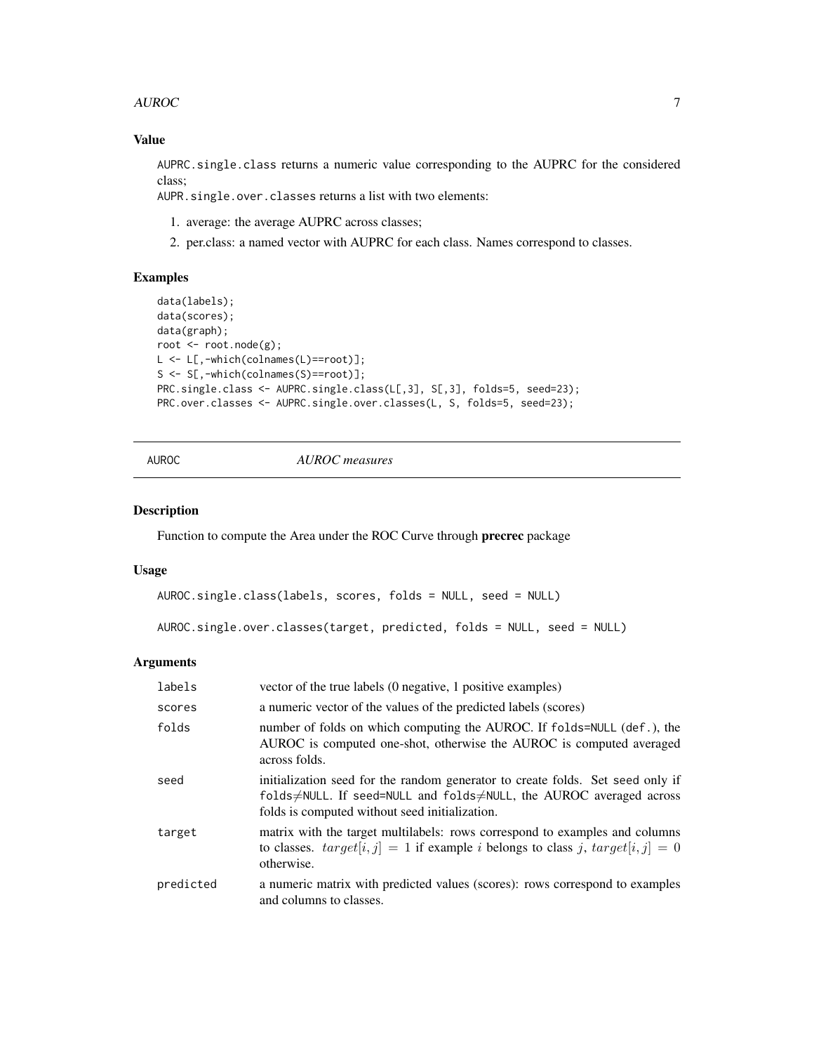### Value

AUPRC.single.class returns a numeric value corresponding to the AUPRC for the considered class;
AUPR.single.over.classes returns a list with two elements:

1. average: the average AUPRC across classes;
2. per.class: a named vector with AUPRC for each class. Names correspond to classes.

### Examples

```
data(labels);
data(scores);
data(graph);
root <- root.node(g);
L <- L[,-which(colnames(L)==root)];
S <- S[,-which(colnames(S)==root)];
PRC.single.class <- AUPRC.single.class(L[,3], S[,3], folds=5, seed=23);
PRC.over.classes <- AUPRC.single.over.classes(L, S, folds=5, seed=23);
```

---

## AUROC — *AUROC measures*

---

### Description

Function to compute the Area under the ROC Curve through **precrec** package

### Usage

```
AUROC.single.class(labels, scores, folds = NULL, seed = NULL)

AUROC.single.over.classes(target, predicted, folds = NULL, seed = NULL)
```

### Arguments

| | |
|---|---|
| labels | vector of the true labels (0 negative, 1 positive examples) |
| scores | a numeric vector of the values of the predicted labels (scores) |
| folds | number of folds on which computing the AUROC. If folds=NULL (def.), the AUROC is computed one-shot, otherwise the AUROC is computed averaged across folds. |
| seed | initialization seed for the random generator to create folds. Set seed only if folds≠NULL. If seed=NULL and folds≠NULL, the AUROC averaged across folds is computed without seed initialization. |
| target | matrix with the target multilabels: rows correspond to examples and columns to classes. $target[i, j] = 1$ if example $i$ belongs to class $j$, $target[i, j] = 0$ otherwise. |
| predicted | a numeric matrix with predicted values (scores): rows correspond to examples and columns to classes. |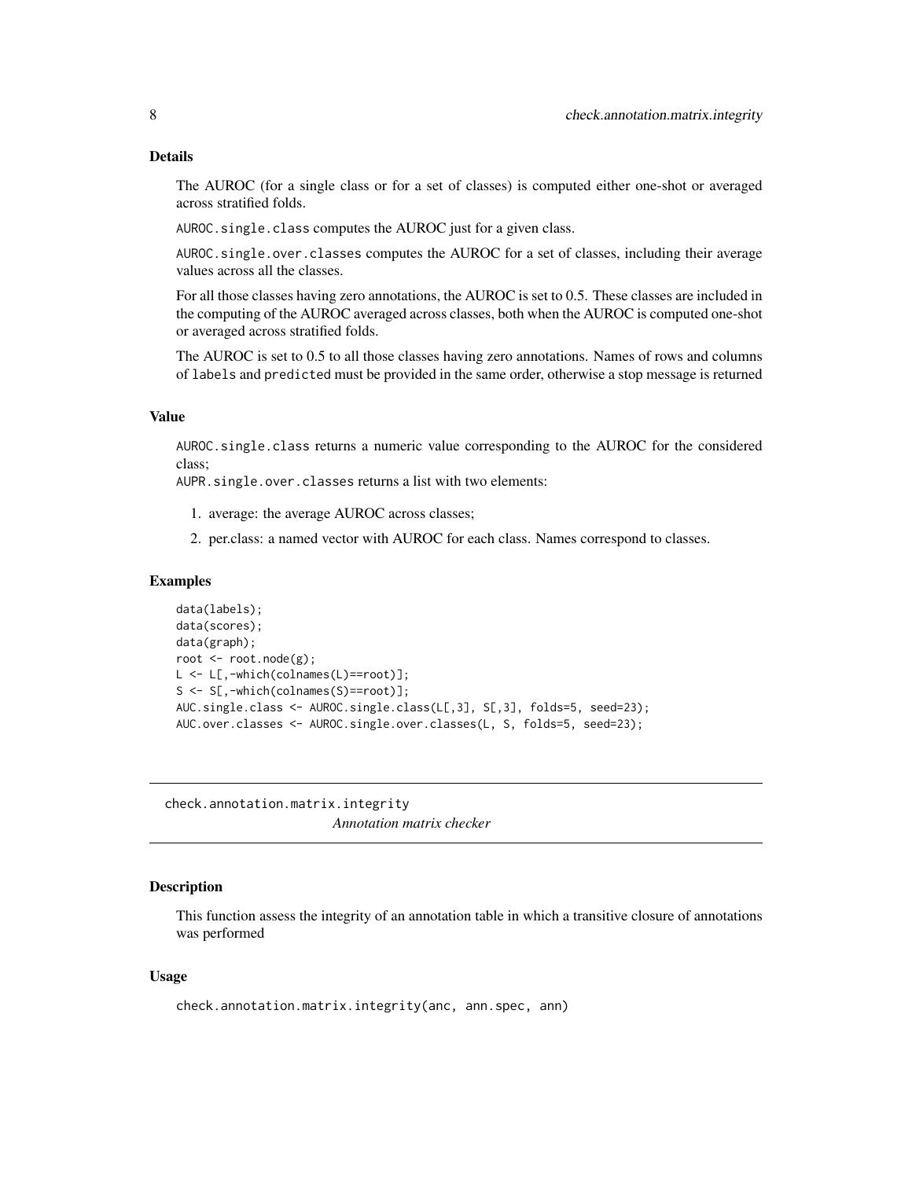### Details

The AUROC (for a single class or for a set of classes) is computed either one-shot or averaged across stratified folds.

`AUROC.single.class` computes the AUROC just for a given class.

`AUROC.single.over.classes` computes the AUROC for a set of classes, including their average values across all the classes.

For all those classes having zero annotations, the AUROC is set to 0.5. These classes are included in the computing of the AUROC averaged across classes, both when the AUROC is computed one-shot or averaged across stratified folds.

The AUROC is set to 0.5 to all those classes having zero annotations. Names of rows and columns of `labels` and `predicted` must be provided in the same order, otherwise a stop message is returned

### Value

`AUROC.single.class` returns a numeric value corresponding to the AUROC for the considered class;
`AUPR.single.over.classes` returns a list with two elements:

1. average: the average AUROC across classes;
2. per.class: a named vector with AUROC for each class. Names correspond to classes.

### Examples

```
data(labels);
data(scores);
data(graph);
root <- root.node(g);
L <- L[,-which(colnames(L)==root)];
S <- S[,-which(colnames(S)==root)];
AUC.single.class <- AUROC.single.class(L[,3], S[,3], folds=5, seed=23);
AUC.over.classes <- AUROC.single.over.classes(L, S, folds=5, seed=23);
```

---

## check.annotation.matrix.integrity

*Annotation matrix checker*

### Description

This function assess the integrity of an annotation table in which a transitive closure of annotations was performed

### Usage

```
check.annotation.matrix.integrity(anc, ann.spec, ann)
```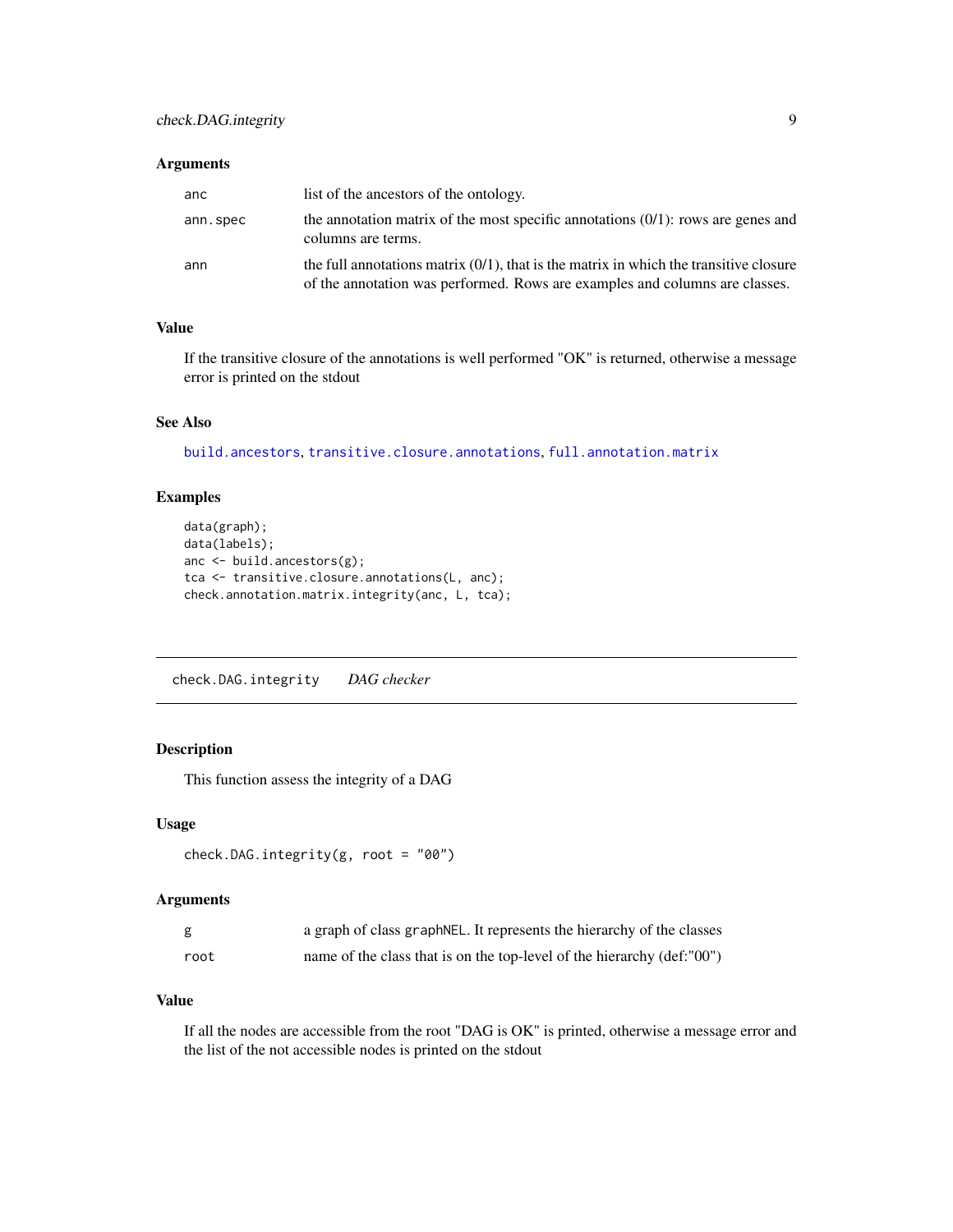### Arguments

| | |
|---|---|
| anc | list of the ancestors of the ontology. |
| ann.spec | the annotation matrix of the most specific annotations (0/1): rows are genes and columns are terms. |
| ann | the full annotations matrix (0/1), that is the matrix in which the transitive closure of the annotation was performed. Rows are examples and columns are classes. |

### Value

If the transitive closure of the annotations is well performed "OK" is returned, otherwise a message error is printed on the stdout

### See Also

build.ancestors, transitive.closure.annotations, full.annotation.matrix

### Examples

```
data(graph);
data(labels);
anc <- build.ancestors(g);
tca <- transitive.closure.annotations(L, anc);
check.annotation.matrix.integrity(anc, L, tca);
```

---

## check.DAG.integrity    *DAG checker*

---

### Description

This function assess the integrity of a DAG

### Usage

```
check.DAG.integrity(g, root = "00")
```

### Arguments

| | |
|---|---|
| g | a graph of class graphNEL. It represents the hierarchy of the classes |
| root | name of the class that is on the top-level of the hierarchy (def:"00") |

### Value

If all the nodes are accessible from the root "DAG is OK" is printed, otherwise a message error and the list of the not accessible nodes is printed on the stdout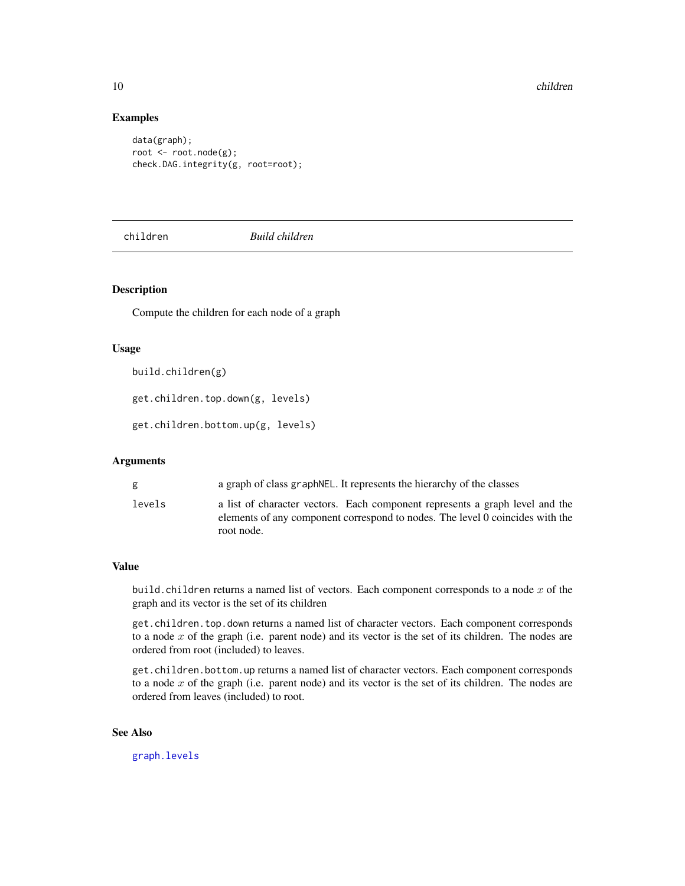## Examples

```
data(graph);
root <- root.node(g);
check.DAG.integrity(g, root=root);
```

---

## children — *Build children*

---

### Description

Compute the children for each node of a graph

### Usage

```
build.children(g)

get.children.top.down(g, levels)

get.children.bottom.up(g, levels)
```

### Arguments

| | |
|---|---|
| g | a graph of class graphNEL. It represents the hierarchy of the classes |
| levels | a list of character vectors. Each component represents a graph level and the elements of any component correspond to nodes. The level 0 coincides with the root node. |

### Value

build.children returns a named list of vectors. Each component corresponds to a node $x$ of the graph and its vector is the set of its children

get.children.top.down returns a named list of character vectors. Each component corresponds to a node $x$ of the graph (i.e. parent node) and its vector is the set of its children. The nodes are ordered from root (included) to leaves.

get.children.bottom.up returns a named list of character vectors. Each component corresponds to a node $x$ of the graph (i.e. parent node) and its vector is the set of its children. The nodes are ordered from leaves (included) to root.

### See Also

graph.levels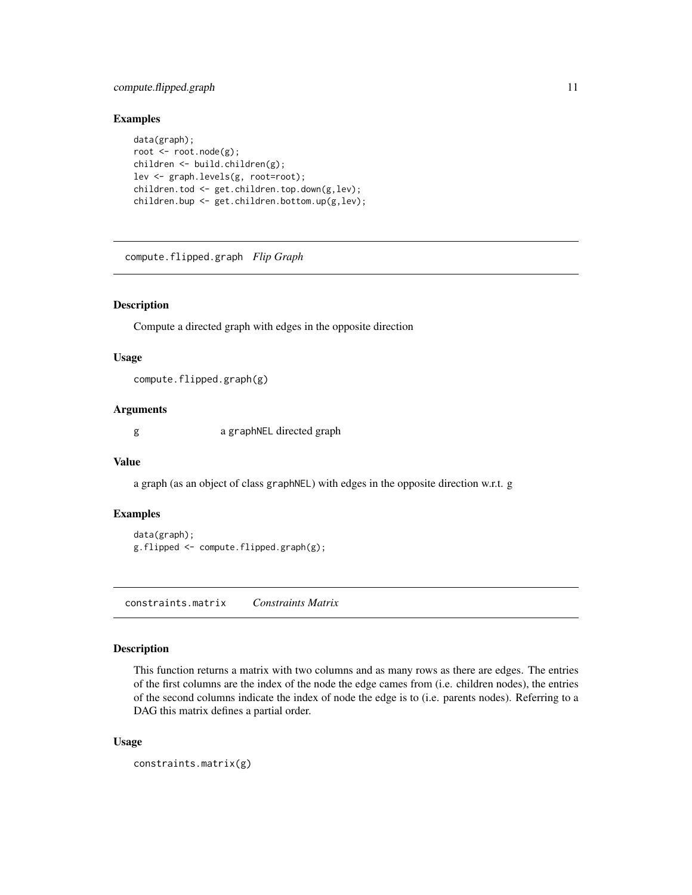## Examples

```
data(graph);
root <- root.node(g);
children <- build.children(g);
lev <- graph.levels(g, root=root);
children.tod <- get.children.top.down(g,lev);
children.bup <- get.children.bottom.up(g,lev);
```

---

# compute.flipped.graph *Flip Graph*

### Description

Compute a directed graph with edges in the opposite direction

### Usage

```
compute.flipped.graph(g)
```

### Arguments

| | |
|---|---|
| g | a graphNEL directed graph |

### Value

a graph (as an object of class graphNEL) with edges in the opposite direction w.r.t. g

### Examples

```
data(graph);
g.flipped <- compute.flipped.graph(g);
```

---

# constraints.matrix *Constraints Matrix*

### Description

This function returns a matrix with two columns and as many rows as there are edges. The entries of the first columns are the index of the node the edge cames from (i.e. children nodes), the entries of the second columns indicate the index of node the edge is to (i.e. parents nodes). Referring to a DAG this matrix defines a partial order.

### Usage

```
constraints.matrix(g)
```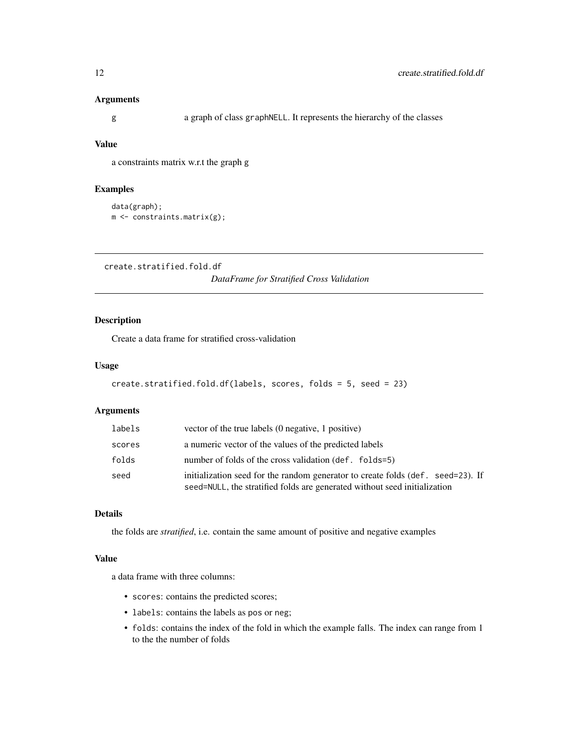### Arguments

| | |
|---|---|
| g | a graph of class graphNELL. It represents the hierarchy of the classes |

### Value

a constraints matrix w.r.t the graph g

### Examples

```
data(graph);
m <- constraints.matrix(g);
```

---

## create.stratified.fold.df — *DataFrame for Stratified Cross Validation*

---

### Description

Create a data frame for stratified cross-validation

### Usage

```
create.stratified.fold.df(labels, scores, folds = 5, seed = 23)
```

### Arguments

| | |
|---|---|
| labels | vector of the true labels (0 negative, 1 positive) |
| scores | a numeric vector of the values of the predicted labels |
| folds | number of folds of the cross validation (def. folds=5) |
| seed | initialization seed for the random generator to create folds (def. seed=23). If seed=NULL, the stratified folds are generated without seed initialization |

### Details

the folds are *stratified*, i.e. contain the same amount of positive and negative examples

### Value

a data frame with three columns:

- scores: contains the predicted scores;
- labels: contains the labels as pos or neg;
- folds: contains the index of the fold in which the example falls. The index can range from 1 to the the number of folds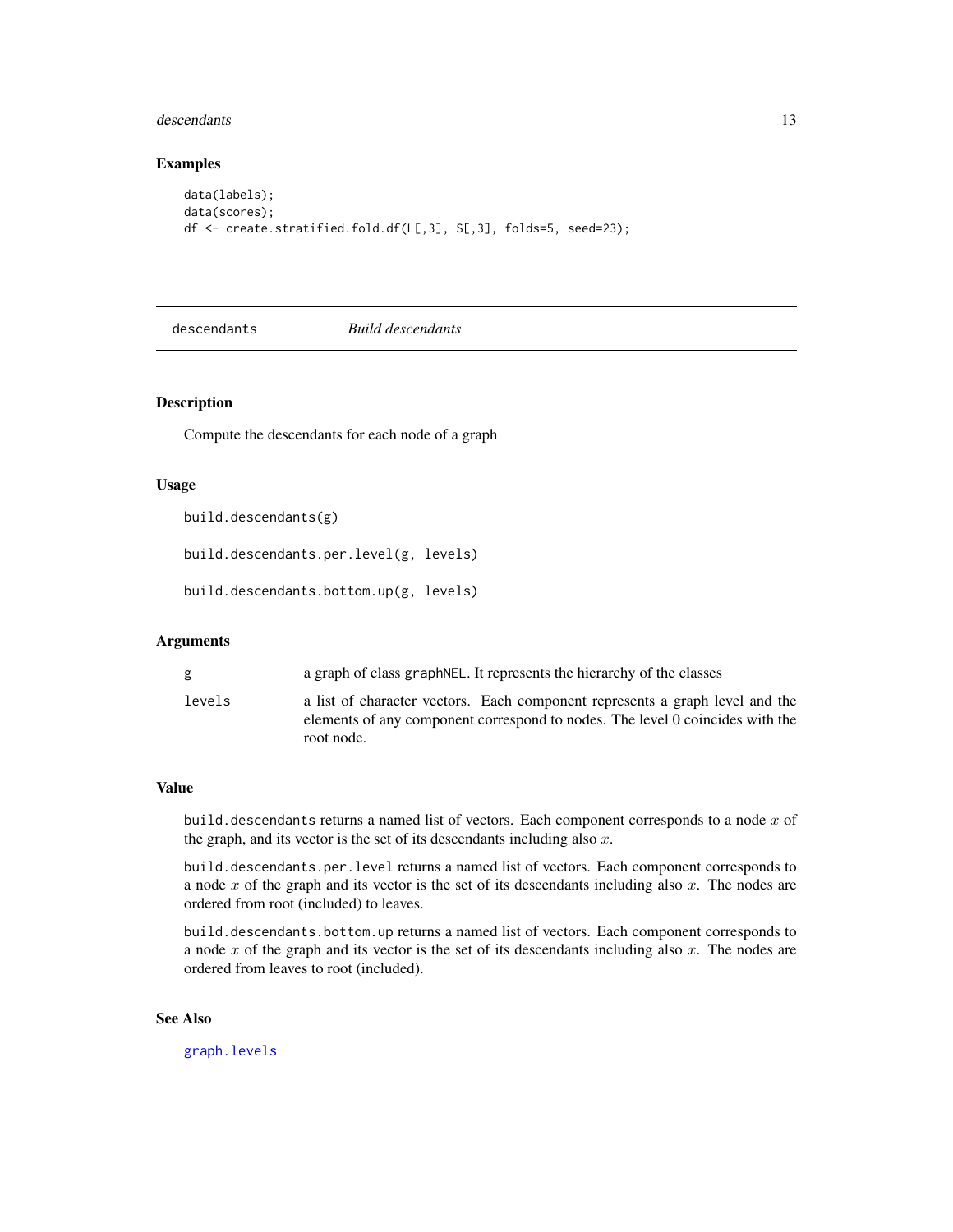## Examples

```
data(labels);
data(scores);
df <- create.stratified.fold.df(L[,3], S[,3], folds=5, seed=23);
```

---

## descendants — *Build descendants*

---

### Description

Compute the descendants for each node of a graph

### Usage

```
build.descendants(g)

build.descendants.per.level(g, levels)

build.descendants.bottom.up(g, levels)
```

### Arguments

| | |
|---|---|
| g | a graph of class graphNEL. It represents the hierarchy of the classes |
| levels | a list of character vectors. Each component represents a graph level and the elements of any component correspond to nodes. The level 0 coincides with the root node. |

### Value

build.descendants returns a named list of vectors. Each component corresponds to a node $x$ of the graph, and its vector is the set of its descendants including also $x$.

build.descendants.per.level returns a named list of vectors. Each component corresponds to a node $x$ of the graph and its vector is the set of its descendants including also $x$. The nodes are ordered from root (included) to leaves.

build.descendants.bottom.up returns a named list of vectors. Each component corresponds to a node $x$ of the graph and its vector is the set of its descendants including also $x$. The nodes are ordered from leaves to root (included).

### See Also

graph.levels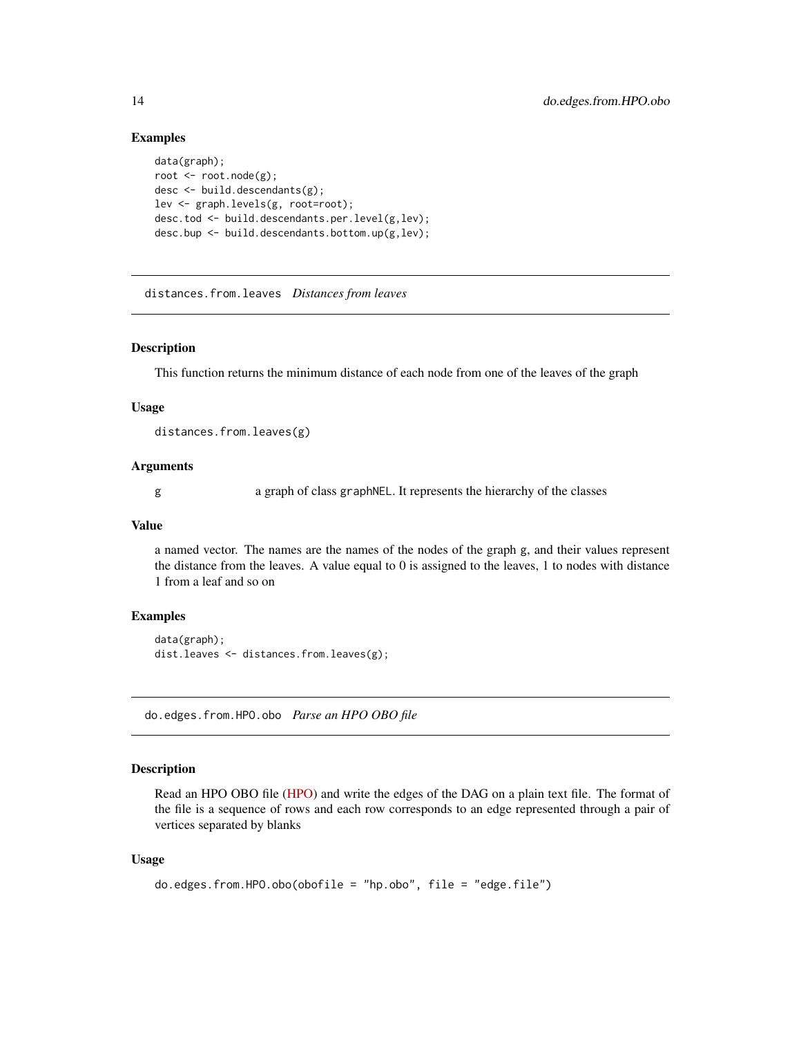### Examples

```
data(graph);
root <- root.node(g);
desc <- build.descendants(g);
lev <- graph.levels(g, root=root);
desc.tod <- build.descendants.per.level(g,lev);
desc.bup <- build.descendants.bottom.up(g,lev);
```

---

## distances.from.leaves *Distances from leaves*

### Description

This function returns the minimum distance of each node from one of the leaves of the graph

### Usage

```
distances.from.leaves(g)
```

### Arguments

| | |
|---|---|
| g | a graph of class `graphNEL`. It represents the hierarchy of the classes |

### Value

a named vector. The names are the names of the nodes of the graph g, and their values represent the distance from the leaves. A value equal to 0 is assigned to the leaves, 1 to nodes with distance 1 from a leaf and so on

### Examples

```
data(graph);
dist.leaves <- distances.from.leaves(g);
```

---

## do.edges.from.HPO.obo *Parse an HPO OBO file*

### Description

Read an HPO OBO file (HPO) and write the edges of the DAG on a plain text file. The format of the file is a sequence of rows and each row corresponds to an edge represented through a pair of vertices separated by blanks

### Usage

```
do.edges.from.HPO.obo(obofile = "hp.obo", file = "edge.file")
```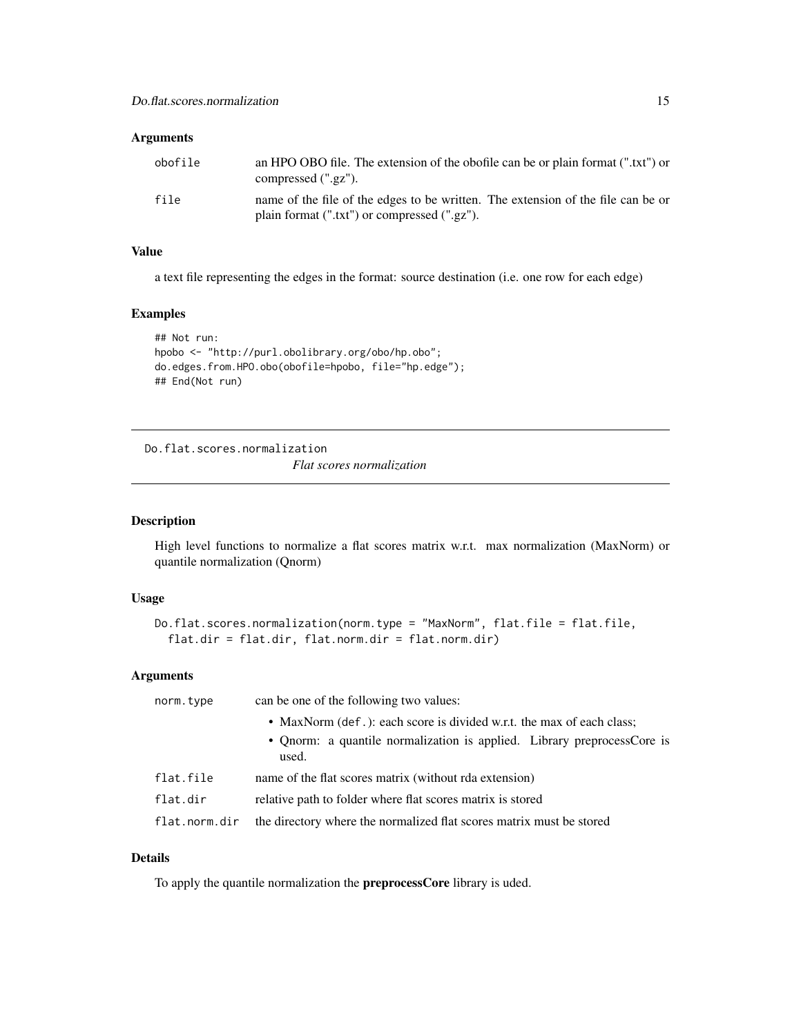## Arguments

| | |
|---|---|
| `obofile` | an HPO OBO file. The extension of the obofile can be or plain format (".txt") or compressed (".gz"). |
| `file` | name of the file of the edges to be written. The extension of the file can be or plain format (".txt") or compressed (".gz"). |

## Value

a text file representing the edges in the format: source destination (i.e. one row for each edge)

## Examples

```
## Not run:
hpobo <- "http://purl.obolibrary.org/obo/hp.obo";
do.edges.from.HPO.obo(obofile=hpobo, file="hp.edge");
## End(Not run)
```

---

# Do.flat.scores.normalization *Flat scores normalization*

## Description

High level functions to normalize a flat scores matrix w.r.t. max normalization (MaxNorm) or quantile normalization (Qnorm)

## Usage

```
Do.flat.scores.normalization(norm.type = "MaxNorm", flat.file = flat.file,
  flat.dir = flat.dir, flat.norm.dir = flat.norm.dir)
```

## Arguments

| | |
|---|---|
| `norm.type` | can be one of the following two values: • MaxNorm (`def.`): each score is divided w.r.t. the max of each class; • Qnorm: a quantile normalization is applied. Library preprocessCore is used. |
| `flat.file` | name of the flat scores matrix (without rda extension) |
| `flat.dir` | relative path to folder where flat scores matrix is stored |
| `flat.norm.dir` | the directory where the normalized flat scores matrix must be stored |

## Details

To apply the quantile normalization the **preprocessCore** library is uded.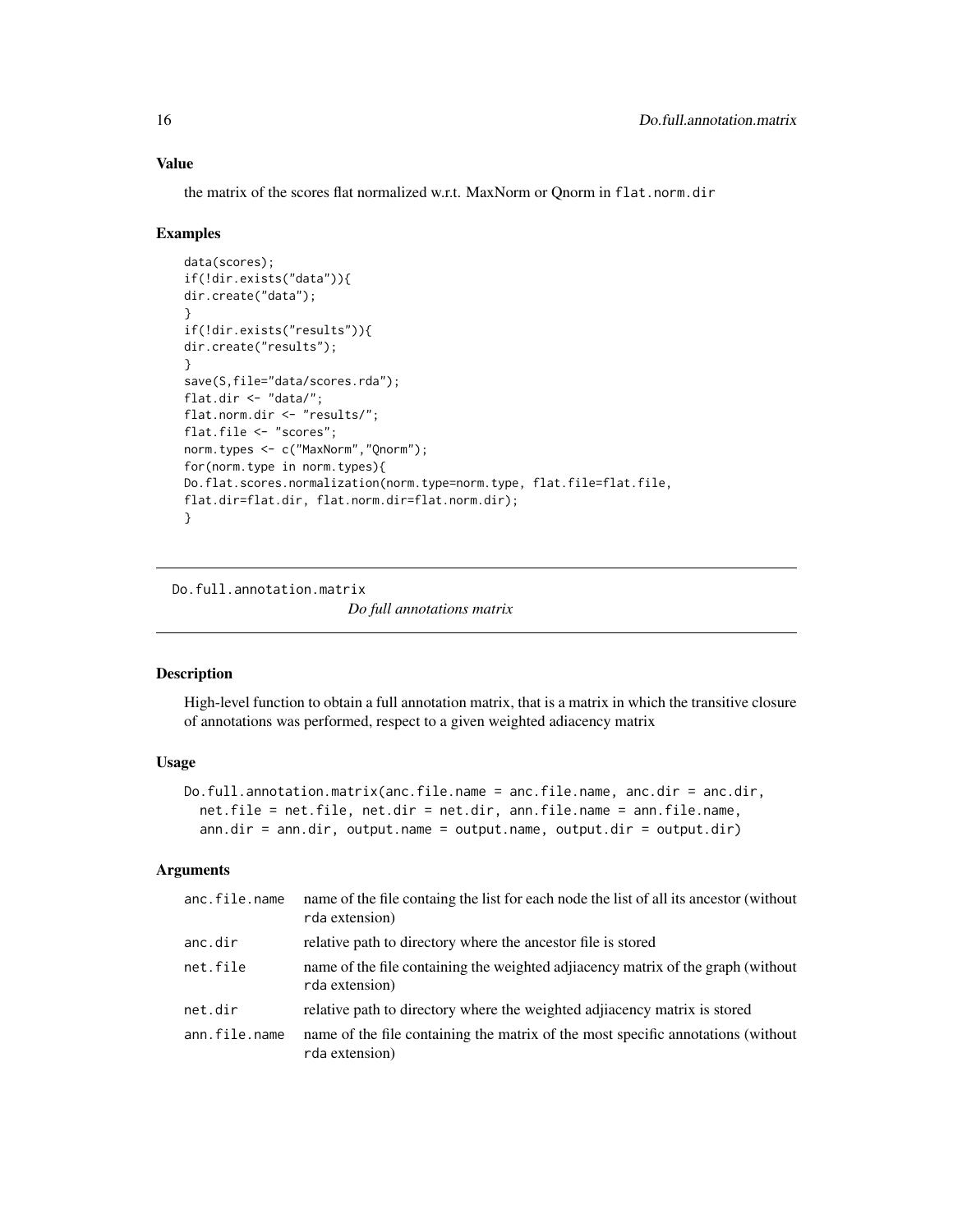## Value

the matrix of the scores flat normalized w.r.t. MaxNorm or Qnorm in `flat.norm.dir`

## Examples

```
data(scores);
if(!dir.exists("data")){
dir.create("data");
}
if(!dir.exists("results")){
dir.create("results");
}
save(S,file="data/scores.rda");
flat.dir <- "data/";
flat.norm.dir <- "results/";
flat.file <- "scores";
norm.types <- c("MaxNorm","Qnorm");
for(norm.type in norm.types){
Do.flat.scores.normalization(norm.type=norm.type, flat.file=flat.file,
flat.dir=flat.dir, flat.norm.dir=flat.norm.dir);
}
```

---

# Do.full.annotation.matrix

*Do full annotations matrix*

## Description

High-level function to obtain a full annotation matrix, that is a matrix in which the transitive closure of annotations was performed, respect to a given weighted adiacency matrix

## Usage

```
Do.full.annotation.matrix(anc.file.name = anc.file.name, anc.dir = anc.dir,
  net.file = net.file, net.dir = net.dir, ann.file.name = ann.file.name,
  ann.dir = ann.dir, output.name = output.name, output.dir = output.dir)
```

## Arguments

| | |
|---|---|
| `anc.file.name` | name of the file containg the list for each node the list of all its ancestor (without rda extension) |
| `anc.dir` | relative path to directory where the ancestor file is stored |
| `net.file` | name of the file containing the weighted adjiacency matrix of the graph (without rda extension) |
| `net.dir` | relative path to directory where the weighted adjiacency matrix is stored |
| `ann.file.name` | name of the file containing the matrix of the most specific annotations (without rda extension) |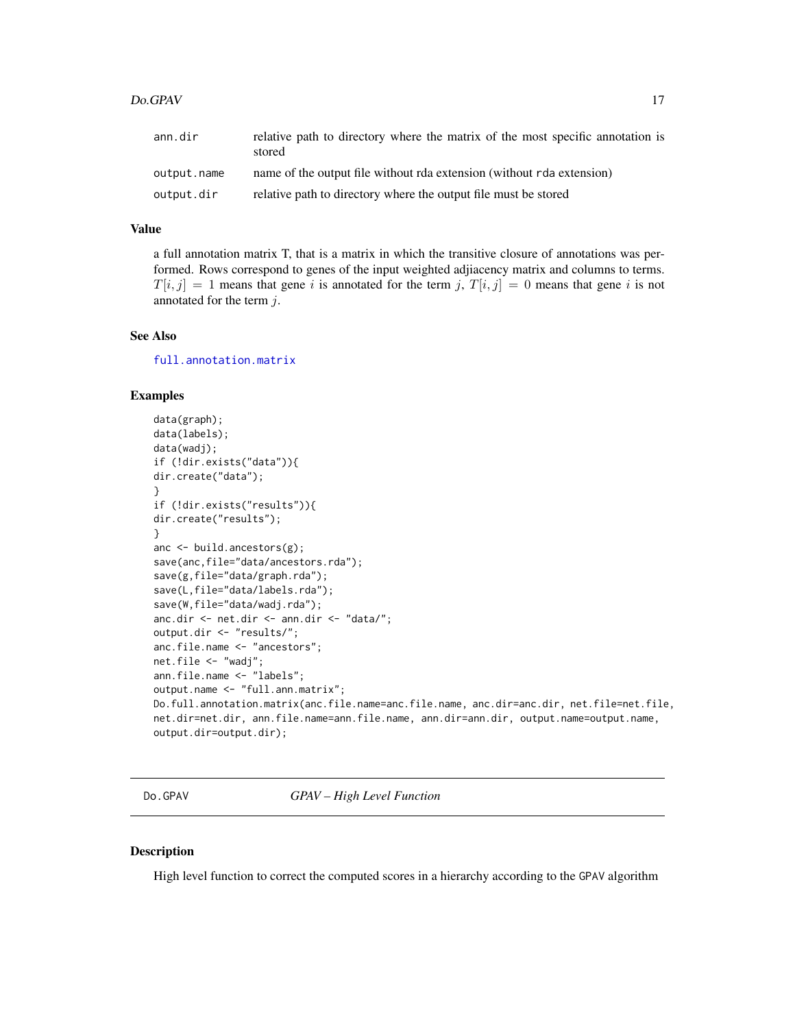| | |
|---|---|
| ann.dir | relative path to directory where the matrix of the most specific annotation is stored |
| output.name | name of the output file without rda extension (without rda extension) |
| output.dir | relative path to directory where the output file must be stored |

### Value

a full annotation matrix T, that is a matrix in which the transitive closure of annotations was performed. Rows correspond to genes of the input weighted adjiacency matrix and columns to terms. $T[i, j] = 1$ means that gene $i$ is annotated for the term $j$, $T[i, j] = 0$ means that gene $i$ is not annotated for the term $j$.

### See Also

full.annotation.matrix

### Examples

```
data(graph);
data(labels);
data(wadj);
if (!dir.exists("data")){
dir.create("data");
}
if (!dir.exists("results")){
dir.create("results");
}
anc <- build.ancestors(g);
save(anc,file="data/ancestors.rda");
save(g,file="data/graph.rda");
save(L,file="data/labels.rda");
save(W,file="data/wadj.rda");
anc.dir <- net.dir <- ann.dir <- "data/";
output.dir <- "results/";
anc.file.name <- "ancestors";
net.file <- "wadj";
ann.file.name <- "labels";
output.name <- "full.ann.matrix";
Do.full.annotation.matrix(anc.file.name=anc.file.name, anc.dir=anc.dir, net.file=net.file,
net.dir=net.dir, ann.file.name=ann.file.name, ann.dir=ann.dir, output.name=output.name,
output.dir=output.dir);
```

---

## Do.GPAV *GPAV – High Level Function*

### Description

High level function to correct the computed scores in a hierarchy according to the GPAV algorithm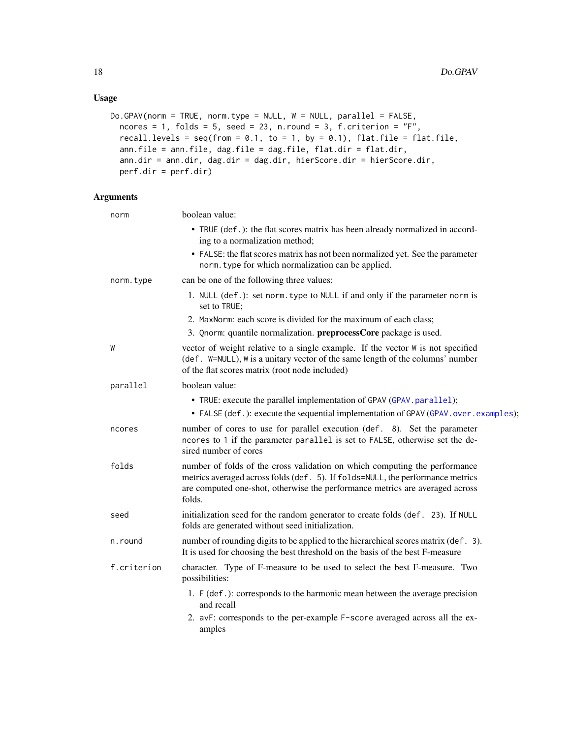## Usage

```
Do.GPAV(norm = TRUE, norm.type = NULL, W = NULL, parallel = FALSE,
  ncores = 1, folds = 5, seed = 23, n.round = 3, f.criterion = "F",
  recall.levels = seq(from = 0.1, to = 1, by = 0.1), flat.file = flat.file,
  ann.file = ann.file, dag.file = dag.file, flat.dir = flat.dir,
  ann.dir = ann.dir, dag.dir = dag.dir, hierScore.dir = hierScore.dir,
  perf.dir = perf.dir)
```

## Arguments

**norm**
boolean value:
- `TRUE` (def.): the flat scores matrix has been already normalized in according to a normalization method;
- `FALSE`: the flat scores matrix has not been normalized yet. See the parameter `norm.type` for which normalization can be applied.

**norm.type**
can be one of the following three values:
1. `NULL` (def.): set `norm.type` to `NULL` if and only if the parameter `norm` is set to `TRUE`;
2. `MaxNorm`: each score is divided for the maximum of each class;
3. `Qnorm`: quantile normalization. **preprocessCore** package is used.

**W**
vector of weight relative to a single example. If the vector `W` is not specified (`def. W=NULL`), `W` is a unitary vector of the same length of the columns' number of the flat scores matrix (root node included)

**parallel**
boolean value:
- `TRUE`: execute the parallel implementation of GPAV (`GPAV.parallel`);
- `FALSE` (def.): execute the sequential implementation of GPAV (`GPAV.over.examples`);

**ncores**
number of cores to use for parallel execution (`def. 8`). Set the parameter `ncores` to `1` if the parameter `parallel` is set to `FALSE`, otherwise set the desired number of cores

**folds**
number of folds of the cross validation on which computing the performance metrics averaged across folds (`def. 5`). If `folds=NULL`, the performance metrics are computed one-shot, otherwise the performance metrics are averaged across folds.

**seed**
initialization seed for the random generator to create folds (`def. 23`). If `NULL` folds are generated without seed initialization.

**n.round**
number of rounding digits to be applied to the hierarchical scores matrix (`def. 3`). It is used for choosing the best threshold on the basis of the best F-measure

**f.criterion**
character. Type of F-measure to be used to select the best F-measure. Two possibilities:
1. `F` (def.): corresponds to the harmonic mean between the average precision and recall
2. `avF`: corresponds to the per-example `F-score` averaged across all the examples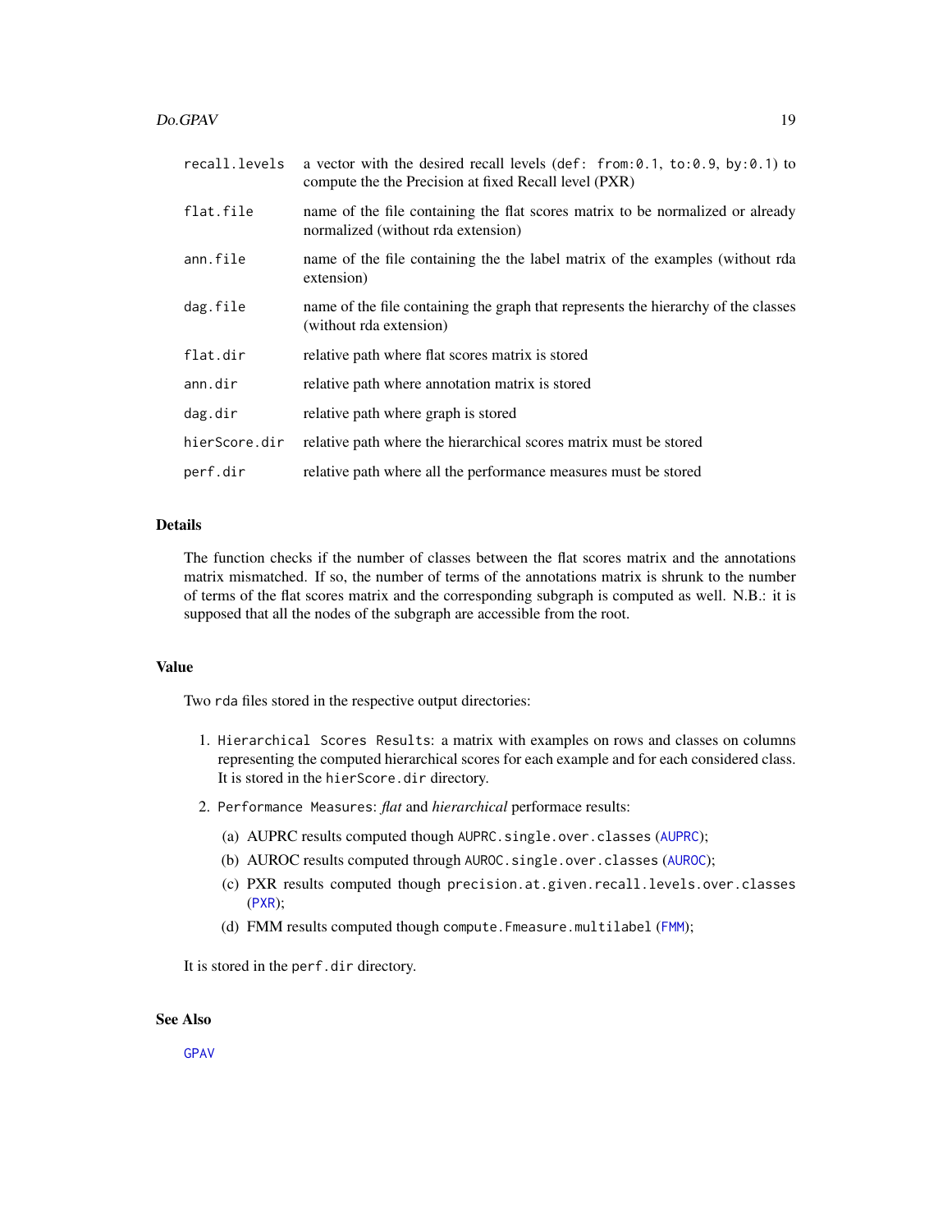| | |
|---|---|
| `recall.levels` | a vector with the desired recall levels (def: `from:0.1, to:0.9, by:0.1`) to compute the the Precision at fixed Recall level (PXR) |
| `flat.file` | name of the file containing the flat scores matrix to be normalized or already normalized (without rda extension) |
| `ann.file` | name of the file containing the the label matrix of the examples (without rda extension) |
| `dag.file` | name of the file containing the graph that represents the hierarchy of the classes (without rda extension) |
| `flat.dir` | relative path where flat scores matrix is stored |
| `ann.dir` | relative path where annotation matrix is stored |
| `dag.dir` | relative path where graph is stored |
| `hierScore.dir` | relative path where the hierarchical scores matrix must be stored |
| `perf.dir` | relative path where all the performance measures must be stored |

## Details

The function checks if the number of classes between the flat scores matrix and the annotations matrix mismatched. If so, the number of terms of the annotations matrix is shrunk to the number of terms of the flat scores matrix and the corresponding subgraph is computed as well. N.B.: it is supposed that all the nodes of the subgraph are accessible from the root.

## Value

Two `rda` files stored in the respective output directories:

1. `Hierarchical Scores Results`: a matrix with examples on rows and classes on columns representing the computed hierarchical scores for each example and for each considered class. It is stored in the `hierScore.dir` directory.
2. `Performance Measures`: *flat* and *hierarchical* performace results:
   (a) AUPRC results computed though `AUPRC.single.over.classes` (`AUPRC`);
   (b) AUROC results computed through `AUROC.single.over.classes` (`AUROC`);
   (c) PXR results computed though `precision.at.given.recall.levels.over.classes` (`PXR`);
   (d) FMM results computed though `compute.Fmeasure.multilabel` (`FMM`);

It is stored in the `perf.dir` directory.

## See Also

`GPAV`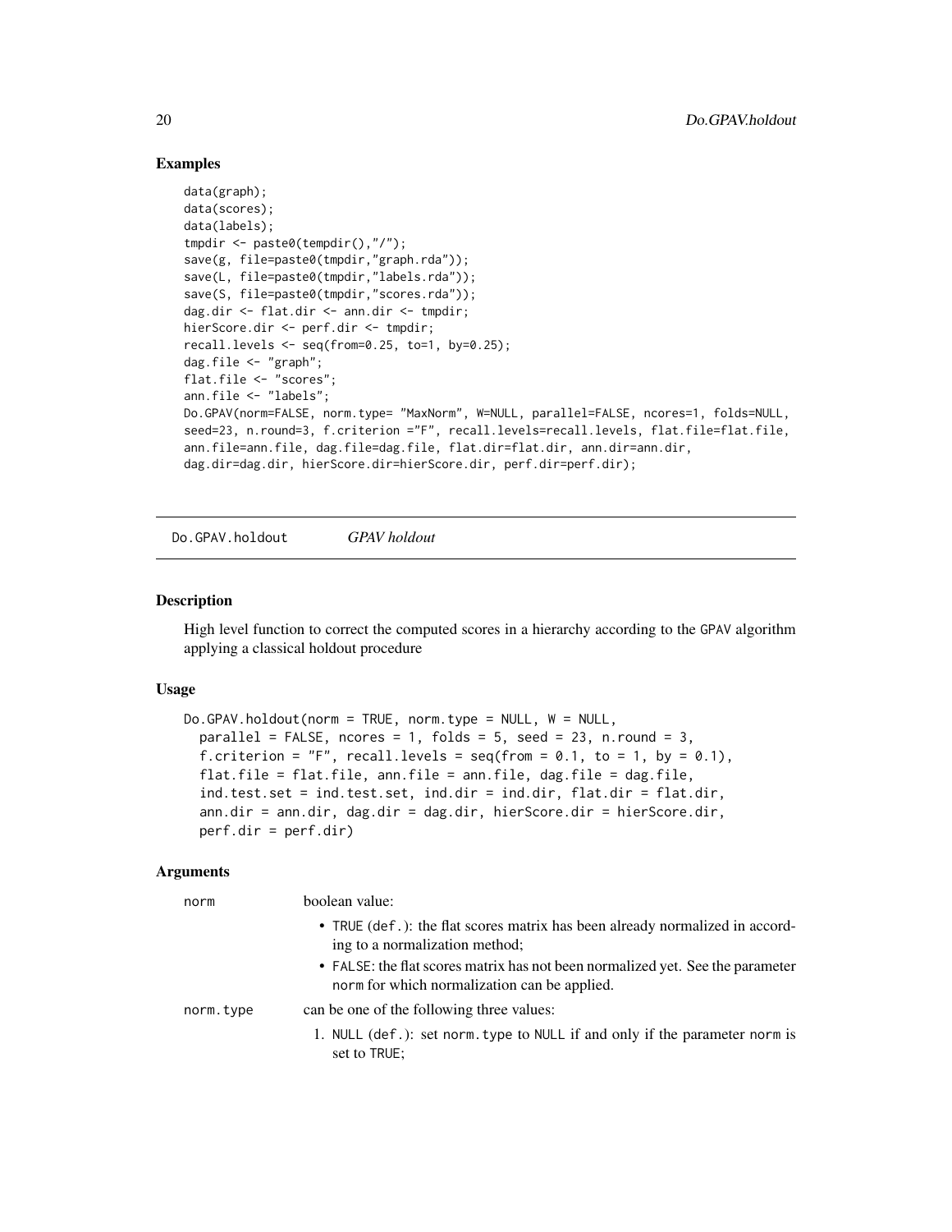## Examples

```
data(graph);
data(scores);
data(labels);
tmpdir <- paste0(tempdir(),"/");
save(g, file=paste0(tmpdir,"graph.rda"));
save(L, file=paste0(tmpdir,"labels.rda"));
save(S, file=paste0(tmpdir,"scores.rda"));
dag.dir <- flat.dir <- ann.dir <- tmpdir;
hierScore.dir <- perf.dir <- tmpdir;
recall.levels <- seq(from=0.25, to=1, by=0.25);
dag.file <- "graph";
flat.file <- "scores";
ann.file <- "labels";
Do.GPAV(norm=FALSE, norm.type= "MaxNorm", W=NULL, parallel=FALSE, ncores=1, folds=NULL,
seed=23, n.round=3, f.criterion ="F", recall.levels=recall.levels, flat.file=flat.file,
ann.file=ann.file, dag.file=dag.file, flat.dir=flat.dir, ann.dir=ann.dir,
dag.dir=dag.dir, hierScore.dir=hierScore.dir, perf.dir=perf.dir);
```

---

# Do.GPAV.holdout *GPAV holdout*

## Description

High level function to correct the computed scores in a hierarchy according to the GPAV algorithm applying a classical holdout procedure

## Usage

```
Do.GPAV.holdout(norm = TRUE, norm.type = NULL, W = NULL,
  parallel = FALSE, ncores = 1, folds = 5, seed = 23, n.round = 3,
  f.criterion = "F", recall.levels = seq(from = 0.1, to = 1, by = 0.1),
  flat.file = flat.file, ann.file = ann.file, dag.file = dag.file,
  ind.test.set = ind.test.set, ind.dir = ind.dir, flat.dir = flat.dir,
  ann.dir = ann.dir, dag.dir = dag.dir, hierScore.dir = hierScore.dir,
  perf.dir = perf.dir)
```

## Arguments

norm — boolean value:

- TRUE (def.): the flat scores matrix has been already normalized in according to a normalization method;
- FALSE: the flat scores matrix has not been normalized yet. See the parameter norm for which normalization can be applied.

norm.type — can be one of the following three values:

1. NULL (def.): set norm.type to NULL if and only if the parameter norm is set to TRUE;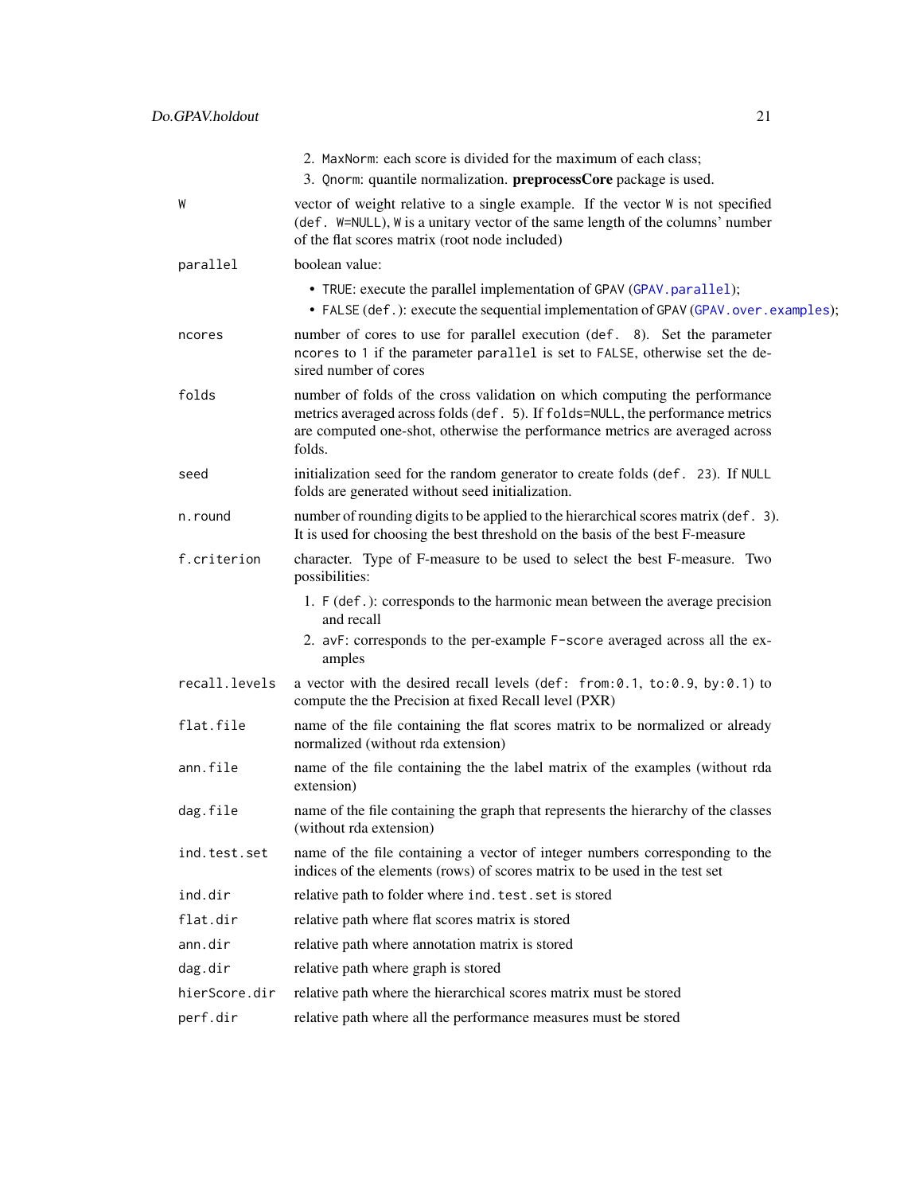2. `MaxNorm`: each score is divided for the maximum of each class;
3. `Qnorm`: quantile normalization. **preprocessCore** package is used.

| | |
|---|---|
| `W` | vector of weight relative to a single example. If the vector `W` is not specified (`def. W=NULL`), `W` is a unitary vector of the same length of the columns' number of the flat scores matrix (root node included) |
| `parallel` | boolean value:<br>• `TRUE`: execute the parallel implementation of GPAV (`GPAV.parallel`);<br>• `FALSE` (`def.`): execute the sequential implementation of GPAV (`GPAV.over.examples`); |
| `ncores` | number of cores to use for parallel execution (`def. 8`). Set the parameter `ncores` to `1` if the parameter `parallel` is set to `FALSE`, otherwise set the desired number of cores |
| `folds` | number of folds of the cross validation on which computing the performance metrics averaged across folds (`def. 5`). If `folds=NULL`, the performance metrics are computed one-shot, otherwise the performance metrics are averaged across folds. |
| `seed` | initialization seed for the random generator to create folds (`def. 23`). If `NULL` folds are generated without seed initialization. |
| `n.round` | number of rounding digits to be applied to the hierarchical scores matrix (`def. 3`). It is used for choosing the best threshold on the basis of the best F-measure |
| `f.criterion` | character. Type of F-measure to be used to select the best F-measure. Two possibilities:<br>1. `F` (`def.`): corresponds to the harmonic mean between the average precision and recall<br>2. `avF`: corresponds to the per-example `F-score` averaged across all the examples |
| `recall.levels` | a vector with the desired recall levels (`def: from:0.1, to:0.9, by:0.1`) to compute the the Precision at fixed Recall level (PXR) |
| `flat.file` | name of the file containing the flat scores matrix to be normalized or already normalized (without rda extension) |
| `ann.file` | name of the file containing the the label matrix of the examples (without rda extension) |
| `dag.file` | name of the file containing the graph that represents the hierarchy of the classes (without rda extension) |
| `ind.test.set` | name of the file containing a vector of integer numbers corresponding to the indices of the elements (rows) of scores matrix to be used in the test set |
| `ind.dir` | relative path to folder where `ind.test.set` is stored |
| `flat.dir` | relative path where flat scores matrix is stored |
| `ann.dir` | relative path where annotation matrix is stored |
| `dag.dir` | relative path where graph is stored |
| `hierScore.dir` | relative path where the hierarchical scores matrix must be stored |
| `perf.dir` | relative path where all the performance measures must be stored |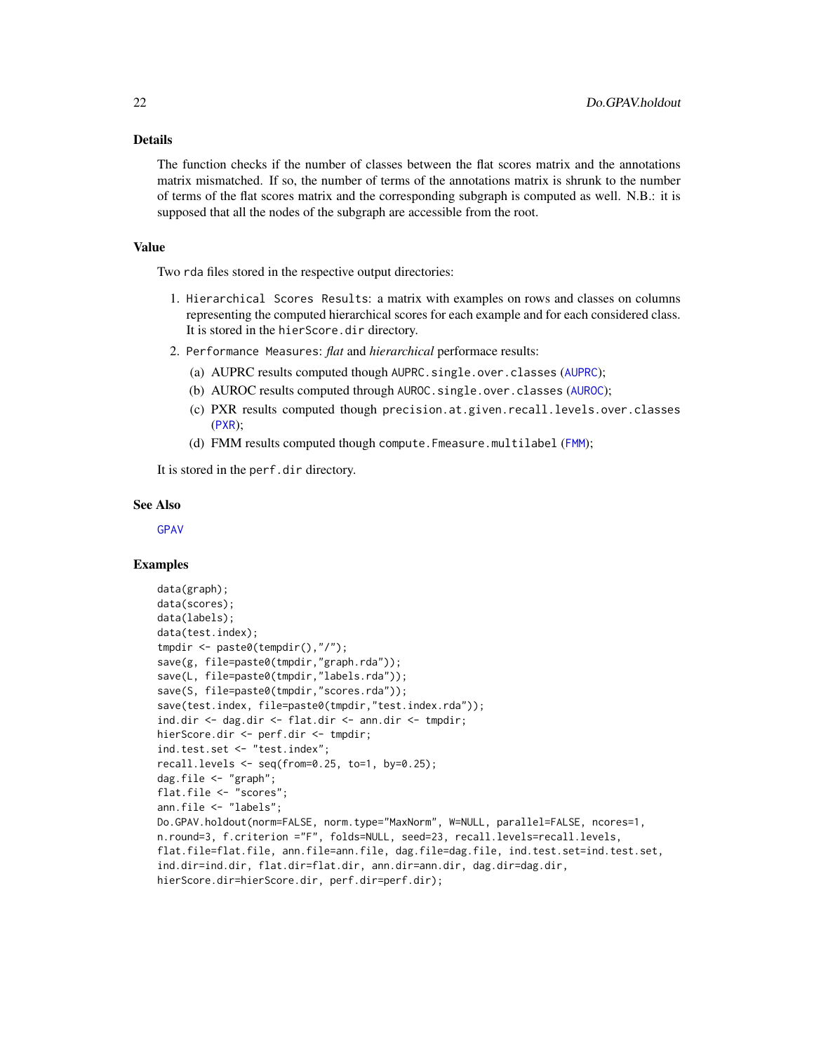## Details

The function checks if the number of classes between the flat scores matrix and the annotations matrix mismatched. If so, the number of terms of the annotations matrix is shrunk to the number of terms of the flat scores matrix and the corresponding subgraph is computed as well. N.B.: it is supposed that all the nodes of the subgraph are accessible from the root.

## Value

Two `rda` files stored in the respective output directories:

1. `Hierarchical Scores Results`: a matrix with examples on rows and classes on columns representing the computed hierarchical scores for each example and for each considered class. It is stored in the `hierScore.dir` directory.
2. `Performance Measures`: *flat* and *hierarchical* performace results:
   (a) AUPRC results computed though `AUPRC.single.over.classes` (`AUPRC`);
   (b) AUROC results computed through `AUROC.single.over.classes` (`AUROC`);
   (c) PXR results computed though `precision.at.given.recall.levels.over.classes` (`PXR`);
   (d) FMM results computed though `compute.Fmeasure.multilabel` (`FMM`);

It is stored in the `perf.dir` directory.

## See Also

`GPAV`

## Examples

```
data(graph);
data(scores);
data(labels);
data(test.index);
tmpdir <- paste0(tempdir(),"/");
save(g, file=paste0(tmpdir,"graph.rda"));
save(L, file=paste0(tmpdir,"labels.rda"));
save(S, file=paste0(tmpdir,"scores.rda"));
save(test.index, file=paste0(tmpdir,"test.index.rda"));
ind.dir <- dag.dir <- flat.dir <- ann.dir <- tmpdir;
hierScore.dir <- perf.dir <- tmpdir;
ind.test.set <- "test.index";
recall.levels <- seq(from=0.25, to=1, by=0.25);
dag.file <- "graph";
flat.file <- "scores";
ann.file <- "labels";
Do.GPAV.holdout(norm=FALSE, norm.type="MaxNorm", W=NULL, parallel=FALSE, ncores=1,
n.round=3, f.criterion ="F", folds=NULL, seed=23, recall.levels=recall.levels,
flat.file=flat.file, ann.file=ann.file, dag.file=dag.file, ind.test.set=ind.test.set,
ind.dir=ind.dir, flat.dir=flat.dir, ann.dir=ann.dir, dag.dir=dag.dir,
hierScore.dir=hierScore.dir, perf.dir=perf.dir);
```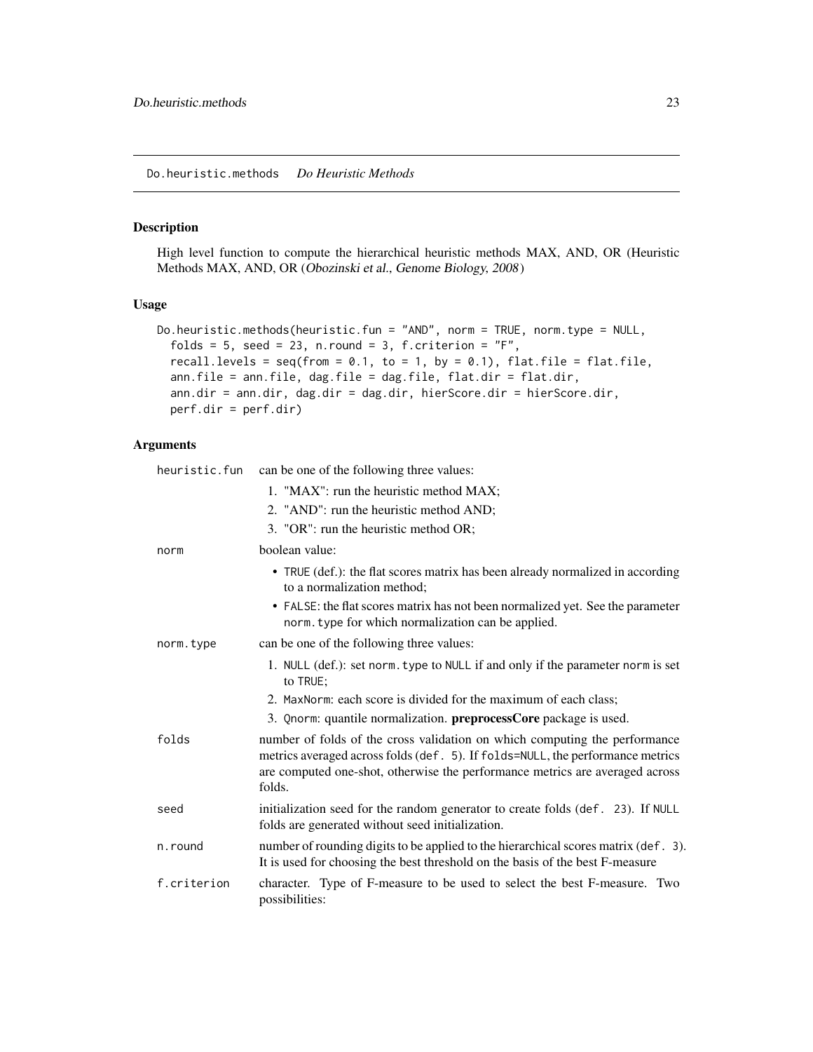## Do.heuristic.methods *Do Heuristic Methods*

### Description

High level function to compute the hierarchical heuristic methods MAX, AND, OR (Heuristic Methods MAX, AND, OR (*Obozinski et al., Genome Biology, 2008*)

### Usage

```
Do.heuristic.methods(heuristic.fun = "AND", norm = TRUE, norm.type = NULL,
  folds = 5, seed = 23, n.round = 3, f.criterion = "F",
  recall.levels = seq(from = 0.1, to = 1, by = 0.1), flat.file = flat.file,
  ann.file = ann.file, dag.file = dag.file, flat.dir = flat.dir,
  ann.dir = ann.dir, dag.dir = dag.dir, hierScore.dir = hierScore.dir,
  perf.dir = perf.dir)
```

### Arguments

`heuristic.fun` can be one of the following three values:

1. "MAX": run the heuristic method MAX;
2. "AND": run the heuristic method AND;
3. "OR": run the heuristic method OR;

`norm` boolean value:

- `TRUE` (def.): the flat scores matrix has been already normalized in according to a normalization method;
- `FALSE`: the flat scores matrix has not been normalized yet. See the parameter `norm.type` for which normalization can be applied.

`norm.type` can be one of the following three values:

1. `NULL` (def.): set `norm.type` to `NULL` if and only if the parameter `norm` is set to `TRUE`;
2. `MaxNorm`: each score is divided for the maximum of each class;
3. `Qnorm`: quantile normalization. **preprocessCore** package is used.

`folds` number of folds of the cross validation on which computing the performance metrics averaged across folds (`def. 5`). If `folds=NULL`, the performance metrics are computed one-shot, otherwise the performance metrics are averaged across folds.

`seed` initialization seed for the random generator to create folds (`def. 23`). If `NULL` folds are generated without seed initialization.

`n.round` number of rounding digits to be applied to the hierarchical scores matrix (`def. 3`). It is used for choosing the best threshold on the basis of the best F-measure

`f.criterion` character. Type of F-measure to be used to select the best F-measure. Two possibilities: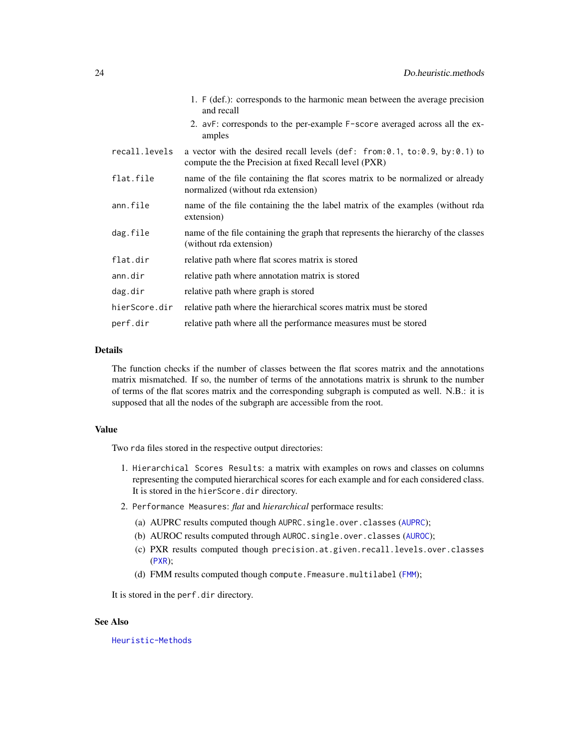1. `F` (def.): corresponds to the harmonic mean between the average precision and recall
2. `avF`: corresponds to the per-example `F-score` averaged across all the examples

| | |
|---|---|
| `recall.levels` | a vector with the desired recall levels (`def: from:0.1, to:0.9, by:0.1`) to compute the the Precision at fixed Recall level (PXR) |
| `flat.file` | name of the file containing the flat scores matrix to be normalized or already normalized (without rda extension) |
| `ann.file` | name of the file containing the the label matrix of the examples (without rda extension) |
| `dag.file` | name of the file containing the graph that represents the hierarchy of the classes (without rda extension) |
| `flat.dir` | relative path where flat scores matrix is stored |
| `ann.dir` | relative path where annotation matrix is stored |
| `dag.dir` | relative path where graph is stored |
| `hierScore.dir` | relative path where the hierarchical scores matrix must be stored |
| `perf.dir` | relative path where all the performance measures must be stored |

## Details

The function checks if the number of classes between the flat scores matrix and the annotations matrix mismatched. If so, the number of terms of the annotations matrix is shrunk to the number of terms of the flat scores matrix and the corresponding subgraph is computed as well. N.B.: it is supposed that all the nodes of the subgraph are accessible from the root.

## Value

Two `rda` files stored in the respective output directories:

1. `Hierarchical Scores Results`: a matrix with examples on rows and classes on columns representing the computed hierarchical scores for each example and for each considered class. It is stored in the `hierScore.dir` directory.
2. `Performance Measures`: *flat* and *hierarchical* performace results:
   (a) AUPRC results computed though `AUPRC.single.over.classes` (`AUPRC`);
   (b) AUROC results computed through `AUROC.single.over.classes` (`AUROC`);
   (c) PXR results computed though `precision.at.given.recall.levels.over.classes` (`PXR`);
   (d) FMM results computed though `compute.Fmeasure.multilabel` (`FMM`);

It is stored in the `perf.dir` directory.

## See Also

`Heuristic-Methods`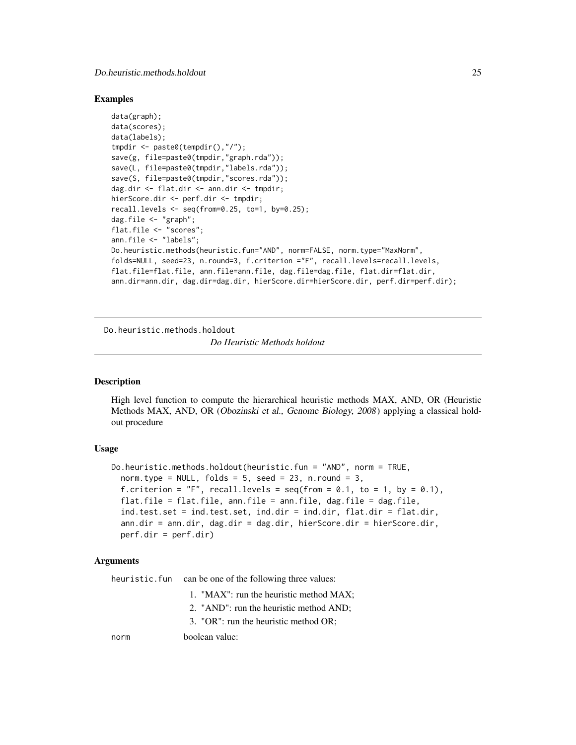## Examples

```
data(graph);
data(scores);
data(labels);
tmpdir <- paste0(tempdir(),"/");
save(g, file=paste0(tmpdir,"graph.rda"));
save(L, file=paste0(tmpdir,"labels.rda"));
save(S, file=paste0(tmpdir,"scores.rda"));
dag.dir <- flat.dir <- ann.dir <- tmpdir;
hierScore.dir <- perf.dir <- tmpdir;
recall.levels <- seq(from=0.25, to=1, by=0.25);
dag.file <- "graph";
flat.file <- "scores";
ann.file <- "labels";
Do.heuristic.methods(heuristic.fun="AND", norm=FALSE, norm.type="MaxNorm",
folds=NULL, seed=23, n.round=3, f.criterion ="F", recall.levels=recall.levels,
flat.file=flat.file, ann.file=ann.file, dag.file=dag.file, flat.dir=flat.dir,
ann.dir=ann.dir, dag.dir=dag.dir, hierScore.dir=hierScore.dir, perf.dir=perf.dir);
```

---

# Do.heuristic.methods.holdout

*Do Heuristic Methods holdout*

---

## Description

High level function to compute the hierarchical heuristic methods MAX, AND, OR (Heuristic Methods MAX, AND, OR (*Obozinski et al., Genome Biology, 2008*) applying a classical holdout procedure

## Usage

```
Do.heuristic.methods.holdout(heuristic.fun = "AND", norm = TRUE,
  norm.type = NULL, folds = 5, seed = 23, n.round = 3,
  f.criterion = "F", recall.levels = seq(from = 0.1, to = 1, by = 0.1),
  flat.file = flat.file, ann.file = ann.file, dag.file = dag.file,
  ind.test.set = ind.test.set, ind.dir = ind.dir, flat.dir = flat.dir,
  ann.dir = ann.dir, dag.dir = dag.dir, hierScore.dir = hierScore.dir,
  perf.dir = perf.dir)
```

## Arguments

`heuristic.fun` can be one of the following three values:

1. "MAX": run the heuristic method MAX;
2. "AND": run the heuristic method AND;
3. "OR": run the heuristic method OR;

`norm` boolean value: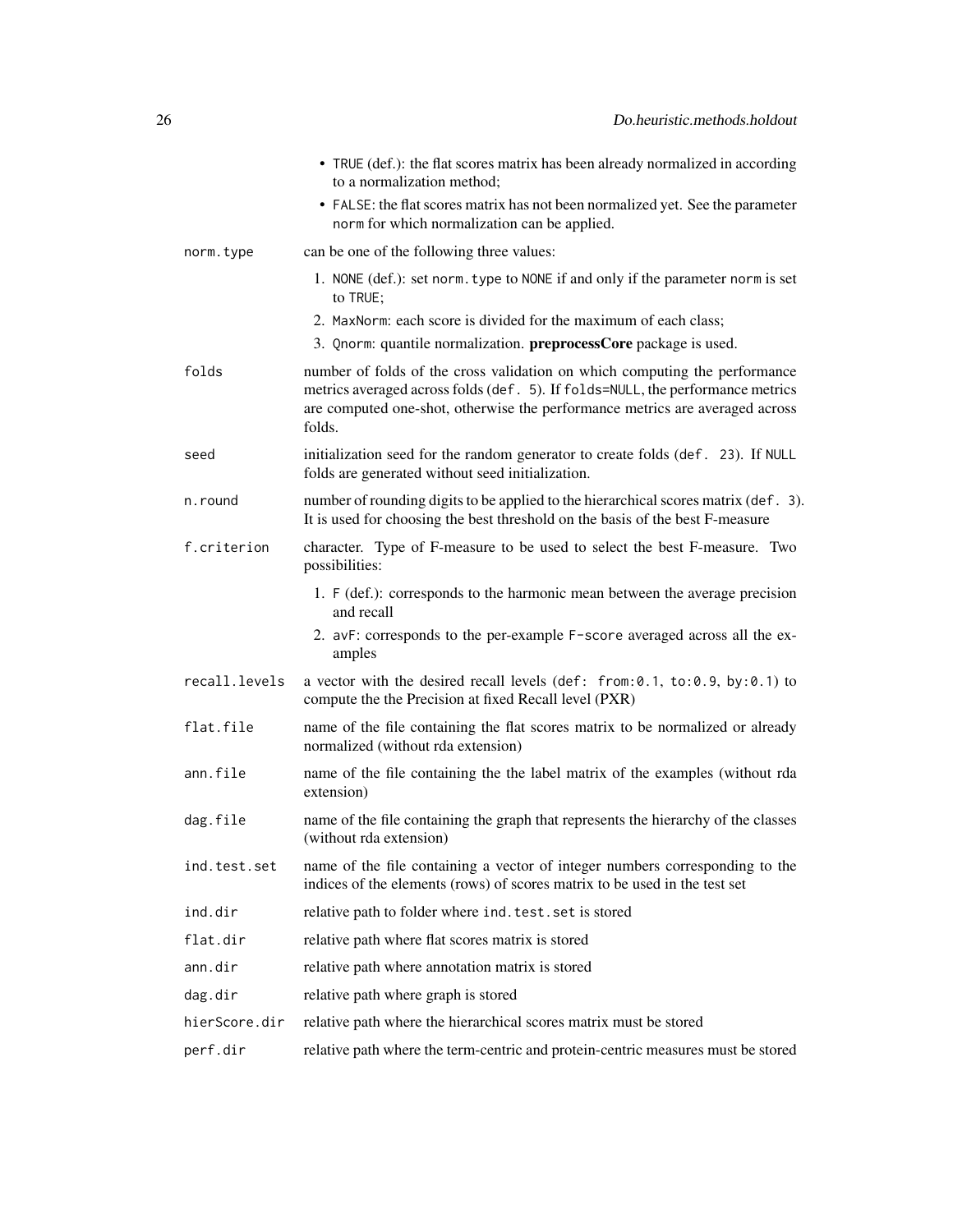- TRUE (def.): the flat scores matrix has been already normalized in according to a normalization method;
- FALSE: the flat scores matrix has not been normalized yet. See the parameter norm for which normalization can be applied.

**norm.type** can be one of the following three values:

1. NONE (def.): set norm.type to NONE if and only if the parameter norm is set to TRUE;
2. MaxNorm: each score is divided for the maximum of each class;
3. Qnorm: quantile normalization. **preprocessCore** package is used.

**folds** number of folds of the cross validation on which computing the performance metrics averaged across folds (def. 5). If folds=NULL, the performance metrics are computed one-shot, otherwise the performance metrics are averaged across folds.

**seed** initialization seed for the random generator to create folds (def. 23). If NULL folds are generated without seed initialization.

**n.round** number of rounding digits to be applied to the hierarchical scores matrix (def. 3). It is used for choosing the best threshold on the basis of the best F-measure

**f.criterion** character. Type of F-measure to be used to select the best F-measure. Two possibilities:

1. F (def.): corresponds to the harmonic mean between the average precision and recall
2. avF: corresponds to the per-example F-score averaged across all the examples

**recall.levels** a vector with the desired recall levels (def: from:0.1, to:0.9, by:0.1) to compute the the Precision at fixed Recall level (PXR)

**flat.file** name of the file containing the flat scores matrix to be normalized or already normalized (without rda extension)

**ann.file** name of the file containing the the label matrix of the examples (without rda extension)

**dag.file** name of the file containing the graph that represents the hierarchy of the classes (without rda extension)

**ind.test.set** name of the file containing a vector of integer numbers corresponding to the indices of the elements (rows) of scores matrix to be used in the test set

**ind.dir** relative path to folder where ind.test.set is stored

**flat.dir** relative path where flat scores matrix is stored

**ann.dir** relative path where annotation matrix is stored

**dag.dir** relative path where graph is stored

**hierScore.dir** relative path where the hierarchical scores matrix must be stored

**perf.dir** relative path where the term-centric and protein-centric measures must be stored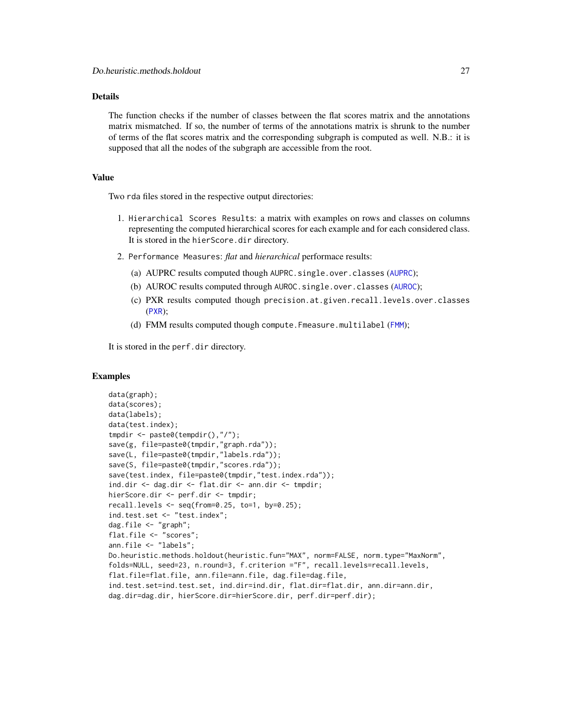## Details

The function checks if the number of classes between the flat scores matrix and the annotations matrix mismatched. If so, the number of terms of the annotations matrix is shrunk to the number of terms of the flat scores matrix and the corresponding subgraph is computed as well. N.B.: it is supposed that all the nodes of the subgraph are accessible from the root.

## Value

Two `rda` files stored in the respective output directories:

1. `Hierarchical Scores Results`: a matrix with examples on rows and classes on columns representing the computed hierarchical scores for each example and for each considered class. It is stored in the `hierScore.dir` directory.
2. `Performance Measures`: *flat* and *hierarchical* performace results:
   (a) AUPRC results computed though `AUPRC.single.over.classes` (`AUPRC`);
   (b) AUROC results computed through `AUROC.single.over.classes` (`AUROC`);
   (c) PXR results computed though `precision.at.given.recall.levels.over.classes` (`PXR`);
   (d) FMM results computed though `compute.Fmeasure.multilabel` (`FMM`);

It is stored in the `perf.dir` directory.

## Examples

```
data(graph);
data(scores);
data(labels);
data(test.index);
tmpdir <- paste0(tempdir(),"/");
save(g, file=paste0(tmpdir,"graph.rda"));
save(L, file=paste0(tmpdir,"labels.rda"));
save(S, file=paste0(tmpdir,"scores.rda"));
save(test.index, file=paste0(tmpdir,"test.index.rda"));
ind.dir <- dag.dir <- flat.dir <- ann.dir <- tmpdir;
hierScore.dir <- perf.dir <- tmpdir;
recall.levels <- seq(from=0.25, to=1, by=0.25);
ind.test.set <- "test.index";
dag.file <- "graph";
flat.file <- "scores";
ann.file <- "labels";
Do.heuristic.methods.holdout(heuristic.fun="MAX", norm=FALSE, norm.type="MaxNorm",
folds=NULL, seed=23, n.round=3, f.criterion ="F", recall.levels=recall.levels,
flat.file=flat.file, ann.file=ann.file, dag.file=dag.file,
ind.test.set=ind.test.set, ind.dir=ind.dir, flat.dir=flat.dir, ann.dir=ann.dir,
dag.dir=dag.dir, hierScore.dir=hierScore.dir, perf.dir=perf.dir);
```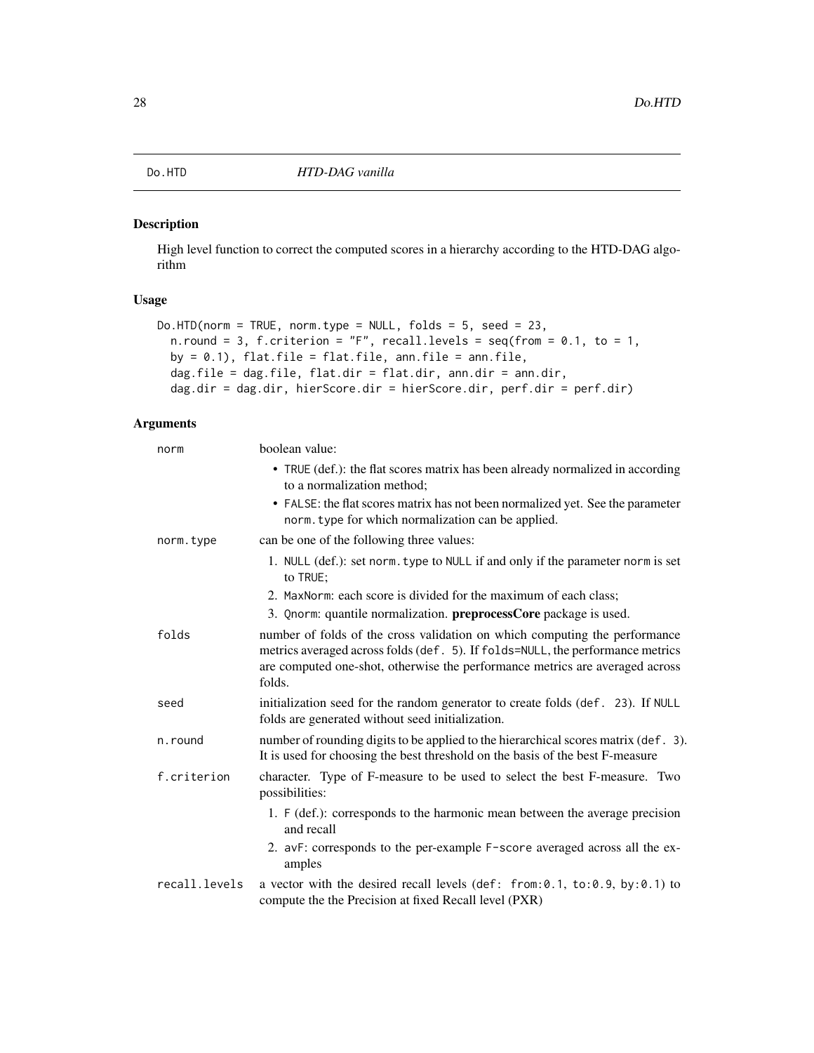Do.HTD *HTD-DAG vanilla*

## Description

High level function to correct the computed scores in a hierarchy according to the HTD-DAG algorithm

## Usage

```
Do.HTD(norm = TRUE, norm.type = NULL, folds = 5, seed = 23,
  n.round = 3, f.criterion = "F", recall.levels = seq(from = 0.1, to = 1,
  by = 0.1), flat.file = flat.file, ann.file = ann.file,
  dag.file = dag.file, flat.dir = flat.dir, ann.dir = ann.dir,
  dag.dir = dag.dir, hierScore.dir = hierScore.dir, perf.dir = perf.dir)
```

## Arguments

| | |
|---|---|
| norm | boolean value:<br>• TRUE (def.): the flat scores matrix has been already normalized in according to a normalization method;<br>• FALSE: the flat scores matrix has not been normalized yet. See the parameter norm.type for which normalization can be applied. |
| norm.type | can be one of the following three values:<br>1. NULL (def.): set norm.type to NULL if and only if the parameter norm is set to TRUE;<br>2. MaxNorm: each score is divided for the maximum of each class;<br>3. Qnorm: quantile normalization. **preprocessCore** package is used. |
| folds | number of folds of the cross validation on which computing the performance metrics averaged across folds (def. 5). If folds=NULL, the performance metrics are computed one-shot, otherwise the performance metrics are averaged across folds. |
| seed | initialization seed for the random generator to create folds (def. 23). If NULL folds are generated without seed initialization. |
| n.round | number of rounding digits to be applied to the hierarchical scores matrix (def. 3). It is used for choosing the best threshold on the basis of the best F-measure |
| f.criterion | character. Type of F-measure to be used to select the best F-measure. Two possibilities:<br>1. F (def.): corresponds to the harmonic mean between the average precision and recall<br>2. avF: corresponds to the per-example F-score averaged across all the examples |
| recall.levels | a vector with the desired recall levels (def: from:0.1, to:0.9, by:0.1) to compute the the Precision at fixed Recall level (PXR) |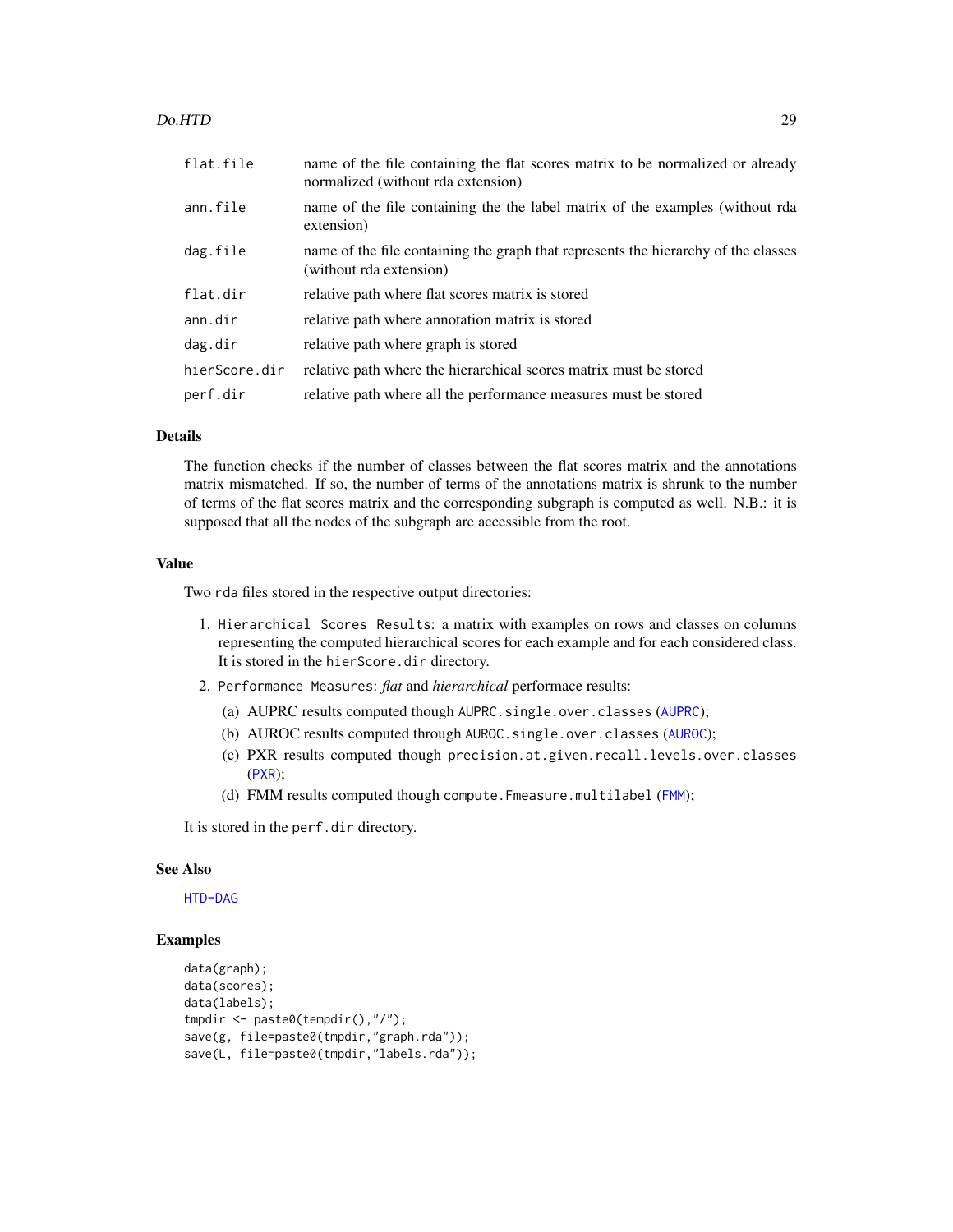| | |
|---|---|
| `flat.file` | name of the file containing the flat scores matrix to be normalized or already normalized (without rda extension) |
| `ann.file` | name of the file containing the the label matrix of the examples (without rda extension) |
| `dag.file` | name of the file containing the graph that represents the hierarchy of the classes (without rda extension) |
| `flat.dir` | relative path where flat scores matrix is stored |
| `ann.dir` | relative path where annotation matrix is stored |
| `dag.dir` | relative path where graph is stored |
| `hierScore.dir` | relative path where the hierarchical scores matrix must be stored |
| `perf.dir` | relative path where all the performance measures must be stored |

## Details

The function checks if the number of classes between the flat scores matrix and the annotations matrix mismatched. If so, the number of terms of the annotations matrix is shrunk to the number of terms of the flat scores matrix and the corresponding subgraph is computed as well. N.B.: it is supposed that all the nodes of the subgraph are accessible from the root.

## Value

Two `rda` files stored in the respective output directories:

1. `Hierarchical Scores Results`: a matrix with examples on rows and classes on columns representing the computed hierarchical scores for each example and for each considered class. It is stored in the `hierScore.dir` directory.
2. `Performance Measures`: *flat* and *hierarchical* performace results:
   (a) AUPRC results computed though `AUPRC.single.over.classes` (AUPRC);
   (b) AUROC results computed through `AUROC.single.over.classes` (AUROC);
   (c) PXR results computed though `precision.at.given.recall.levels.over.classes` (PXR);
   (d) FMM results computed though `compute.Fmeasure.multilabel` (FMM);

It is stored in the `perf.dir` directory.

## See Also

HTD-DAG

## Examples

```
data(graph);
data(scores);
data(labels);
tmpdir <- paste0(tempdir(),"/");
save(g, file=paste0(tmpdir,"graph.rda"));
save(L, file=paste0(tmpdir,"labels.rda"));
```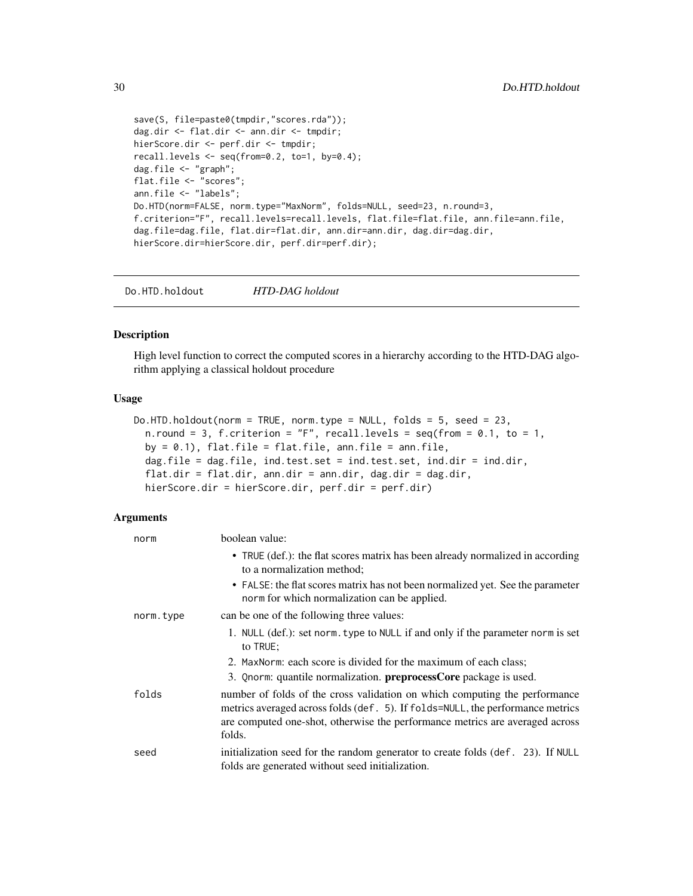```
save(S, file=paste0(tmpdir,"scores.rda"));
dag.dir <- flat.dir <- ann.dir <- tmpdir;
hierScore.dir <- perf.dir <- tmpdir;
recall.levels <- seq(from=0.2, to=1, by=0.4);
dag.file <- "graph";
flat.file <- "scores";
ann.file <- "labels";
Do.HTD(norm=FALSE, norm.type="MaxNorm", folds=NULL, seed=23, n.round=3,
f.criterion="F", recall.levels=recall.levels, flat.file=flat.file, ann.file=ann.file,
dag.file=dag.file, flat.dir=flat.dir, ann.dir=ann.dir, dag.dir=dag.dir,
hierScore.dir=hierScore.dir, perf.dir=perf.dir);
```

## Do.HTD.holdout *HTD-DAG holdout*

### Description

High level function to correct the computed scores in a hierarchy according to the HTD-DAG algorithm applying a classical holdout procedure

### Usage

```
Do.HTD.holdout(norm = TRUE, norm.type = NULL, folds = 5, seed = 23,
  n.round = 3, f.criterion = "F", recall.levels = seq(from = 0.1, to = 1,
  by = 0.1), flat.file = flat.file, ann.file = ann.file,
  dag.file = dag.file, ind.test.set = ind.test.set, ind.dir = ind.dir,
  flat.dir = flat.dir, ann.dir = ann.dir, dag.dir = dag.dir,
  hierScore.dir = hierScore.dir, perf.dir = perf.dir)
```

### Arguments

| | |
|---|---|
| norm | boolean value:<br>• TRUE (def.): the flat scores matrix has been already normalized in according to a normalization method;<br>• FALSE: the flat scores matrix has not been normalized yet. See the parameter norm for which normalization can be applied. |
| norm.type | can be one of the following three values:<br>1. NULL (def.): set norm.type to NULL if and only if the parameter norm is set to TRUE;<br>2. MaxNorm: each score is divided for the maximum of each class;<br>3. Qnorm: quantile normalization. **preprocessCore** package is used. |
| folds | number of folds of the cross validation on which computing the performance metrics averaged across folds (def. 5). If folds=NULL, the performance metrics are computed one-shot, otherwise the performance metrics are averaged across folds. |
| seed | initialization seed for the random generator to create folds (def. 23). If NULL folds are generated without seed initialization. |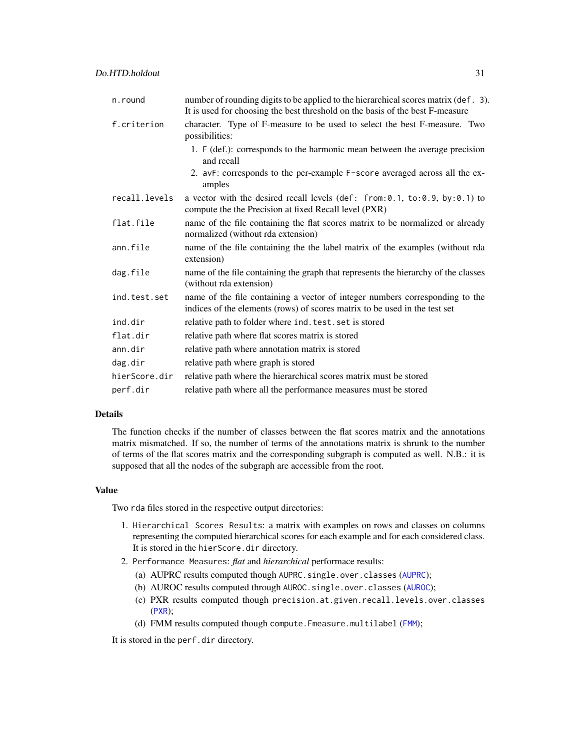| | |
|---|---|
| `n.round` | number of rounding digits to be applied to the hierarchical scores matrix (`def. 3`). It is used for choosing the best threshold on the basis of the best F-measure |
| `f.criterion` | character. Type of F-measure to be used to select the best F-measure. Two possibilities: 1. `F` (def.): corresponds to the harmonic mean between the average precision and recall 2. `avF`: corresponds to the per-example `F-score` averaged across all the examples |
| `recall.levels` | a vector with the desired recall levels (`def: from:0.1, to:0.9, by:0.1`) to compute the the Precision at fixed Recall level (PXR) |
| `flat.file` | name of the file containing the flat scores matrix to be normalized or already normalized (without rda extension) |
| `ann.file` | name of the file containing the the label matrix of the examples (without rda extension) |
| `dag.file` | name of the file containing the graph that represents the hierarchy of the classes (without rda extension) |
| `ind.test.set` | name of the file containing a vector of integer numbers corresponding to the indices of the elements (rows) of scores matrix to be used in the test set |
| `ind.dir` | relative path to folder where `ind.test.set` is stored |
| `flat.dir` | relative path where flat scores matrix is stored |
| `ann.dir` | relative path where annotation matrix is stored |
| `dag.dir` | relative path where graph is stored |
| `hierScore.dir` | relative path where the hierarchical scores matrix must be stored |
| `perf.dir` | relative path where all the performance measures must be stored |

## Details

The function checks if the number of classes between the flat scores matrix and the annotations matrix mismatched. If so, the number of terms of the annotations matrix is shrunk to the number of terms of the flat scores matrix and the corresponding subgraph is computed as well. N.B.: it is supposed that all the nodes of the subgraph are accessible from the root.

## Value

Two `rda` files stored in the respective output directories:

1. `Hierarchical Scores Results`: a matrix with examples on rows and classes on columns representing the computed hierarchical scores for each example and for each considered class. It is stored in the `hierScore.dir` directory.
2. `Performance Measures`: *flat* and *hierarchical* performace results:
   (a) AUPRC results computed though `AUPRC.single.over.classes` (`AUPRC`);
   (b) AUROC results computed through `AUROC.single.over.classes` (`AUROC`);
   (c) PXR results computed though `precision.at.given.recall.levels.over.classes` (`PXR`);
   (d) FMM results computed though `compute.Fmeasure.multilabel` (`FMM`);

It is stored in the `perf.dir` directory.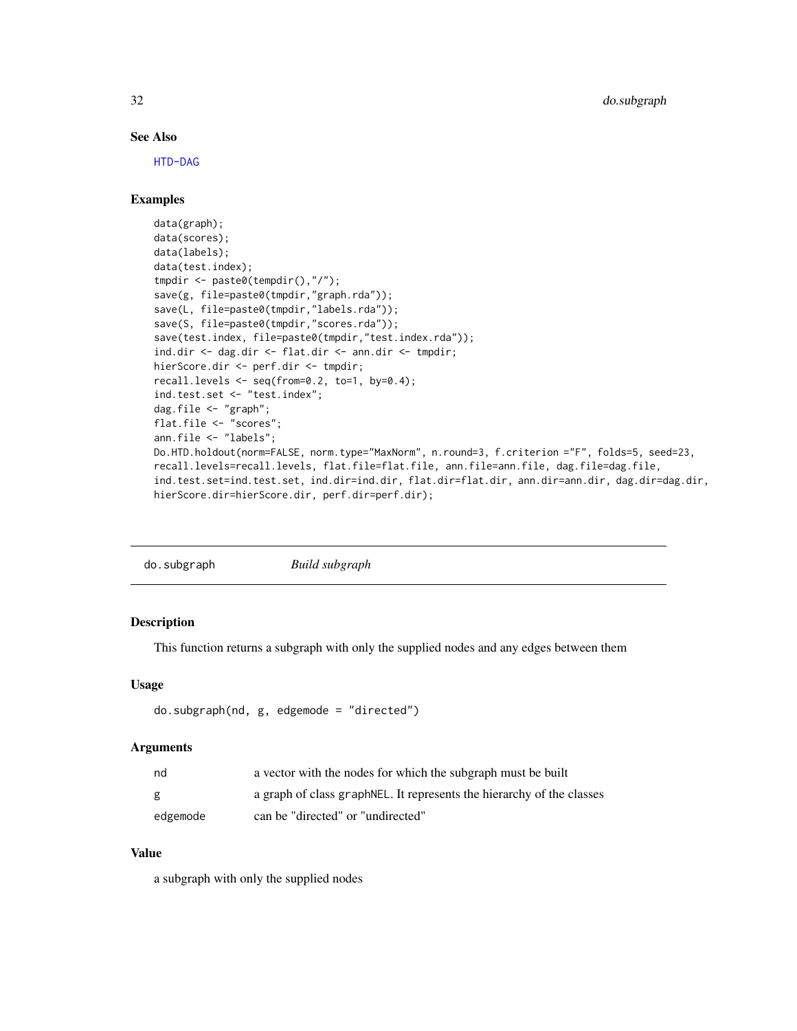### See Also

HTD-DAG

### Examples

```
data(graph);
data(scores);
data(labels);
data(test.index);
tmpdir <- paste0(tempdir(),"/");
save(g, file=paste0(tmpdir,"graph.rda"));
save(L, file=paste0(tmpdir,"labels.rda"));
save(S, file=paste0(tmpdir,"scores.rda"));
save(test.index, file=paste0(tmpdir,"test.index.rda"));
ind.dir <- dag.dir <- flat.dir <- ann.dir <- tmpdir;
hierScore.dir <- perf.dir <- tmpdir;
recall.levels <- seq(from=0.2, to=1, by=0.4);
ind.test.set <- "test.index";
dag.file <- "graph";
flat.file <- "scores";
ann.file <- "labels";
Do.HTD.holdout(norm=FALSE, norm.type="MaxNorm", n.round=3, f.criterion ="F", folds=5, seed=23,
recall.levels=recall.levels, flat.file=flat.file, ann.file=ann.file, dag.file=dag.file,
ind.test.set=ind.test.set, ind.dir=ind.dir, flat.dir=flat.dir, ann.dir=ann.dir, dag.dir=dag.dir,
hierScore.dir=hierScore.dir, perf.dir=perf.dir);
```

---

## do.subgraph *Build subgraph*

### Description

This function returns a subgraph with only the supplied nodes and any edges between them

### Usage

```
do.subgraph(nd, g, edgemode = "directed")
```

### Arguments

| | |
|---|---|
| nd | a vector with the nodes for which the subgraph must be built |
| g | a graph of class graphNEL. It represents the hierarchy of the classes |
| edgemode | can be "directed" or "undirected" |

### Value

a subgraph with only the supplied nodes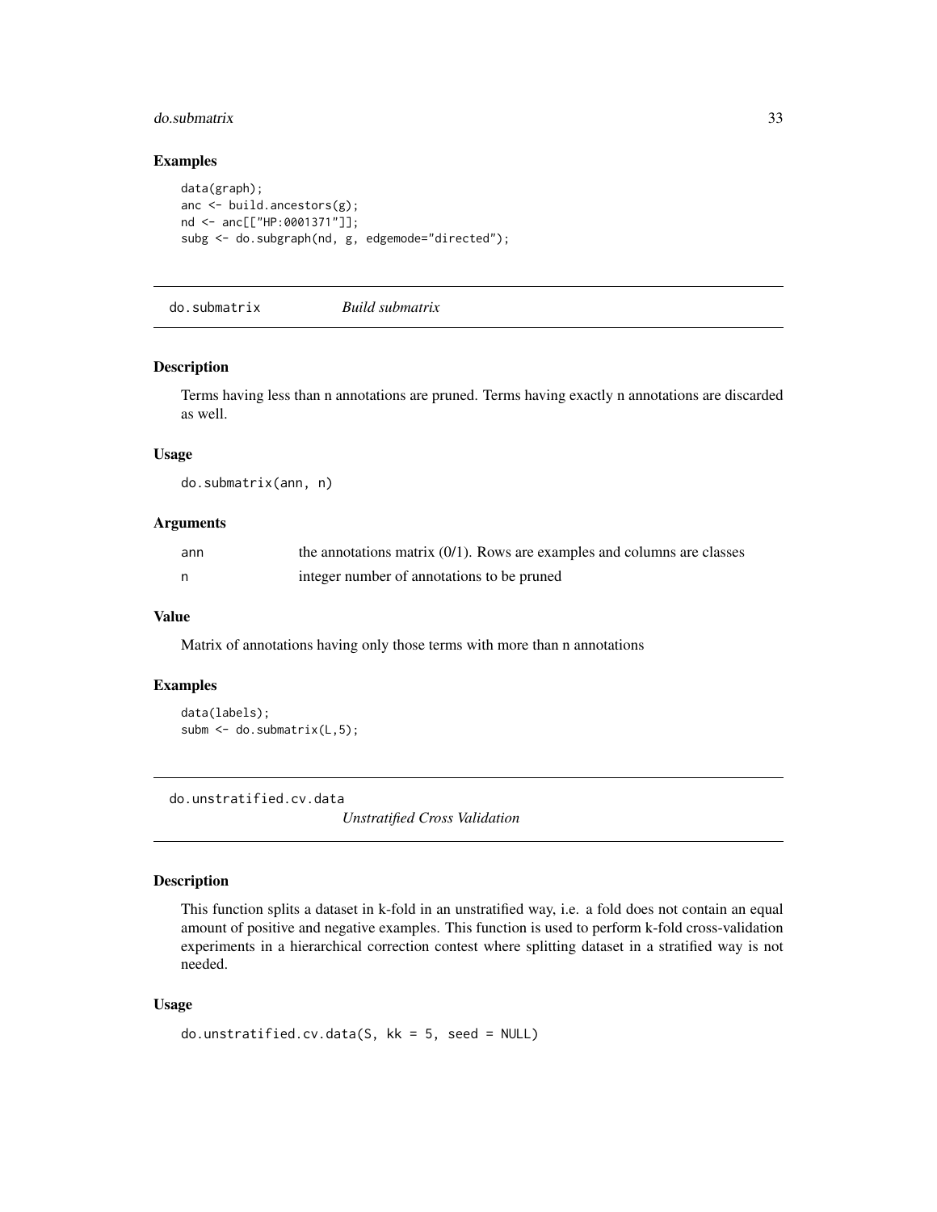### Examples

```
data(graph);
anc <- build.ancestors(g);
nd <- anc[["HP:0001371"]];
subg <- do.subgraph(nd, g, edgemode="directed");
```

---

## do.submatrix *Build submatrix*

---

### Description

Terms having less than n annotations are pruned. Terms having exactly n annotations are discarded as well.

### Usage

```
do.submatrix(ann, n)
```

### Arguments

| | |
|---|---|
| ann | the annotations matrix (0/1). Rows are examples and columns are classes |
| n | integer number of annotations to be pruned |

### Value

Matrix of annotations having only those terms with more than n annotations

### Examples

```
data(labels);
subm <- do.submatrix(L,5);
```

---

## do.unstratified.cv.data *Unstratified Cross Validation*

---

### Description

This function splits a dataset in k-fold in an unstratified way, i.e. a fold does not contain an equal amount of positive and negative examples. This function is used to perform k-fold cross-validation experiments in a hierarchical correction contest where splitting dataset in a stratified way is not needed.

### Usage

```
do.unstratified.cv.data(S, kk = 5, seed = NULL)
```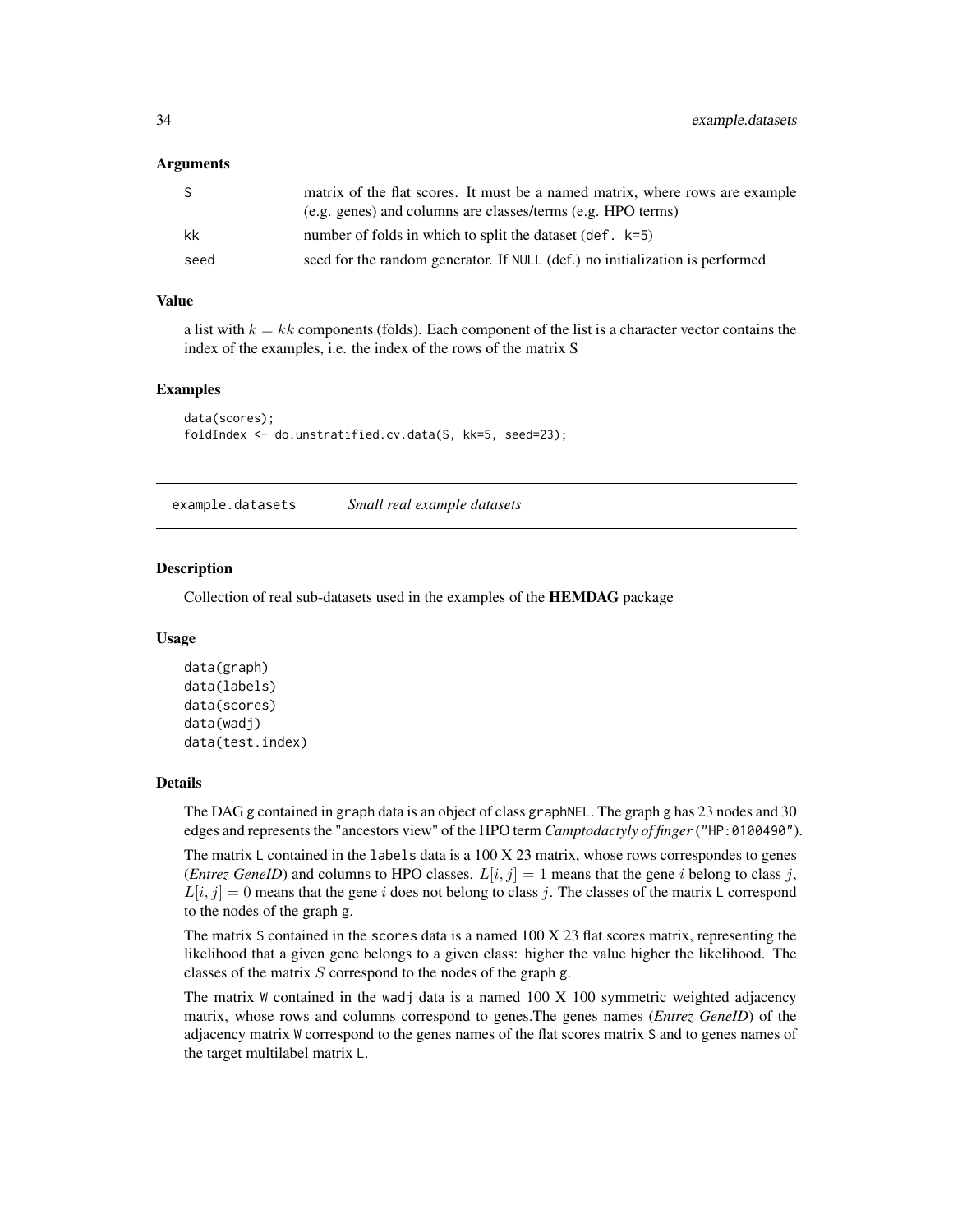### Arguments

| | |
|---|---|
| S | matrix of the flat scores. It must be a named matrix, where rows are example (e.g. genes) and columns are classes/terms (e.g. HPO terms) |
| kk | number of folds in which to split the dataset (def. k=5) |
| seed | seed for the random generator. If NULL (def.) no initialization is performed |

### Value

a list with $k = kk$ components (folds). Each component of the list is a character vector contains the index of the examples, i.e. the index of the rows of the matrix S

### Examples

```
data(scores);
foldIndex <- do.unstratified.cv.data(S, kk=5, seed=23);
```

---

## example.datasets *Small real example datasets*

---

### Description

Collection of real sub-datasets used in the examples of the **HEMDAG** package

### Usage

```
data(graph)
data(labels)
data(scores)
data(wadj)
data(test.index)
```

### Details

The DAG g contained in graph data is an object of class graphNEL. The graph g has 23 nodes and 30 edges and represents the "ancestors view" of the HPO term *Camptodactyly of finger* ("HP:0100490").

The matrix L contained in the labels data is a 100 X 23 matrix, whose rows correspondes to genes (*Entrez GeneID*) and columns to HPO classes. $L[i, j] = 1$ means that the gene $i$ belong to class $j$, $L[i, j] = 0$ means that the gene $i$ does not belong to class $j$. The classes of the matrix L correspond to the nodes of the graph g.

The matrix S contained in the scores data is a named 100 X 23 flat scores matrix, representing the likelihood that a given gene belongs to a given class: higher the value higher the likelihood. The classes of the matrix $S$ correspond to the nodes of the graph g.

The matrix W contained in the wadj data is a named 100 X 100 symmetric weighted adjacency matrix, whose rows and columns correspond to genes.The genes names (*Entrez GeneID*) of the adjacency matrix W correspond to the genes names of the flat scores matrix S and to genes names of the target multilabel matrix L.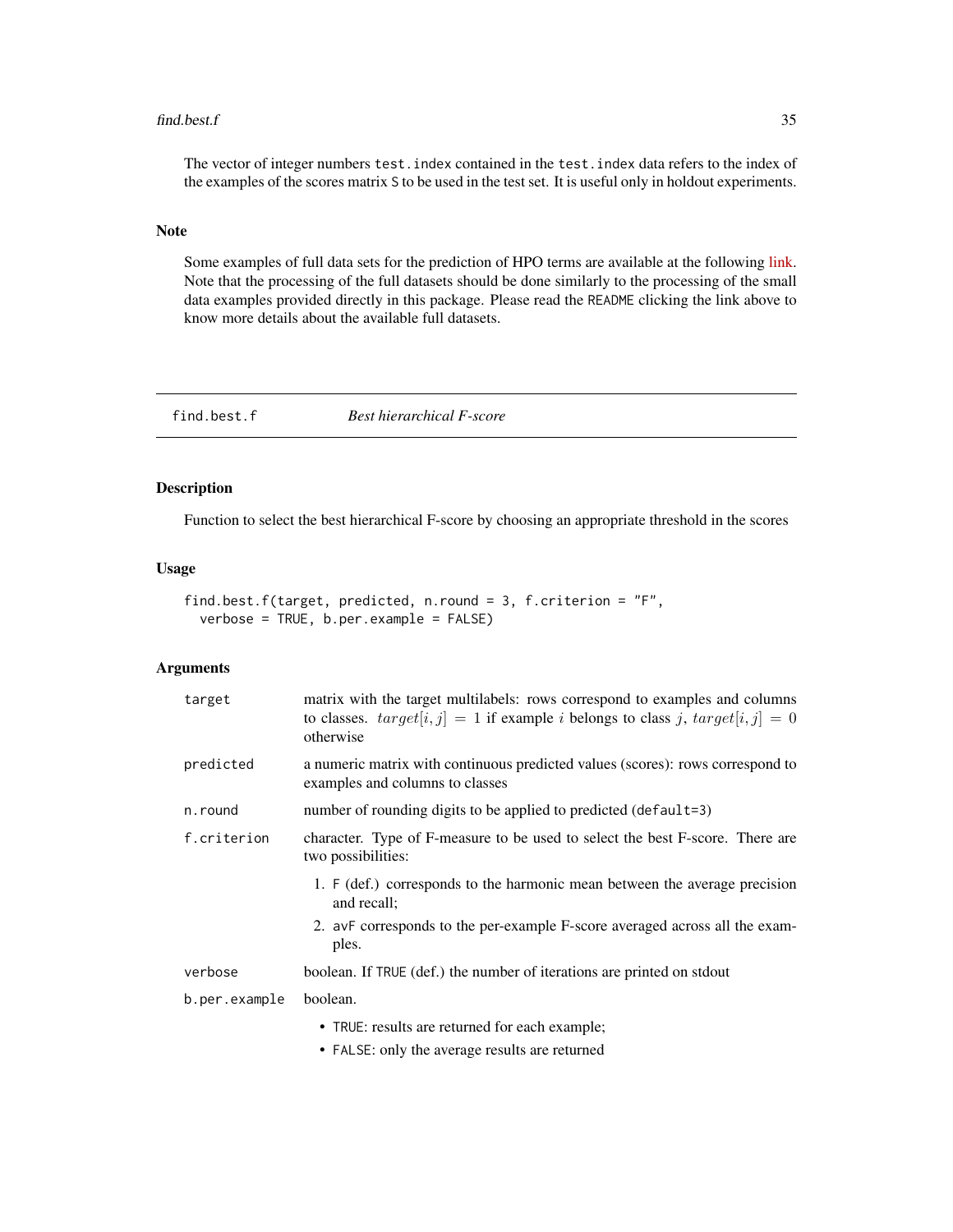The vector of integer numbers `test.index` contained in the `test.index` data refers to the index of the examples of the scores matrix `S` to be used in the test set. It is useful only in holdout experiments.

### Note

Some examples of full data sets for the prediction of HPO terms are available at the following link. Note that the processing of the full datasets should be done similarly to the processing of the small data examples provided directly in this package. Please read the `README` clicking the link above to know more details about the available full datasets.

---

## find.best.f — *Best hierarchical F-score*

---

### Description

Function to select the best hierarchical F-score by choosing an appropriate threshold in the scores

### Usage

```
find.best.f(target, predicted, n.round = 3, f.criterion = "F",
  verbose = TRUE, b.per.example = FALSE)
```

### Arguments

| | |
|---|---|
| `target` | matrix with the target multilabels: rows correspond to examples and columns to classes. $target[i, j] = 1$ if example $i$ belongs to class $j$, $target[i, j] = 0$ otherwise |
| `predicted` | a numeric matrix with continuous predicted values (scores): rows correspond to examples and columns to classes |
| `n.round` | number of rounding digits to be applied to predicted (`default=3`) |
| `f.criterion` | character. Type of F-measure to be used to select the best F-score. There are two possibilities: 1. `F` (def.) corresponds to the harmonic mean between the average precision and recall; 2. `avF` corresponds to the per-example F-score averaged across all the examples. |
| `verbose` | boolean. If `TRUE` (def.) the number of iterations are printed on stdout |
| `b.per.example` | boolean. • `TRUE`: results are returned for each example; • `FALSE`: only the average results are returned |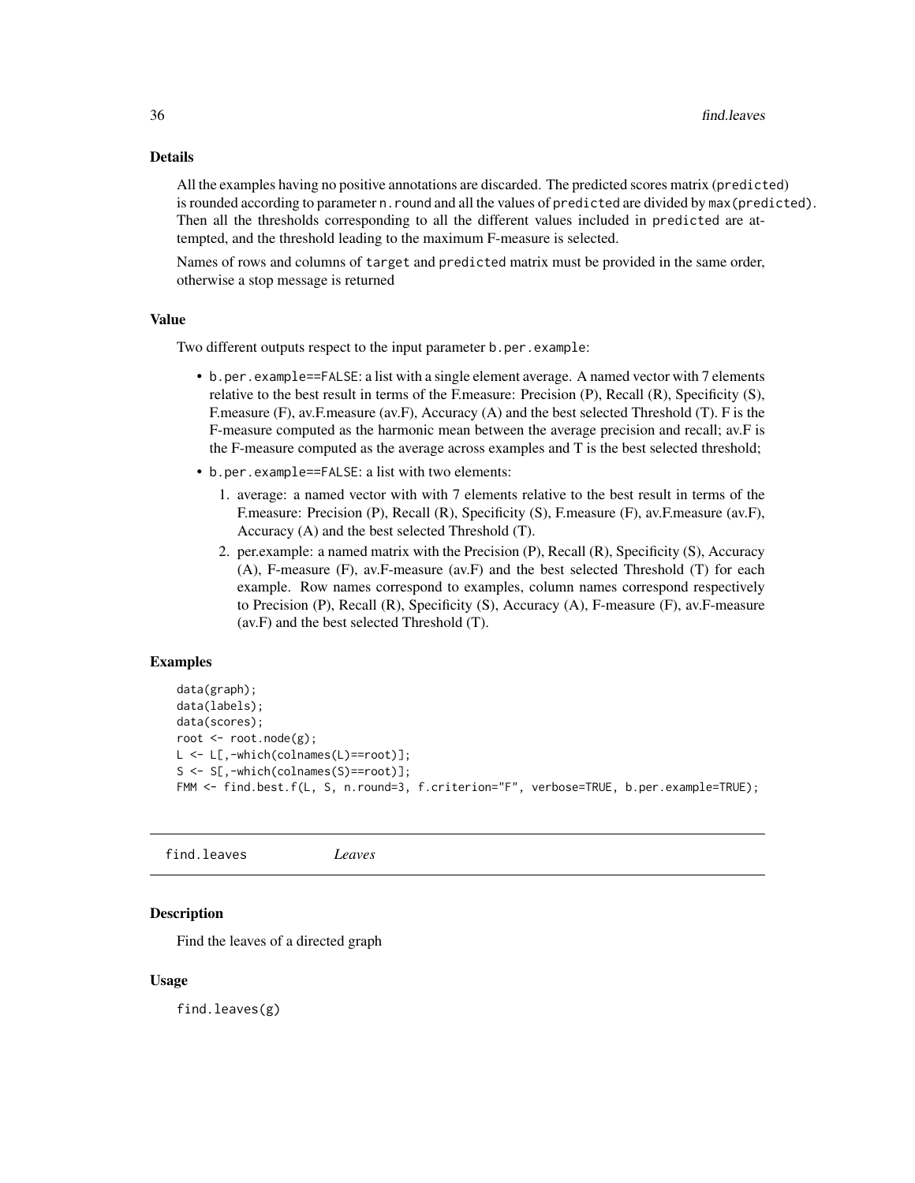### Details

All the examples having no positive annotations are discarded. The predicted scores matrix (`predicted`) is rounded according to parameter `n.round` and all the values of `predicted` are divided by `max(predicted)`. Then all the thresholds corresponding to all the different values included in `predicted` are attempted, and the threshold leading to the maximum F-measure is selected.

Names of rows and columns of `target` and `predicted` matrix must be provided in the same order, otherwise a stop message is returned

### Value

Two different outputs respect to the input parameter `b.per.example`:

- `b.per.example==FALSE`: a list with a single element average. A named vector with 7 elements relative to the best result in terms of the F.measure: Precision (P), Recall (R), Specificity (S), F.measure (F), av.F.measure (av.F), Accuracy (A) and the best selected Threshold (T). F is the F-measure computed as the harmonic mean between the average precision and recall; av.F is the F-measure computed as the average across examples and T is the best selected threshold;
- `b.per.example==FALSE`: a list with two elements:
  1. average: a named vector with with 7 elements relative to the best result in terms of the F.measure: Precision (P), Recall (R), Specificity (S), F.measure (F), av.F.measure (av.F), Accuracy (A) and the best selected Threshold (T).
  2. per.example: a named matrix with the Precision (P), Recall (R), Specificity (S), Accuracy (A), F-measure (F), av.F-measure (av.F) and the best selected Threshold (T) for each example. Row names correspond to examples, column names correspond respectively to Precision (P), Recall (R), Specificity (S), Accuracy (A), F-measure (F), av.F-measure (av.F) and the best selected Threshold (T).

### Examples

```
data(graph);
data(labels);
data(scores);
root <- root.node(g);
L <- L[,-which(colnames(L)==root)];
S <- S[,-which(colnames(S)==root)];
FMM <- find.best.f(L, S, n.round=3, f.criterion="F", verbose=TRUE, b.per.example=TRUE);
```

---

## find.leaves *Leaves*

---

### Description

Find the leaves of a directed graph

### Usage

```
find.leaves(g)
```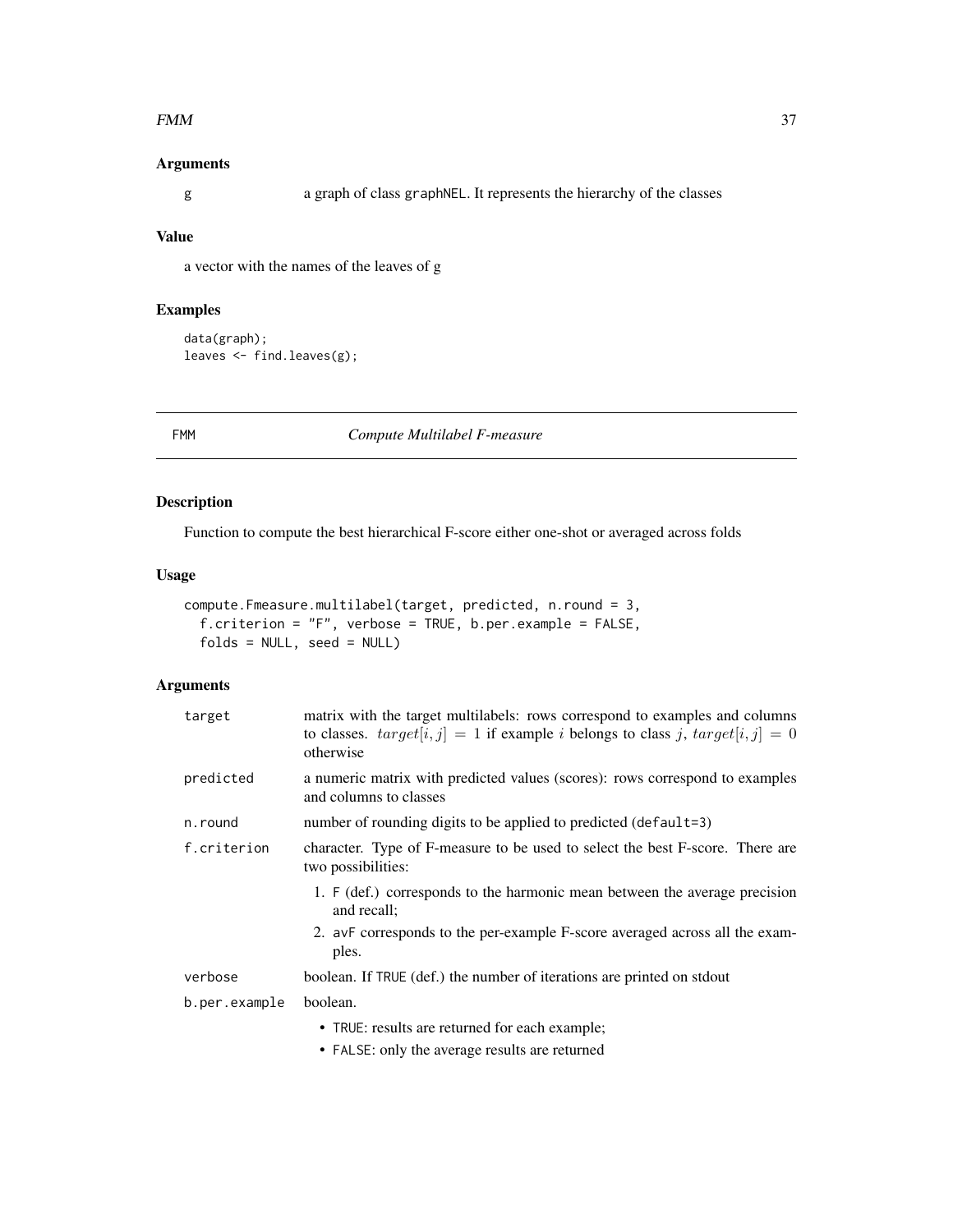## Arguments

g  a graph of class graphNEL. It represents the hierarchy of the classes

## Value

a vector with the names of the leaves of g

## Examples

```
data(graph);
leaves <- find.leaves(g);
```

---

# FMM — *Compute Multilabel F-measure*

---

## Description

Function to compute the best hierarchical F-score either one-shot or averaged across folds

## Usage

```
compute.Fmeasure.multilabel(target, predicted, n.round = 3,
  f.criterion = "F", verbose = TRUE, b.per.example = FALSE,
  folds = NULL, seed = NULL)
```

## Arguments

| Argument | Description |
|---|---|
| target | matrix with the target multilabels: rows correspond to examples and columns to classes. $target[i, j] = 1$ if example $i$ belongs to class $j$, $target[i, j] = 0$ otherwise |
| predicted | a numeric matrix with predicted values (scores): rows correspond to examples and columns to classes |
| n.round | number of rounding digits to be applied to predicted (default=3) |
| f.criterion | character. Type of F-measure to be used to select the best F-score. There are two possibilities: 1. F (def.) corresponds to the harmonic mean between the average precision and recall; 2. avF corresponds to the per-example F-score averaged across all the examples. |
| verbose | boolean. If TRUE (def.) the number of iterations are printed on stdout |
| b.per.example | boolean. • TRUE: results are returned for each example; • FALSE: only the average results are returned |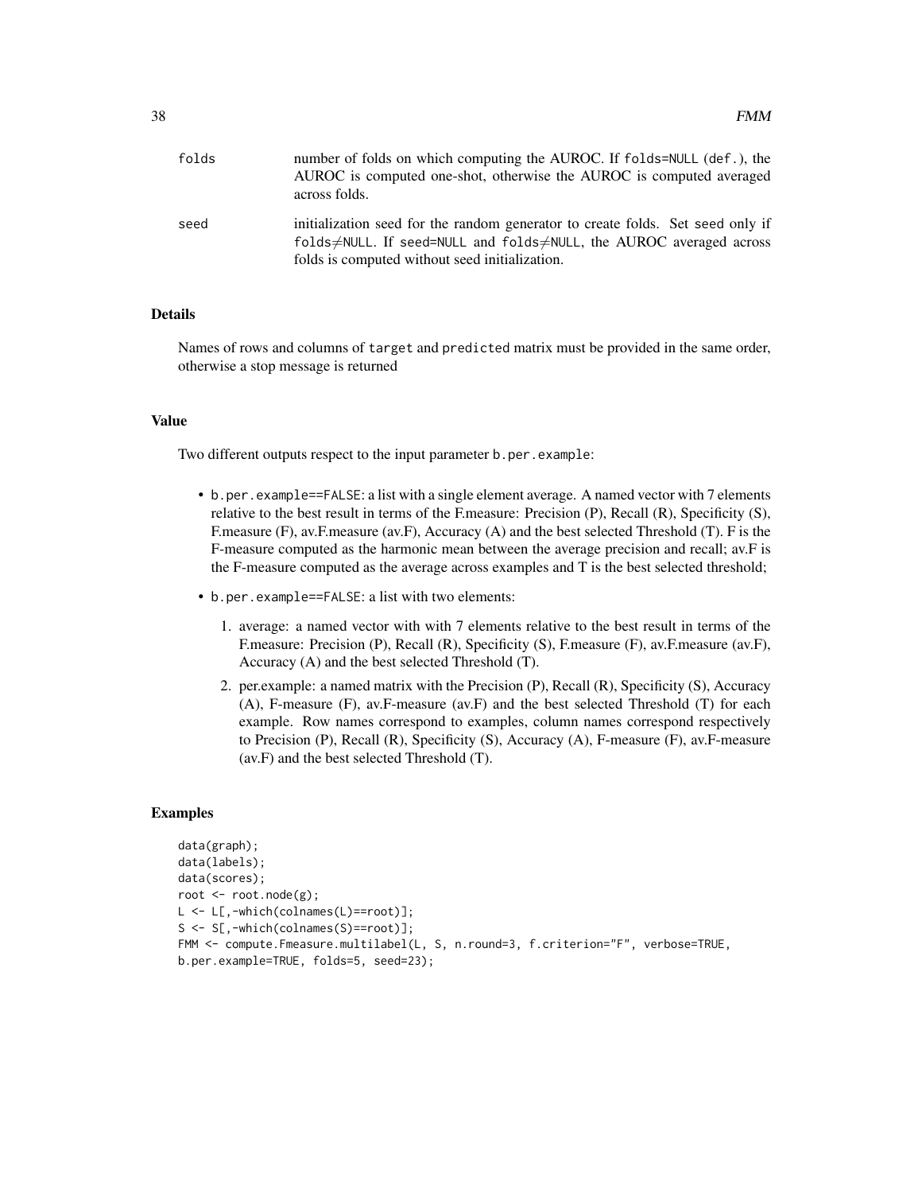| | |
|---|---|
| folds | number of folds on which computing the AUROC. If folds=NULL (def.), the AUROC is computed one-shot, otherwise the AUROC is computed averaged across folds. |
| seed | initialization seed for the random generator to create folds. Set seed only if folds≠NULL. If seed=NULL and folds≠NULL, the AUROC averaged across folds is computed without seed initialization. |

### Details

Names of rows and columns of target and predicted matrix must be provided in the same order, otherwise a stop message is returned

### Value

Two different outputs respect to the input parameter b.per.example:

- b.per.example==FALSE: a list with a single element average. A named vector with 7 elements relative to the best result in terms of the F.measure: Precision (P), Recall (R), Specificity (S), F.measure (F), av.F.measure (av.F), Accuracy (A) and the best selected Threshold (T). F is the F-measure computed as the harmonic mean between the average precision and recall; av.F is the F-measure computed as the average across examples and T is the best selected threshold;
- b.per.example==FALSE: a list with two elements:
  1. average: a named vector with with 7 elements relative to the best result in terms of the F.measure: Precision (P), Recall (R), Specificity (S), F.measure (F), av.F.measure (av.F), Accuracy (A) and the best selected Threshold (T).
  2. per.example: a named matrix with the Precision (P), Recall (R), Specificity (S), Accuracy (A), F-measure (F), av.F-measure (av.F) and the best selected Threshold (T) for each example. Row names correspond to examples, column names correspond respectively to Precision (P), Recall (R), Specificity (S), Accuracy (A), F-measure (F), av.F-measure (av.F) and the best selected Threshold (T).

### Examples

```
data(graph);
data(labels);
data(scores);
root <- root.node(g);
L <- L[,-which(colnames(L)==root)];
S <- S[,-which(colnames(S)==root)];
FMM <- compute.Fmeasure.multilabel(L, S, n.round=3, f.criterion="F", verbose=TRUE,
b.per.example=TRUE, folds=5, seed=23);
```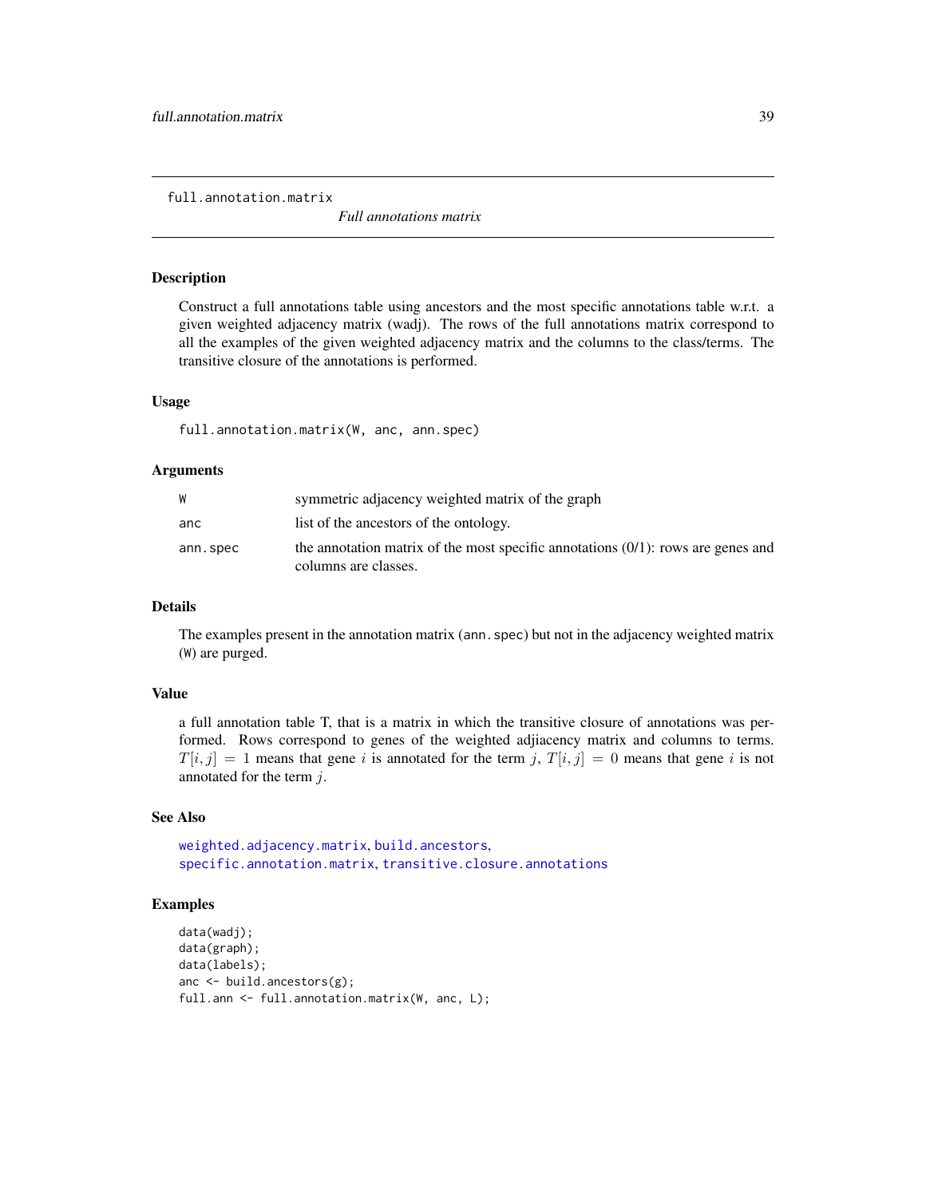## full.annotation.matrix

*Full annotations matrix*

### Description

Construct a full annotations table using ancestors and the most specific annotations table w.r.t. a given weighted adjacency matrix (wadj). The rows of the full annotations matrix correspond to all the examples of the given weighted adjacency matrix and the columns to the class/terms. The transitive closure of the annotations is performed.

### Usage

```
full.annotation.matrix(W, anc, ann.spec)
```

### Arguments

| | |
|---|---|
| W | symmetric adjacency weighted matrix of the graph |
| anc | list of the ancestors of the ontology. |
| ann.spec | the annotation matrix of the most specific annotations (0/1): rows are genes and columns are classes. |

### Details

The examples present in the annotation matrix (`ann.spec`) but not in the adjacency weighted matrix (`W`) are purged.

### Value

a full annotation table T, that is a matrix in which the transitive closure of annotations was performed. Rows correspond to genes of the weighted adjiacency matrix and columns to terms. $T[i, j] = 1$ means that gene $i$ is annotated for the term $j$, $T[i, j] = 0$ means that gene $i$ is not annotated for the term $j$.

### See Also

`weighted.adjacency.matrix`, `build.ancestors`, `specific.annotation.matrix`, `transitive.closure.annotations`

### Examples

```
data(wadj);
data(graph);
data(labels);
anc <- build.ancestors(g);
full.ann <- full.annotation.matrix(W, anc, L);
```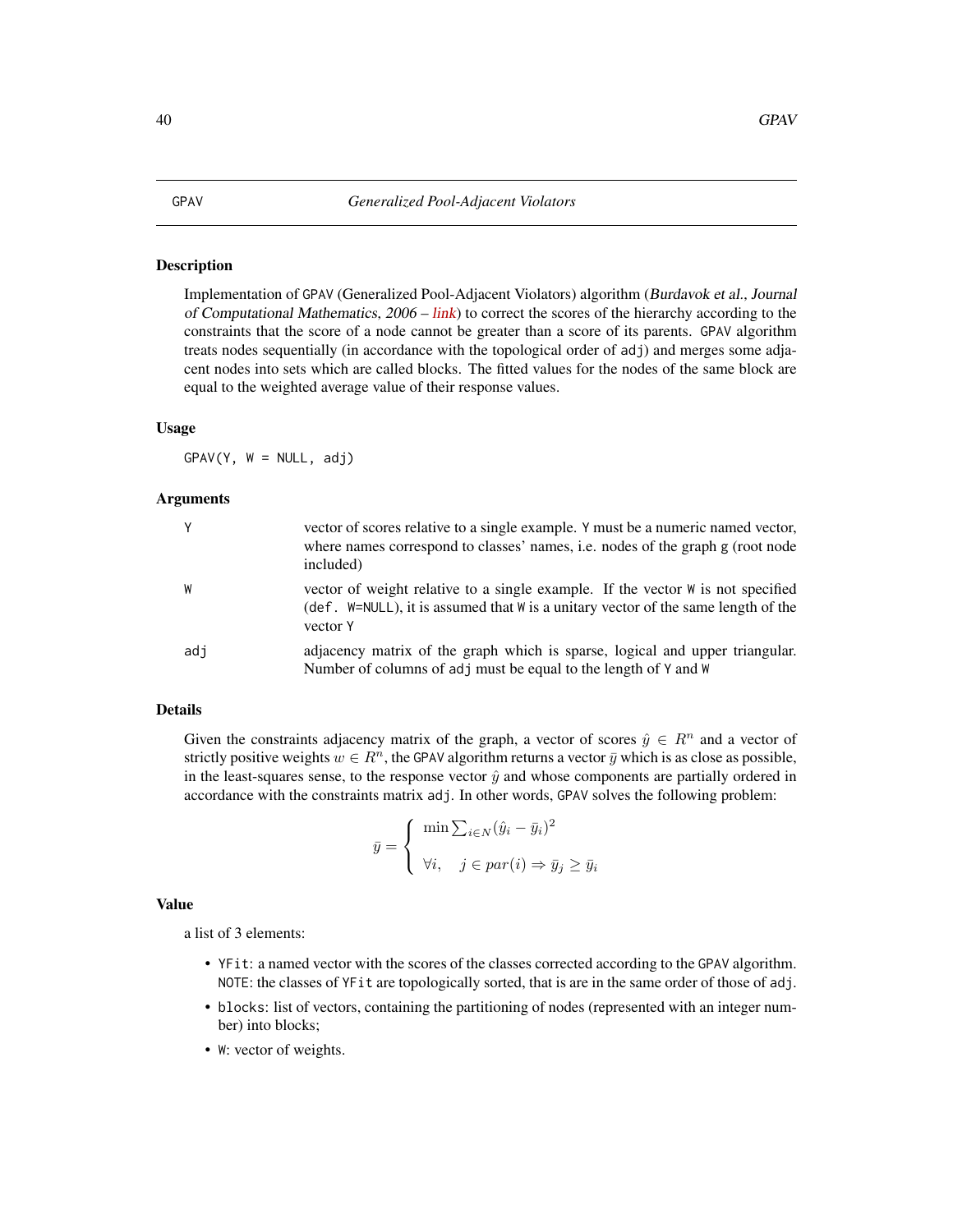# GPAV — *Generalized Pool-Adjacent Violators*

## Description

Implementation of GPAV (Generalized Pool-Adjacent Violators) algorithm (*Burdavok et al., Journal of Computational Mathematics, 2006* – link) to correct the scores of the hierarchy according to the constraints that the score of a node cannot be greater than a score of its parents. GPAV algorithm treats nodes sequentially (in accordance with the topological order of adj) and merges some adjacent nodes into sets which are called blocks. The fitted values for the nodes of the same block are equal to the weighted average value of their response values.

## Usage

```
GPAV(Y, W = NULL, adj)
```

## Arguments

| | |
|---|---|
| Y | vector of scores relative to a single example. Y must be a numeric named vector, where names correspond to classes' names, i.e. nodes of the graph g (root node included) |
| W | vector of weight relative to a single example. If the vector W is not specified (def. W=NULL), it is assumed that W is a unitary vector of the same length of the vector Y |
| adj | adjacency matrix of the graph which is sparse, logical and upper triangular. Number of columns of adj must be equal to the length of Y and W |

## Details

Given the constraints adjacency matrix of the graph, a vector of scores $\hat{y} \in R^n$ and a vector of strictly positive weights $w \in R^n$, the GPAV algorithm returns a vector $\bar{y}$ which is as close as possible, in the least-squares sense, to the response vector $\hat{y}$ and whose components are partially ordered in accordance with the constraints matrix adj. In other words, GPAV solves the following problem:

$$\bar{y} = \begin{cases} \min \sum_{i \in N} (\hat{y}_i - \bar{y}_i)^2 \\ \forall i, \quad j \in par(i) \Rightarrow \bar{y}_j \geq \bar{y}_i \end{cases}$$

## Value

a list of 3 elements:

- YFit: a named vector with the scores of the classes corrected according to the GPAV algorithm. NOTE: the classes of YFit are topologically sorted, that is are in the same order of those of adj.
- blocks: list of vectors, containing the partitioning of nodes (represented with an integer number) into blocks;
- W: vector of weights.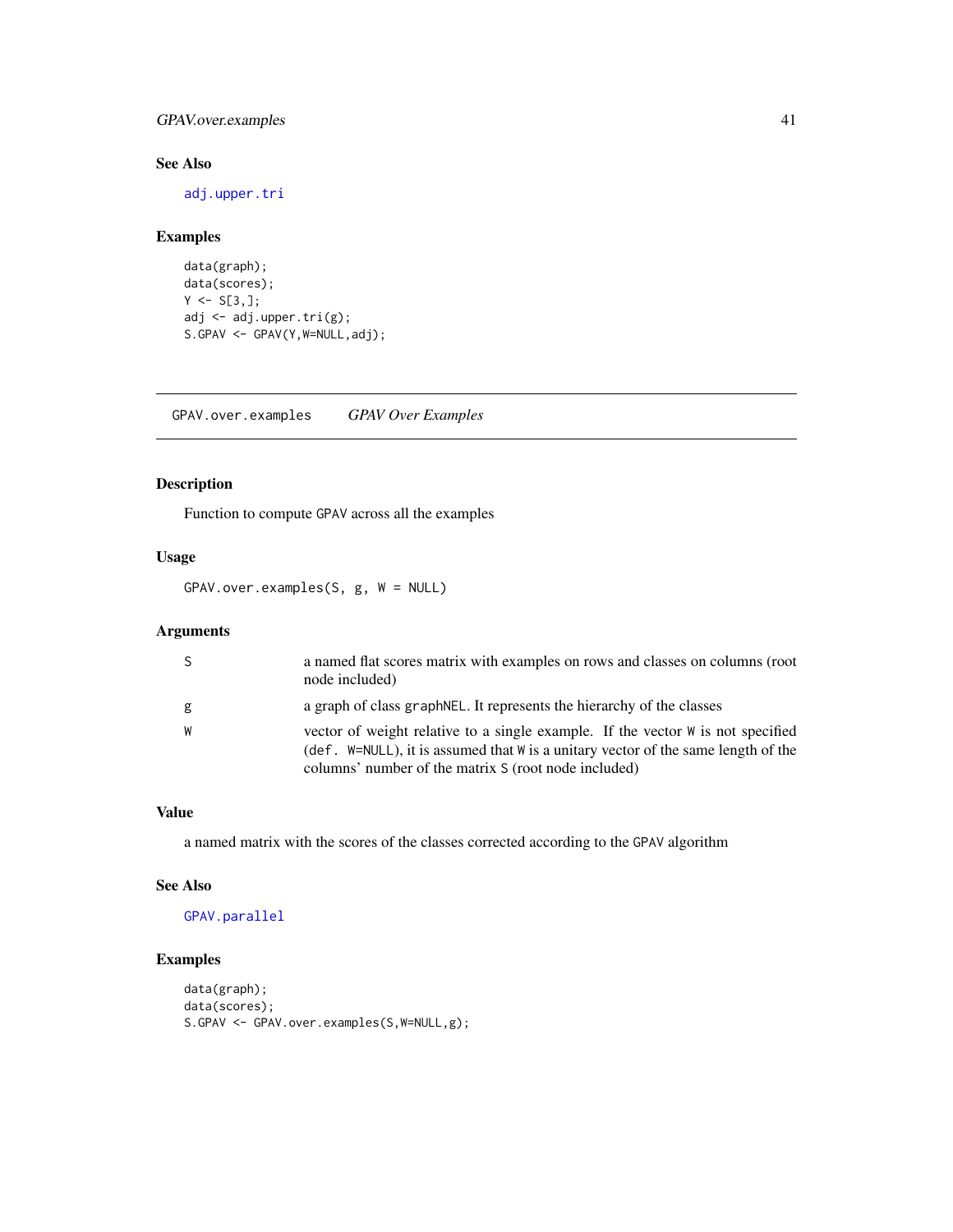## See Also

adj.upper.tri

## Examples

```
data(graph);
data(scores);
Y <- S[3,];
adj <- adj.upper.tri(g);
S.GPAV <- GPAV(Y,W=NULL,adj);
```

---

# GPAV.over.examples — *GPAV Over Examples*

## Description

Function to compute GPAV across all the examples

## Usage

```
GPAV.over.examples(S, g, W = NULL)
```

## Arguments

| | |
|---|---|
| S | a named flat scores matrix with examples on rows and classes on columns (root node included) |
| g | a graph of class graphNEL. It represents the hierarchy of the classes |
| W | vector of weight relative to a single example. If the vector W is not specified (def. W=NULL), it is assumed that W is a unitary vector of the same length of the columns' number of the matrix S (root node included) |

## Value

a named matrix with the scores of the classes corrected according to the GPAV algorithm

## See Also

GPAV.parallel

## Examples

```
data(graph);
data(scores);
S.GPAV <- GPAV.over.examples(S,W=NULL,g);
```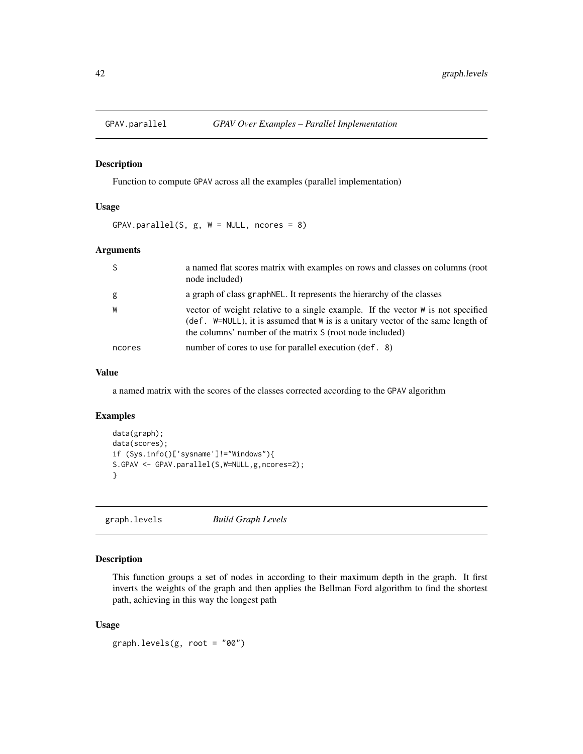## GPAV.parallel — *GPAV Over Examples – Parallel Implementation*

### Description

Function to compute GPAV across all the examples (parallel implementation)

### Usage

```
GPAV.parallel(S, g, W = NULL, ncores = 8)
```

### Arguments

| | |
|---|---|
| S | a named flat scores matrix with examples on rows and classes on columns (root node included) |
| g | a graph of class graphNEL. It represents the hierarchy of the classes |
| W | vector of weight relative to a single example. If the vector W is not specified (def. W=NULL), it is assumed that W is is a unitary vector of the same length of the columns' number of the matrix S (root node included) |
| ncores | number of cores to use for parallel execution (def. 8) |

### Value

a named matrix with the scores of the classes corrected according to the GPAV algorithm

### Examples

```
data(graph);
data(scores);
if (Sys.info()['sysname']!="Windows"){
S.GPAV <- GPAV.parallel(S,W=NULL,g,ncores=2);
}
```

## graph.levels — *Build Graph Levels*

### Description

This function groups a set of nodes in according to their maximum depth in the graph. It first inverts the weights of the graph and then applies the Bellman Ford algorithm to find the shortest path, achieving in this way the longest path

### Usage

```
graph.levels(g, root = "00")
```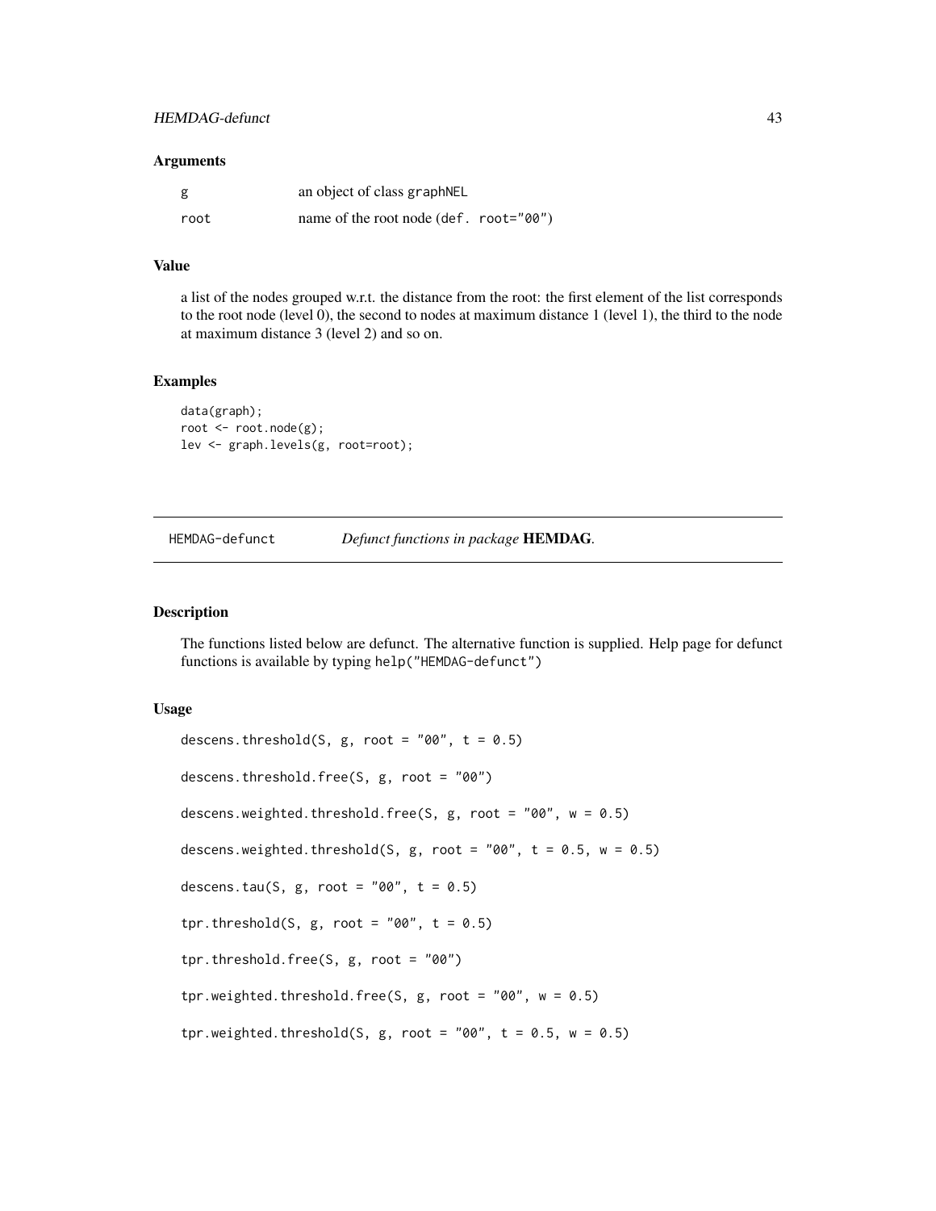### Arguments

| | |
|---|---|
| g | an object of class graphNEL |
| root | name of the root node (def. root="00") |

### Value

a list of the nodes grouped w.r.t. the distance from the root: the first element of the list corresponds to the root node (level 0), the second to nodes at maximum distance 1 (level 1), the third to the node at maximum distance 3 (level 2) and so on.

### Examples

```
data(graph);
root <- root.node(g);
lev <- graph.levels(g, root=root);
```

---

## HEMDAG-defunct — *Defunct functions in package* **HEMDAG**.

### Description

The functions listed below are defunct. The alternative function is supplied. Help page for defunct functions is available by typing help("HEMDAG-defunct")

### Usage

```
descens.threshold(S, g, root = "00", t = 0.5)

descens.threshold.free(S, g, root = "00")

descens.weighted.threshold.free(S, g, root = "00", w = 0.5)

descens.weighted.threshold(S, g, root = "00", t = 0.5, w = 0.5)

descens.tau(S, g, root = "00", t = 0.5)

tpr.threshold(S, g, root = "00", t = 0.5)

tpr.threshold.free(S, g, root = "00")

tpr.weighted.threshold.free(S, g, root = "00", w = 0.5)

tpr.weighted.threshold(S, g, root = "00", t = 0.5, w = 0.5)
```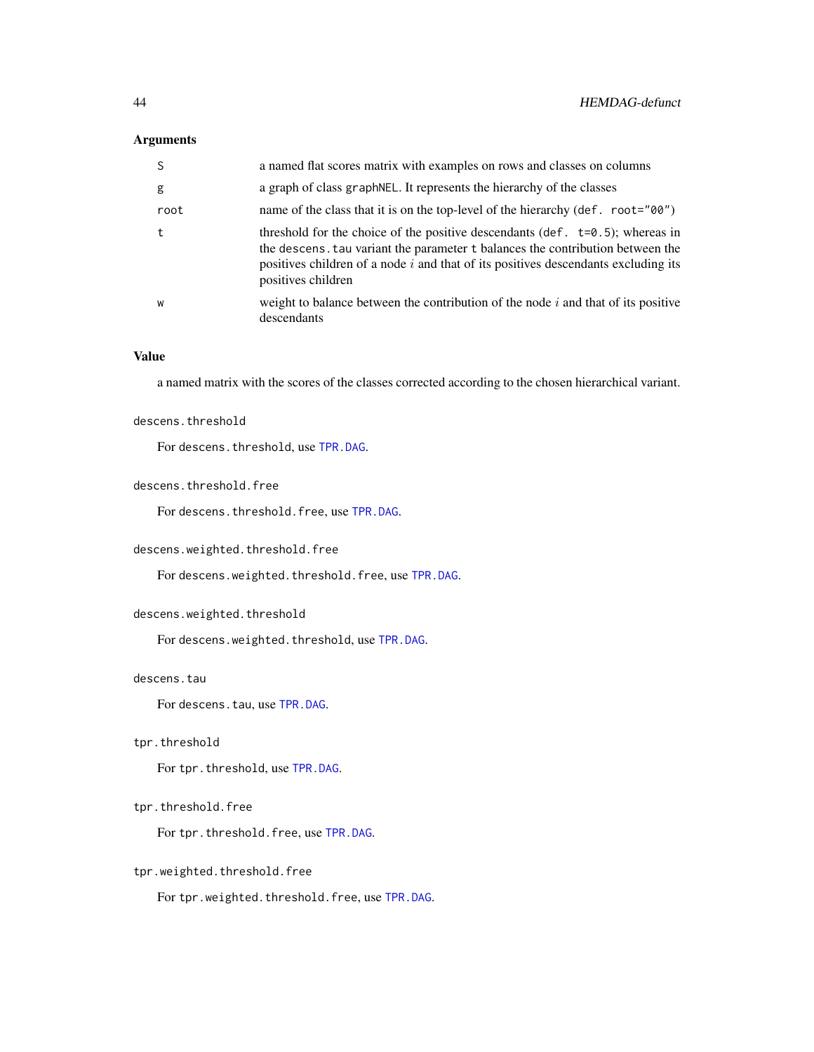## Arguments

| | |
|---|---|
| `S` | a named flat scores matrix with examples on rows and classes on columns |
| `g` | a graph of class `graphNEL`. It represents the hierarchy of the classes |
| `root` | name of the class that it is on the top-level of the hierarchy (`def. root="00"`) |
| `t` | threshold for the choice of the positive descendants (`def. t=0.5`); whereas in the `descens.tau` variant the parameter `t` balances the contribution between the positives children of a node $i$ and that of its positives descendants excluding its positives children |
| `w` | weight to balance between the contribution of the node $i$ and that of its positive descendants |

## Value

a named matrix with the scores of the classes corrected according to the chosen hierarchical variant.

### `descens.threshold`

For `descens.threshold`, use `TPR.DAG`.

### `descens.threshold.free`

For `descens.threshold.free`, use `TPR.DAG`.

### `descens.weighted.threshold.free`

For `descens.weighted.threshold.free`, use `TPR.DAG`.

### `descens.weighted.threshold`

For `descens.weighted.threshold`, use `TPR.DAG`.

### `descens.tau`

For `descens.tau`, use `TPR.DAG`.

### `tpr.threshold`

For `tpr.threshold`, use `TPR.DAG`.

### `tpr.threshold.free`

For `tpr.threshold.free`, use `TPR.DAG`.

### `tpr.weighted.threshold.free`

For `tpr.weighted.threshold.free`, use `TPR.DAG`.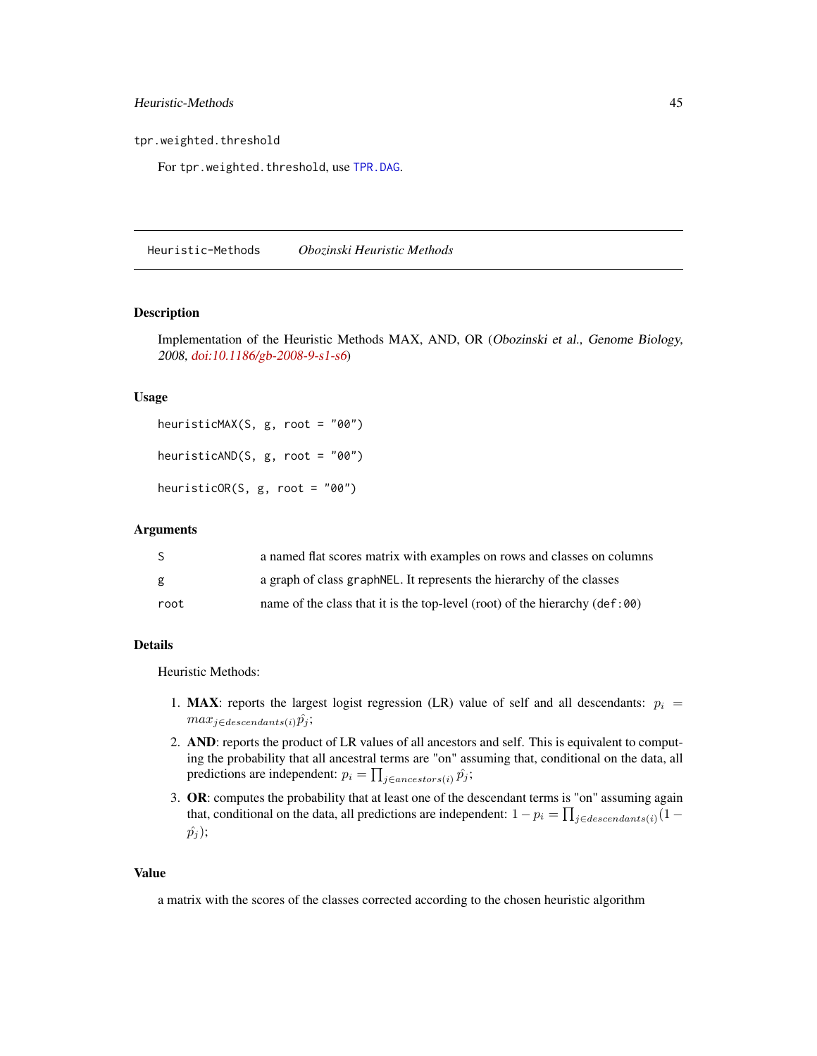tpr.weighted.threshold

For `tpr.weighted.threshold`, use TPR.DAG.

---

Heuristic-Methods *Obozinski Heuristic Methods*

---

### Description

Implementation of the Heuristic Methods MAX, AND, OR (*Obozinski et al., Genome Biology, 2008*, doi:10.1186/gb-2008-9-s1-s6)

### Usage

```
heuristicMAX(S, g, root = "00")

heuristicAND(S, g, root = "00")

heuristicOR(S, g, root = "00")
```

### Arguments

| | |
|---|---|
| S | a named flat scores matrix with examples on rows and classes on columns |
| g | a graph of class `graphNEL`. It represents the hierarchy of the classes |
| root | name of the class that it is the top-level (root) of the hierarchy (`def:00`) |

### Details

Heuristic Methods:

1. **MAX**: reports the largest logist regression (LR) value of self and all descendants: $p_i = max_{j \in descendants(i)} \hat{p_j}$;
2. **AND**: reports the product of LR values of all ancestors and self. This is equivalent to computing the probability that all ancestral terms are "on" assuming that, conditional on the data, all predictions are independent: $p_i = \prod_{j \in ancestors(i)} \hat{p_j}$;
3. **OR**: computes the probability that at least one of the descendant terms is "on" assuming again that, conditional on the data, all predictions are independent: $1 - p_i = \prod_{j \in descendants(i)} (1 - \hat{p_j})$;

### Value

a matrix with the scores of the classes corrected according to the chosen heuristic algorithm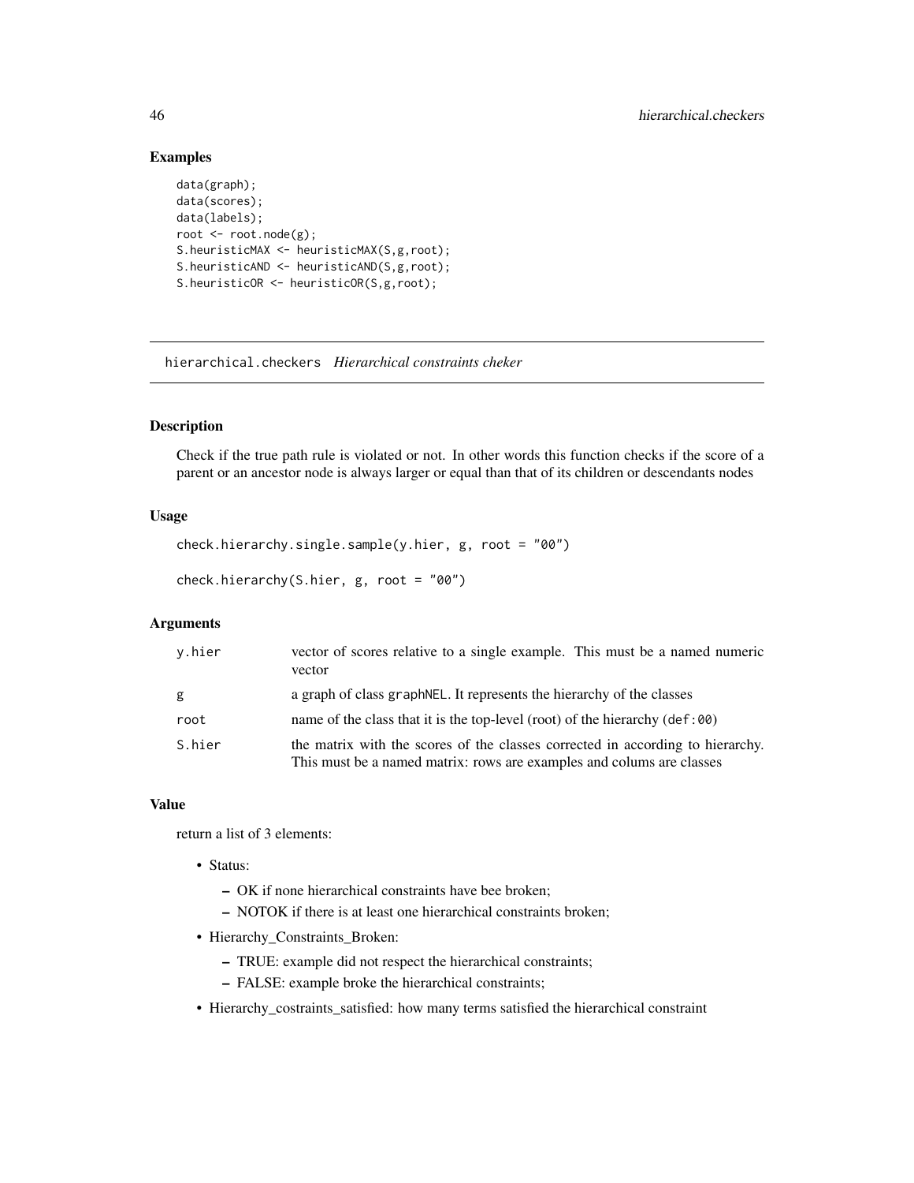## Examples

```
data(graph);
data(scores);
data(labels);
root <- root.node(g);
S.heuristicMAX <- heuristicMAX(S,g,root);
S.heuristicAND <- heuristicAND(S,g,root);
S.heuristicOR <- heuristicOR(S,g,root);
```

---

# hierarchical.checkers *Hierarchical constraints cheker*

---

## Description

Check if the true path rule is violated or not. In other words this function checks if the score of a parent or an ancestor node is always larger or equal than that of its children or descendants nodes

## Usage

```
check.hierarchy.single.sample(y.hier, g, root = "00")

check.hierarchy(S.hier, g, root = "00")
```

## Arguments

| | |
|---|---|
| y.hier | vector of scores relative to a single example. This must be a named numeric vector |
| g | a graph of class graphNEL. It represents the hierarchy of the classes |
| root | name of the class that it is the top-level (root) of the hierarchy (def:00) |
| S.hier | the matrix with the scores of the classes corrected in according to hierarchy. This must be a named matrix: rows are examples and colums are classes |

## Value

return a list of 3 elements:

- Status:
  - OK if none hierarchical constraints have bee broken;
  - NOTOK if there is at least one hierarchical constraints broken;
- Hierarchy_Constraints_Broken:
  - TRUE: example did not respect the hierarchical constraints;
  - FALSE: example broke the hierarchical constraints;
- Hierarchy_costraints_satisfied: how many terms satisfied the hierarchical constraint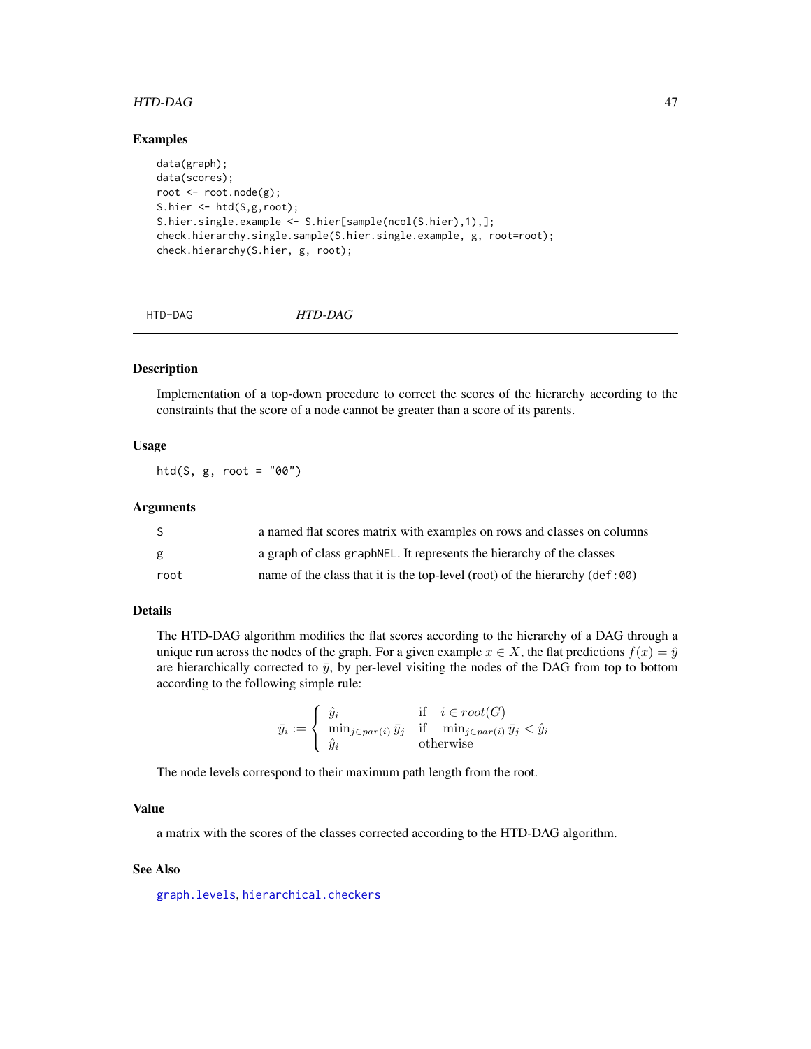## Examples

```
data(graph);
data(scores);
root <- root.node(g);
S.hier <- htd(S,g,root);
S.hier.single.example <- S.hier[sample(ncol(S.hier),1),];
check.hierarchy.single.sample(S.hier.single.example, g, root=root);
check.hierarchy(S.hier, g, root);
```

---

# HTD-DAG — *HTD-DAG*

---

## Description

Implementation of a top-down procedure to correct the scores of the hierarchy according to the constraints that the score of a node cannot be greater than a score of its parents.

## Usage

```
htd(S, g, root = "00")
```

## Arguments

| | |
|---|---|
| S | a named flat scores matrix with examples on rows and classes on columns |
| g | a graph of class graphNEL. It represents the hierarchy of the classes |
| root | name of the class that it is the top-level (root) of the hierarchy (def:00) |

## Details

The HTD-DAG algorithm modifies the flat scores according to the hierarchy of a DAG through a unique run across the nodes of the graph. For a given example $x \in X$, the flat predictions $f(x) = \hat{y}$ are hierarchically corrected to $\bar{y}$, by per-level visiting the nodes of the DAG from top to bottom according to the following simple rule:

$$\bar{y}_i := \begin{cases} \hat{y}_i & \text{if} \quad i \in root(G) \\ \min_{j \in par(i)} \bar{y}_j & \text{if} \quad \min_{j \in par(i)} \bar{y}_j < \hat{y}_i \\ \hat{y}_i & \text{otherwise} \end{cases}$$

The node levels correspond to their maximum path length from the root.

## Value

a matrix with the scores of the classes corrected according to the HTD-DAG algorithm.

## See Also

graph.levels, hierarchical.checkers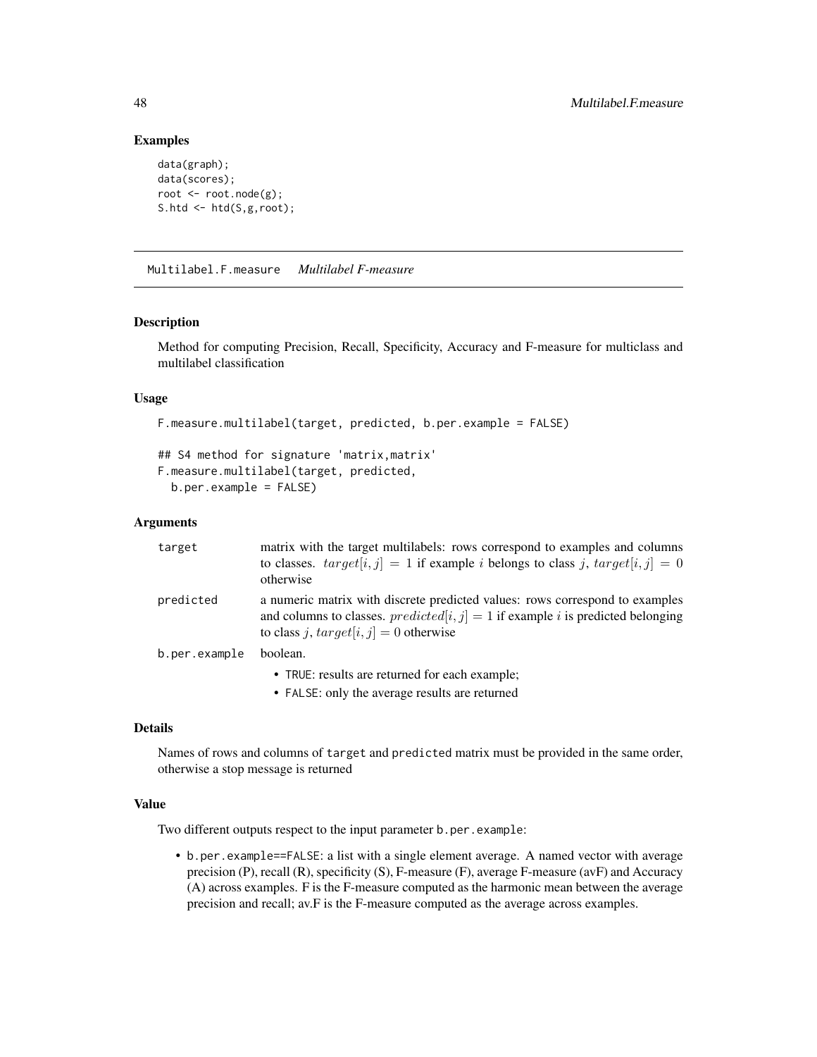## Examples

```
data(graph);
data(scores);
root <- root.node(g);
S.htd <- htd(S,g,root);
```

---

## Multilabel.F.measure *Multilabel F-measure*

### Description

Method for computing Precision, Recall, Specificity, Accuracy and F-measure for multiclass and multilabel classification

### Usage

```
F.measure.multilabel(target, predicted, b.per.example = FALSE)

## S4 method for signature 'matrix,matrix'
F.measure.multilabel(target, predicted,
  b.per.example = FALSE)
```

### Arguments

| | |
|---|---|
| `target` | matrix with the target multilabels: rows correspond to examples and columns to classes. $target[i, j] = 1$ if example $i$ belongs to class $j$, $target[i, j] = 0$ otherwise |
| `predicted` | a numeric matrix with discrete predicted values: rows correspond to examples and columns to classes. $predicted[i, j] = 1$ if example $i$ is predicted belonging to class $j$, $target[i, j] = 0$ otherwise |
| `b.per.example` | boolean. <br>• `TRUE`: results are returned for each example; <br>• `FALSE`: only the average results are returned |

### Details

Names of rows and columns of `target` and `predicted` matrix must be provided in the same order, otherwise a stop message is returned

### Value

Two different outputs respect to the input parameter `b.per.example`:

- `b.per.example==FALSE`: a list with a single element average. A named vector with average precision (P), recall (R), specificity (S), F-measure (F), average F-measure (avF) and Accuracy (A) across examples. F is the F-measure computed as the harmonic mean between the average precision and recall; av.F is the F-measure computed as the average across examples.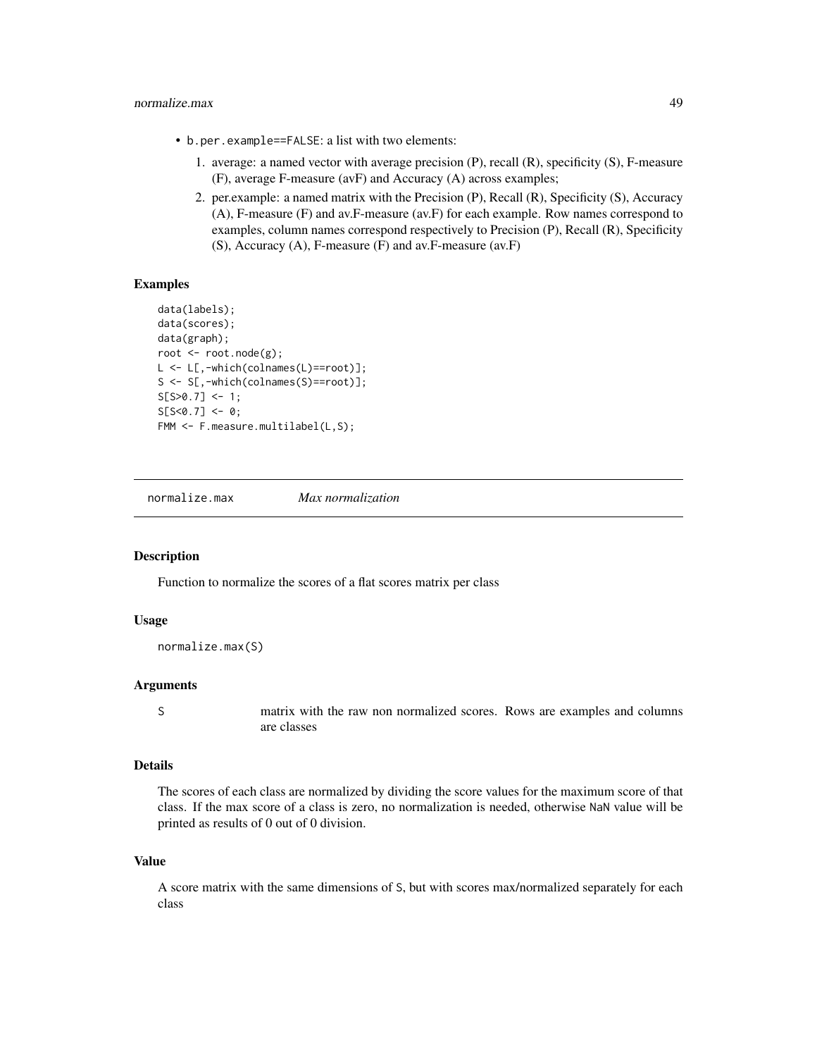- `b.per.example==FALSE`: a list with two elements:
  1. average: a named vector with average precision (P), recall (R), specificity (S), F-measure (F), average F-measure (avF) and Accuracy (A) across examples;
  2. per.example: a named matrix with the Precision (P), Recall (R), Specificity (S), Accuracy (A), F-measure (F) and av.F-measure (av.F) for each example. Row names correspond to examples, column names correspond respectively to Precision (P), Recall (R), Specificity (S), Accuracy (A), F-measure (F) and av.F-measure (av.F)

### Examples

```
data(labels);
data(scores);
data(graph);
root <- root.node(g);
L <- L[,-which(colnames(L)==root)];
S <- S[,-which(colnames(S)==root)];
S[S>0.7] <- 1;
S[S<0.7] <- 0;
FMM <- F.measure.multilabel(L,S);
```

## normalize.max    *Max normalization*

### Description

Function to normalize the scores of a flat scores matrix per class

### Usage

```
normalize.max(S)
```

### Arguments

| | |
|---|---|
| S | matrix with the raw non normalized scores. Rows are examples and columns are classes |

### Details

The scores of each class are normalized by dividing the score values for the maximum score of that class. If the max score of a class is zero, no normalization is needed, otherwise `NaN` value will be printed as results of 0 out of 0 division.

### Value

A score matrix with the same dimensions of `S`, but with scores max/normalized separately for each class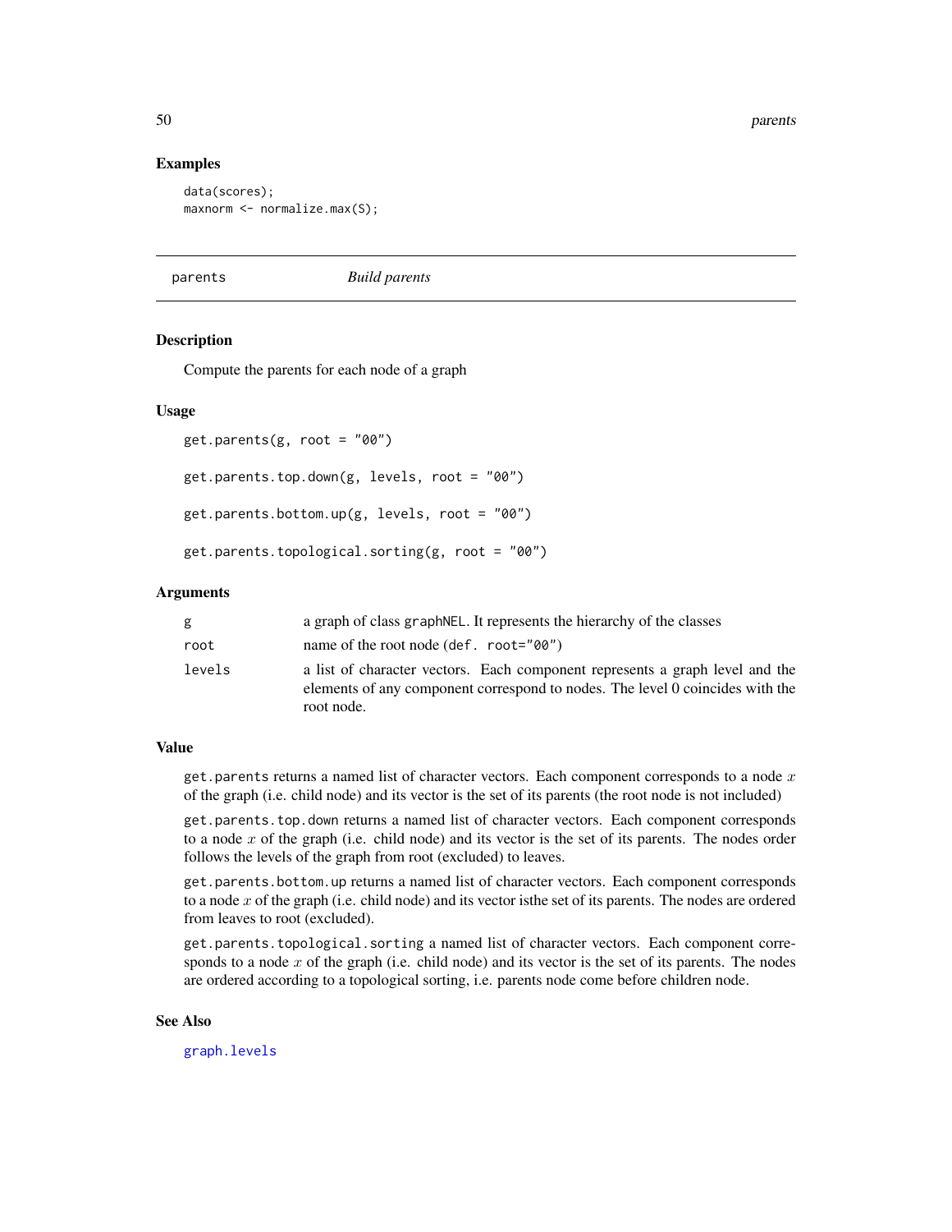### Examples

```
data(scores);
maxnorm <- normalize.max(S);
```

---

## parents — *Build parents*

### Description

Compute the parents for each node of a graph

### Usage

```
get.parents(g, root = "00")

get.parents.top.down(g, levels, root = "00")

get.parents.bottom.up(g, levels, root = "00")

get.parents.topological.sorting(g, root = "00")
```

### Arguments

| | |
|---|---|
| `g` | a graph of class `graphNEL`. It represents the hierarchy of the classes |
| `root` | name of the root node (`def. root="00"`) |
| `levels` | a list of character vectors. Each component represents a graph level and the elements of any component correspond to nodes. The level 0 coincides with the root node. |

### Value

`get.parents` returns a named list of character vectors. Each component corresponds to a node $x$ of the graph (i.e. child node) and its vector is the set of its parents (the root node is not included)

`get.parents.top.down` returns a named list of character vectors. Each component corresponds to a node $x$ of the graph (i.e. child node) and its vector is the set of its parents. The nodes order follows the levels of the graph from root (excluded) to leaves.

`get.parents.bottom.up` returns a named list of character vectors. Each component corresponds to a node $x$ of the graph (i.e. child node) and its vector isthe set of its parents. The nodes are ordered from leaves to root (excluded).

`get.parents.topological.sorting` a named list of character vectors. Each component corresponds to a node $x$ of the graph (i.e. child node) and its vector is the set of its parents. The nodes are ordered according to a topological sorting, i.e. parents node come before children node.

### See Also

`graph.levels`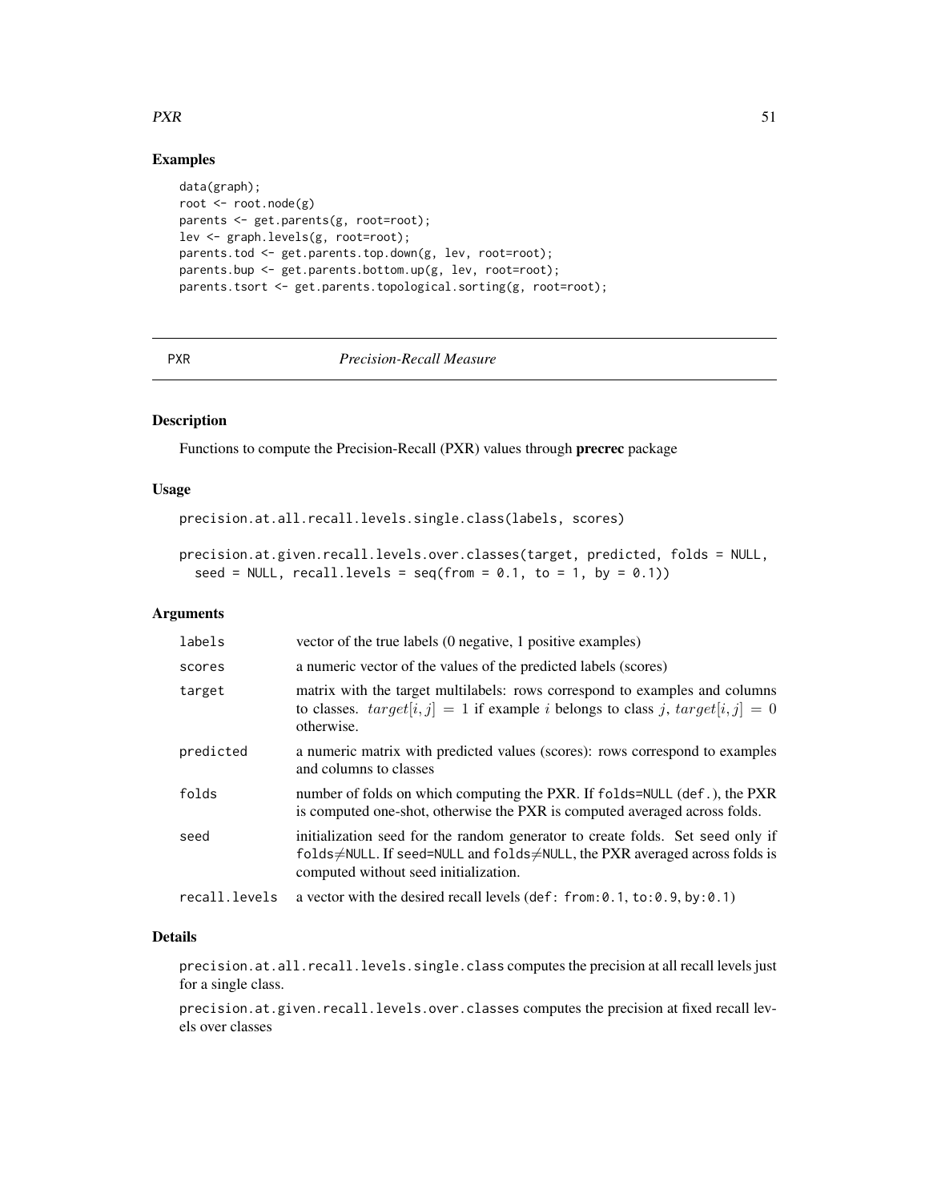## Examples

```
data(graph);
root <- root.node(g)
parents <- get.parents(g, root=root);
lev <- graph.levels(g, root=root);
parents.tod <- get.parents.top.down(g, lev, root=root);
parents.bup <- get.parents.bottom.up(g, lev, root=root);
parents.tsort <- get.parents.topological.sorting(g, root=root);
```

---

# PXR *Precision-Recall Measure*

## Description

Functions to compute the Precision-Recall (PXR) values through **precrec** package

## Usage

```
precision.at.all.recall.levels.single.class(labels, scores)

precision.at.given.recall.levels.over.classes(target, predicted, folds = NULL,
  seed = NULL, recall.levels = seq(from = 0.1, to = 1, by = 0.1))
```

## Arguments

| | |
|---|---|
| `labels` | vector of the true labels (0 negative, 1 positive examples) |
| `scores` | a numeric vector of the values of the predicted labels (scores) |
| `target` | matrix with the target multilabels: rows correspond to examples and columns to classes. $target[i, j] = 1$ if example $i$ belongs to class $j$, $target[i, j] = 0$ otherwise. |
| `predicted` | a numeric matrix with predicted values (scores): rows correspond to examples and columns to classes |
| `folds` | number of folds on which computing the PXR. If `folds=NULL` (`def.`), the PXR is computed one-shot, otherwise the PXR is computed averaged across folds. |
| `seed` | initialization seed for the random generator to create folds. Set `seed` only if `folds`≠`NULL`. If `seed=NULL` and `folds`≠`NULL`, the PXR averaged across folds is computed without seed initialization. |
| `recall.levels` | a vector with the desired recall levels (`def: from:0.1, to:0.9, by:0.1`) |

## Details

`precision.at.all.recall.levels.single.class` computes the precision at all recall levels just for a single class.

`precision.at.given.recall.levels.over.classes` computes the precision at fixed recall levels over classes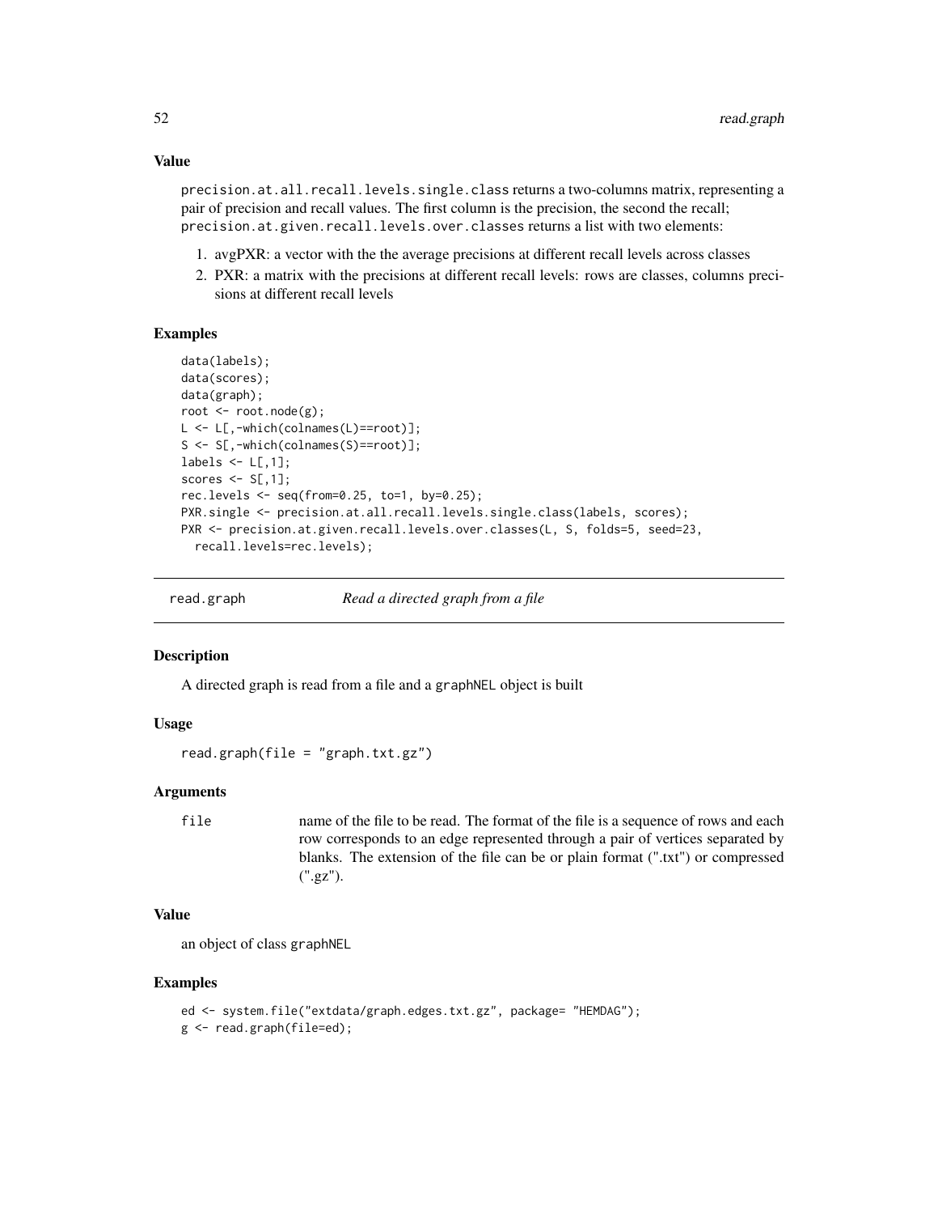### Value

`precision.at.all.recall.levels.single.class` returns a two-columns matrix, representing a pair of precision and recall values. The first column is the precision, the second the recall; `precision.at.given.recall.levels.over.classes` returns a list with two elements:

1. avgPXR: a vector with the the average precisions at different recall levels across classes
2. PXR: a matrix with the precisions at different recall levels: rows are classes, columns precisions at different recall levels

### Examples

```
data(labels);
data(scores);
data(graph);
root <- root.node(g);
L <- L[,-which(colnames(L)==root)];
S <- S[,-which(colnames(S)==root)];
labels <- L[,1];
scores <- S[,1];
rec.levels <- seq(from=0.25, to=1, by=0.25);
PXR.single <- precision.at.all.recall.levels.single.class(labels, scores);
PXR <- precision.at.given.recall.levels.over.classes(L, S, folds=5, seed=23,
  recall.levels=rec.levels);
```

---

## read.graph — *Read a directed graph from a file*

### Description

A directed graph is read from a file and a `graphNEL` object is built

### Usage

```
read.graph(file = "graph.txt.gz")
```

### Arguments

| | |
|---|---|
| `file` | name of the file to be read. The format of the file is a sequence of rows and each row corresponds to an edge represented through a pair of vertices separated by blanks. The extension of the file can be or plain format (".txt") or compressed (".gz"). |

### Value

an object of class `graphNEL`

### Examples

```
ed <- system.file("extdata/graph.edges.txt.gz", package= "HEMDAG");
g <- read.graph(file=ed);
```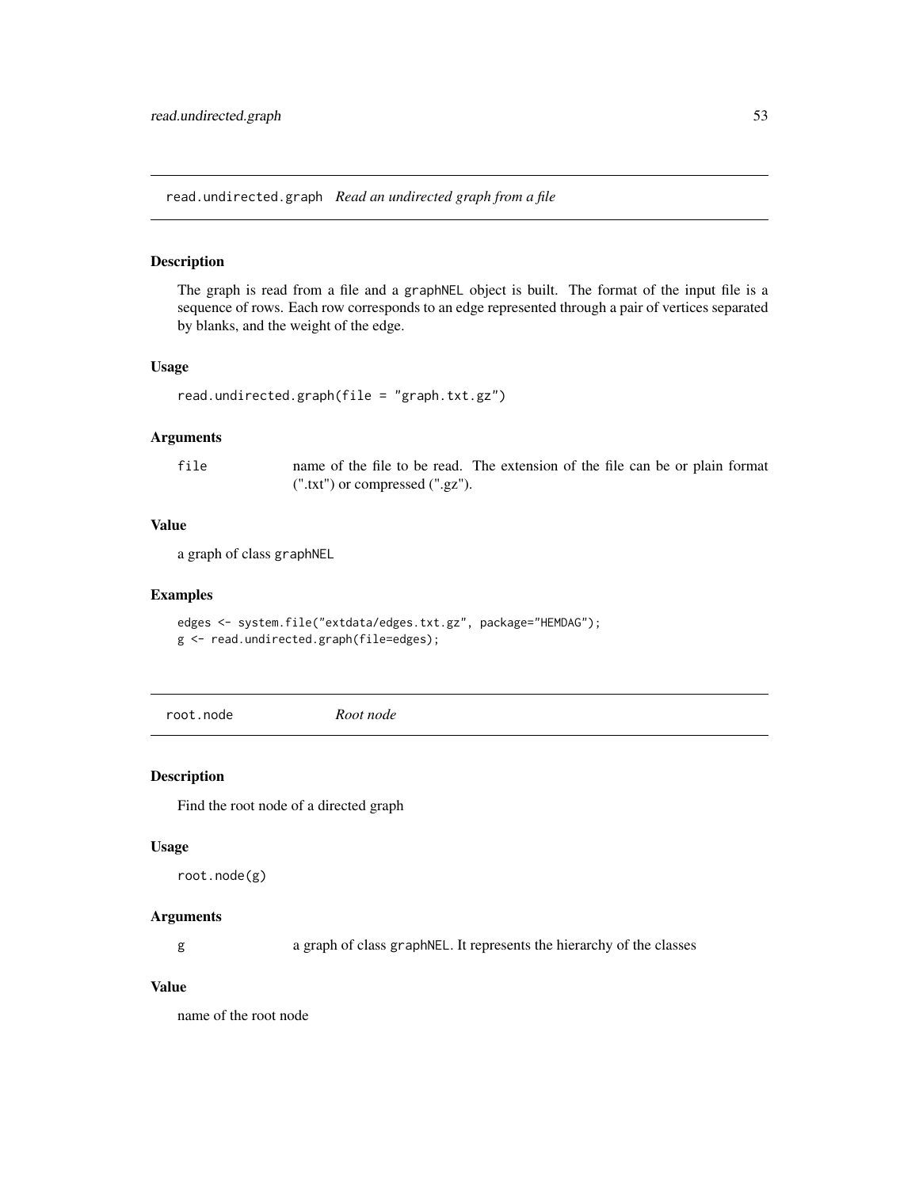## read.undirected.graph *Read an undirected graph from a file*

### Description

The graph is read from a file and a graphNEL object is built. The format of the input file is a sequence of rows. Each row corresponds to an edge represented through a pair of vertices separated by blanks, and the weight of the edge.

### Usage

```
read.undirected.graph(file = "graph.txt.gz")
```

### Arguments

| | |
|---|---|
| file | name of the file to be read. The extension of the file can be or plain format (".txt") or compressed (".gz"). |

### Value

a graph of class graphNEL

### Examples

```
edges <- system.file("extdata/edges.txt.gz", package="HEMDAG");
g <- read.undirected.graph(file=edges);
```

## root.node *Root node*

### Description

Find the root node of a directed graph

### Usage

```
root.node(g)
```

### Arguments

| | |
|---|---|
| g | a graph of class graphNEL. It represents the hierarchy of the classes |

### Value

name of the root node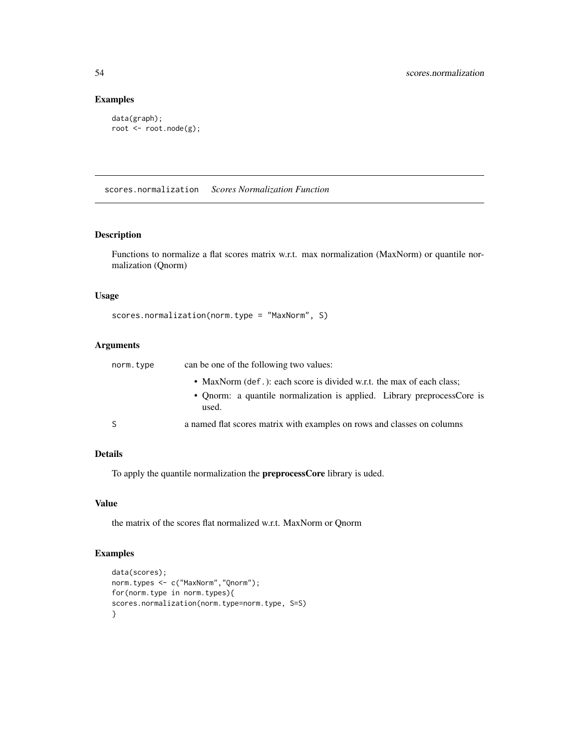## Examples

```
data(graph);
root <- root.node(g);
```

---

# scores.normalization *Scores Normalization Function*

## Description

Functions to normalize a flat scores matrix w.r.t. max normalization (MaxNorm) or quantile normalization (Qnorm)

## Usage

```
scores.normalization(norm.type = "MaxNorm", S)
```

## Arguments

| | |
|---|---|
| norm.type | can be one of the following two values:<br>• MaxNorm (def.): each score is divided w.r.t. the max of each class;<br>• Qnorm: a quantile normalization is applied. Library preprocessCore is used. |
| S | a named flat scores matrix with examples on rows and classes on columns |

## Details

To apply the quantile normalization the **preprocessCore** library is uded.

## Value

the matrix of the scores flat normalized w.r.t. MaxNorm or Qnorm

## Examples

```
data(scores);
norm.types <- c("MaxNorm","Qnorm");
for(norm.type in norm.types){
scores.normalization(norm.type=norm.type, S=S)
}
```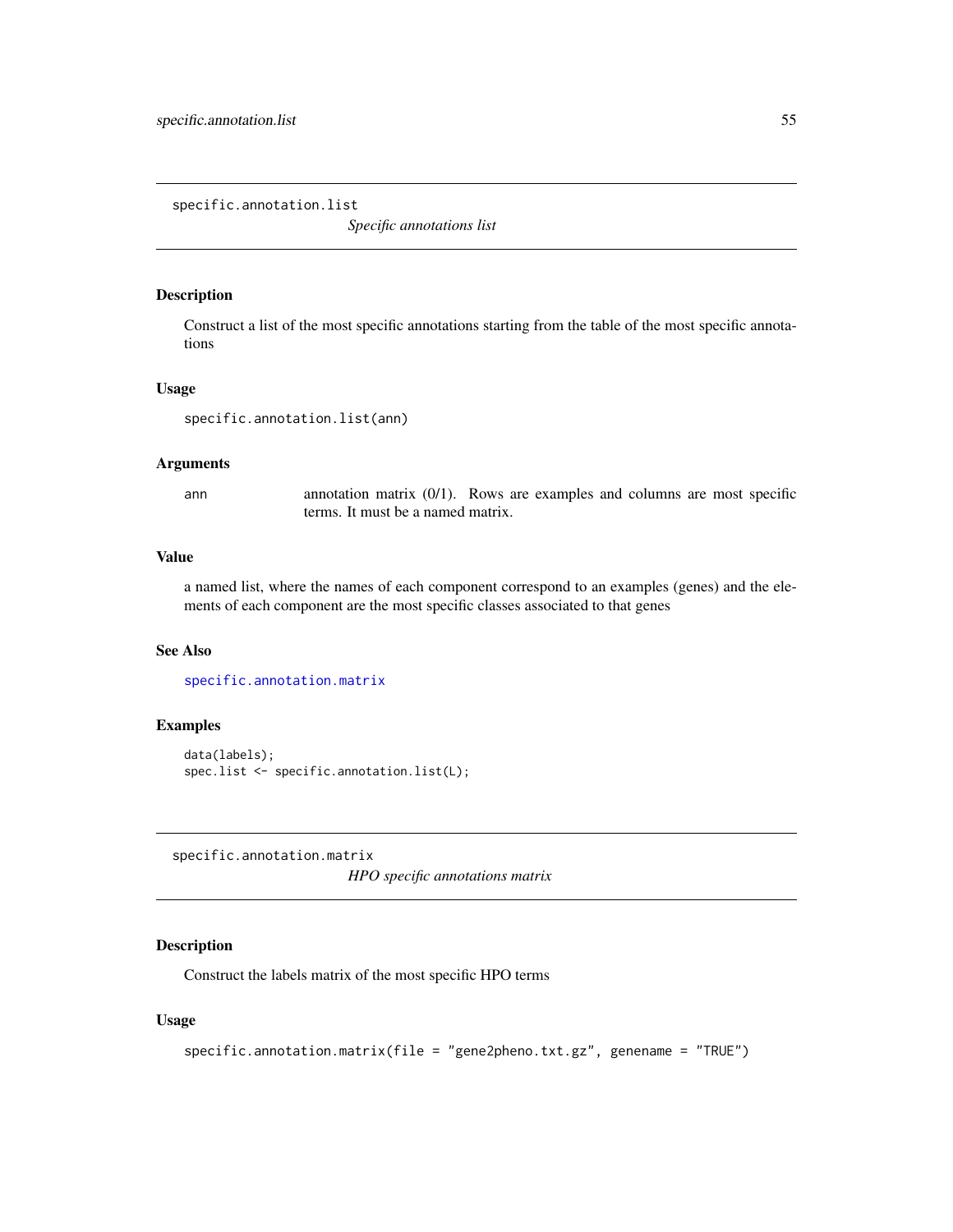## specific.annotation.list

*Specific annotations list*

### Description

Construct a list of the most specific annotations starting from the table of the most specific annotations

### Usage

```
specific.annotation.list(ann)
```

### Arguments

| | |
|---|---|
| ann | annotation matrix (0/1). Rows are examples and columns are most specific terms. It must be a named matrix. |

### Value

a named list, where the names of each component correspond to an examples (genes) and the elements of each component are the most specific classes associated to that genes

### See Also

specific.annotation.matrix

### Examples

```
data(labels);
spec.list <- specific.annotation.list(L);
```

## specific.annotation.matrix

*HPO specific annotations matrix*

### Description

Construct the labels matrix of the most specific HPO terms

### Usage

```
specific.annotation.matrix(file = "gene2pheno.txt.gz", genename = "TRUE")
```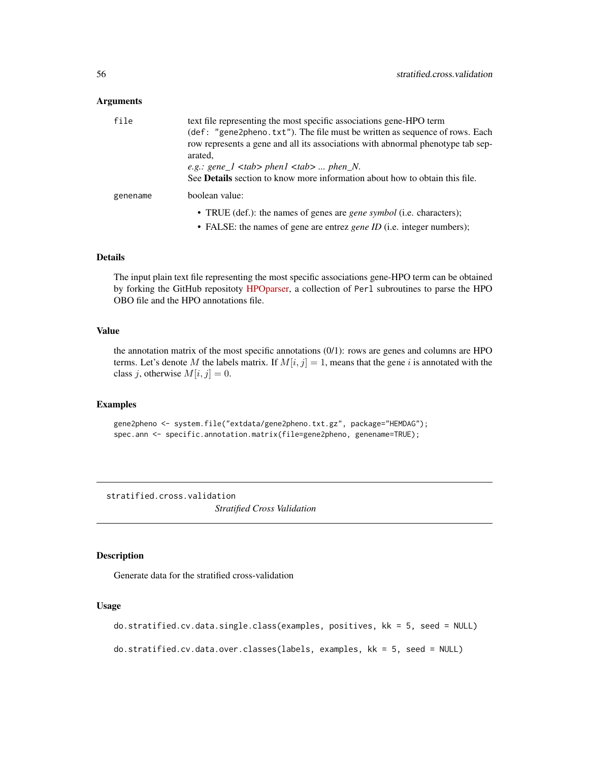### Arguments

**file** text file representing the most specific associations gene-HPO term (def: "gene2pheno.txt"). The file must be written as sequence of rows. Each row represents a gene and all its associations with abnormal phenotype tab separated,
*e.g.: gene_1 <tab> phen1 <tab> ... phen_N.*
See **Details** section to know more information about how to obtain this file.

**genename** boolean value:

- TRUE (def.): the names of genes are *gene symbol* (i.e. characters);
- FALSE: the names of gene are entrez *gene ID* (i.e. integer numbers);

### Details

The input plain text file representing the most specific associations gene-HPO term can be obtained by forking the GitHub repositoty HPOparser, a collection of Perl subroutines to parse the HPO OBO file and the HPO annotations file.

### Value

the annotation matrix of the most specific annotations (0/1): rows are genes and columns are HPO terms. Let's denote $M$ the labels matrix. If $M[i,j] = 1$, means that the gene $i$ is annotated with the class $j$, otherwise $M[i,j] = 0$.

### Examples

```
gene2pheno <- system.file("extdata/gene2pheno.txt.gz", package="HEMDAG");
spec.ann <- specific.annotation.matrix(file=gene2pheno, genename=TRUE);
```

---

## stratified.cross.validation

*Stratified Cross Validation*

---

### Description

Generate data for the stratified cross-validation

### Usage

```
do.stratified.cv.data.single.class(examples, positives, kk = 5, seed = NULL)

do.stratified.cv.data.over.classes(labels, examples, kk = 5, seed = NULL)
```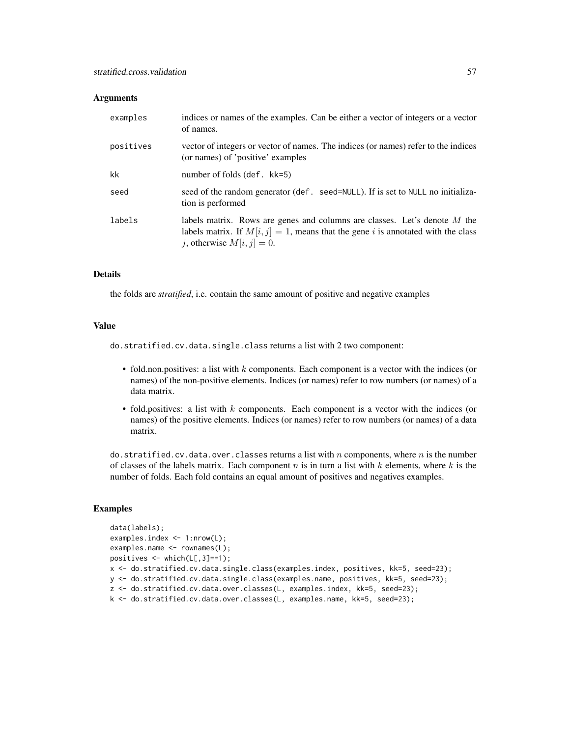### Arguments

| | |
|---|---|
| `examples` | indices or names of the examples. Can be either a vector of integers or a vector of names. |
| `positives` | vector of integers or vector of names. The indices (or names) refer to the indices (or names) of 'positive' examples |
| `kk` | number of folds (`def. kk=5`) |
| `seed` | seed of the random generator (`def. seed=NULL`). If is set to `NULL` no initialization is performed |
| `labels` | labels matrix. Rows are genes and columns are classes. Let's denote $M$ the labels matrix. If $M[i, j] = 1$, means that the gene $i$ is annotated with the class $j$, otherwise $M[i, j] = 0$. |

### Details

the folds are *stratified*, i.e. contain the same amount of positive and negative examples

### Value

`do.stratified.cv.data.single.class` returns a list with 2 two component:

- fold.non.positives: a list with $k$ components. Each component is a vector with the indices (or names) of the non-positive elements. Indices (or names) refer to row numbers (or names) of a data matrix.
- fold.positives: a list with $k$ components. Each component is a vector with the indices (or names) of the positive elements. Indices (or names) refer to row numbers (or names) of a data matrix.

`do.stratified.cv.data.over.classes` returns a list with $n$ components, where $n$ is the number of classes of the labels matrix. Each component $n$ is in turn a list with $k$ elements, where $k$ is the number of folds. Each fold contains an equal amount of positives and negatives examples.

### Examples

```
data(labels);
examples.index <- 1:nrow(L);
examples.name <- rownames(L);
positives <- which(L[,3]==1);
x <- do.stratified.cv.data.single.class(examples.index, positives, kk=5, seed=23);
y <- do.stratified.cv.data.single.class(examples.name, positives, kk=5, seed=23);
z <- do.stratified.cv.data.over.classes(L, examples.index, kk=5, seed=23);
k <- do.stratified.cv.data.over.classes(L, examples.name, kk=5, seed=23);
```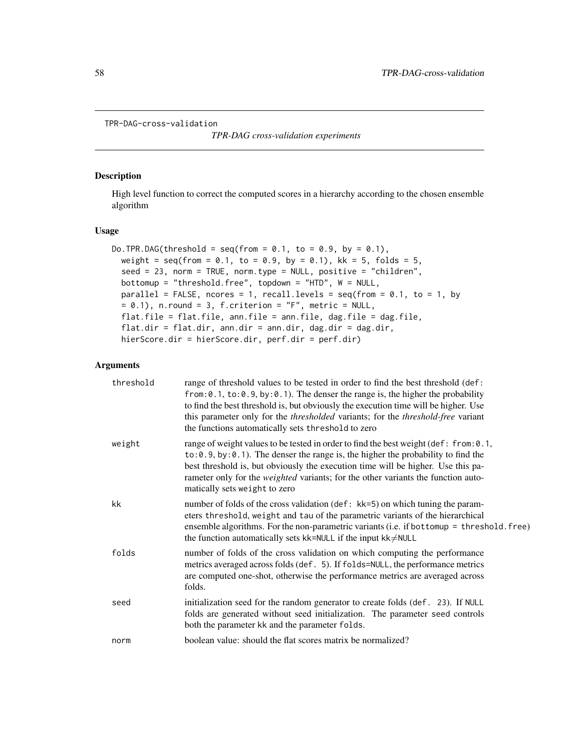TPR-DAG-cross-validation

*TPR-DAG cross-validation experiments*

## Description

High level function to correct the computed scores in a hierarchy according to the chosen ensemble algorithm

## Usage

```
Do.TPR.DAG(threshold = seq(from = 0.1, to = 0.9, by = 0.1),
  weight = seq(from = 0.1, to = 0.9, by = 0.1), kk = 5, folds = 5,
  seed = 23, norm = TRUE, norm.type = NULL, positive = "children",
  bottomup = "threshold.free", topdown = "HTD", W = NULL,
  parallel = FALSE, ncores = 1, recall.levels = seq(from = 0.1, to = 1, by
  = 0.1), n.round = 3, f.criterion = "F", metric = NULL,
  flat.file = flat.file, ann.file = ann.file, dag.file = dag.file,
  flat.dir = flat.dir, ann.dir = ann.dir, dag.dir = dag.dir,
  hierScore.dir = hierScore.dir, perf.dir = perf.dir)
```

## Arguments

| | |
|---|---|
| threshold | range of threshold values to be tested in order to find the best threshold (`def: from:0.1, to:0.9, by:0.1`). The denser the range is, the higher the probability to find the best threshold is, but obviously the execution time will be higher. Use this parameter only for the *thresholded* variants; for the *threshold-free* variant the functions automatically sets `threshold` to zero |
| weight | range of weight values to be tested in order to find the best weight (`def: from:0.1, to:0.9, by:0.1`). The denser the range is, the higher the probability to find the best threshold is, but obviously the execution time will be higher. Use this parameter only for the *weighted* variants; for the other variants the function automatically sets `weight` to zero |
| kk | number of folds of the cross validation (`def: kk=5`) on which tuning the parameters `threshold`, `weight` and `tau` of the parametric variants of the hierarchical ensemble algorithms. For the non-parametric variants (i.e. if `bottomup = threshold.free`) the function automatically sets `kk=NULL` if the input `kk`$\neq$`NULL` |
| folds | number of folds of the cross validation on which computing the performance metrics averaged across folds (`def. 5`). If `folds=NULL`, the performance metrics are computed one-shot, otherwise the performance metrics are averaged across folds. |
| seed | initialization seed for the random generator to create folds (`def. 23`). If `NULL` folds are generated without seed initialization. The parameter `seed` controls both the parameter `kk` and the parameter `folds`. |
| norm | boolean value: should the flat scores matrix be normalized? |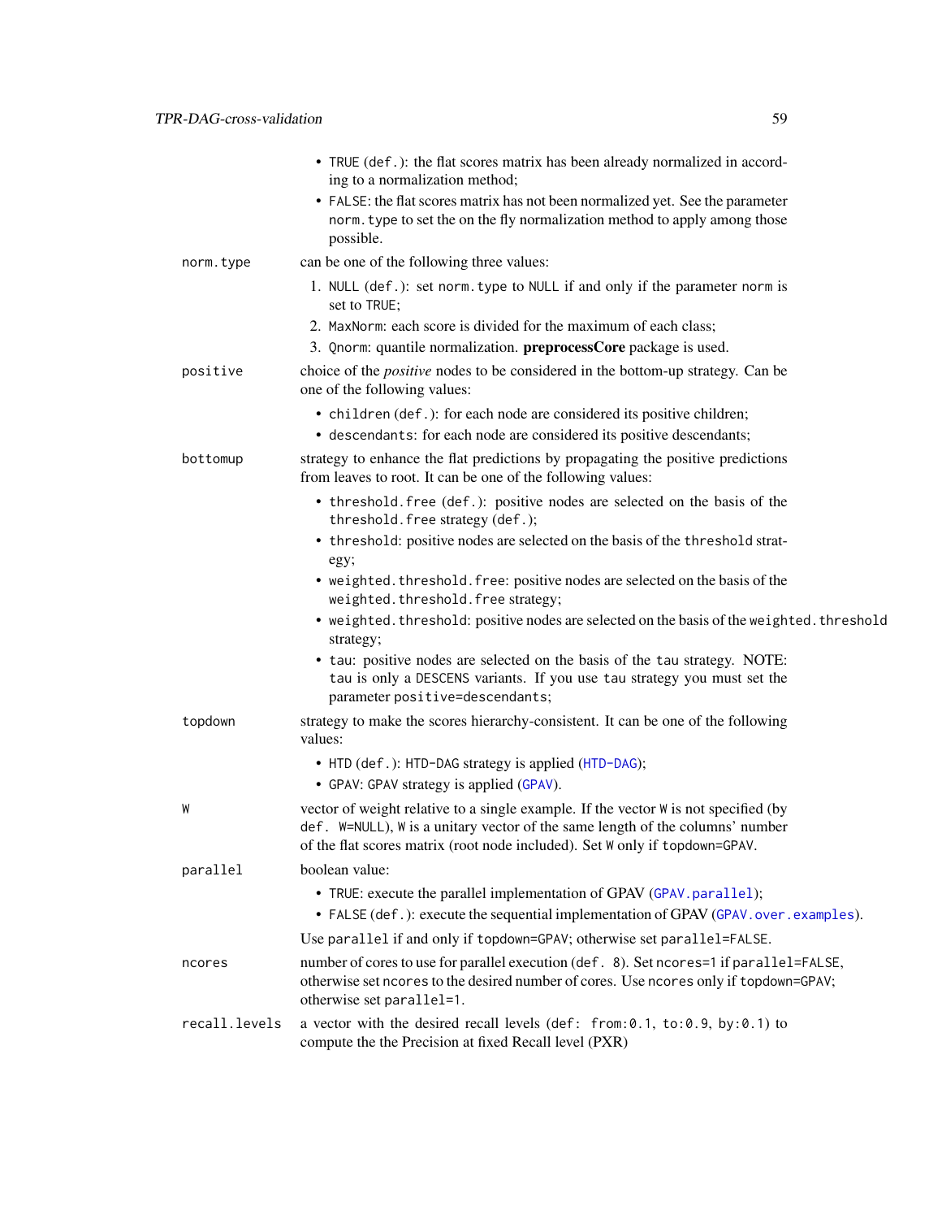- TRUE (def.): the flat scores matrix has been already normalized in according to a normalization method;
- FALSE: the flat scores matrix has not been normalized yet. See the parameter norm.type to set the on the fly normalization method to apply among those possible.

norm.type
: can be one of the following three values:

1. NULL (def.): set norm.type to NULL if and only if the parameter norm is set to TRUE;
2. MaxNorm: each score is divided for the maximum of each class;
3. Qnorm: quantile normalization. **preprocessCore** package is used.

positive
: choice of the *positive* nodes to be considered in the bottom-up strategy. Can be one of the following values:

- children (def.): for each node are considered its positive children;
- descendants: for each node are considered its positive descendants;

bottomup
: strategy to enhance the flat predictions by propagating the positive predictions from leaves to root. It can be one of the following values:

- threshold.free (def.): positive nodes are selected on the basis of the threshold.free strategy (def.);
- threshold: positive nodes are selected on the basis of the threshold strategy;
- weighted.threshold.free: positive nodes are selected on the basis of the weighted.threshold.free strategy;
- weighted.threshold: positive nodes are selected on the basis of the weighted.threshold strategy;
- tau: positive nodes are selected on the basis of the tau strategy. NOTE: tau is only a DESCENS variants. If you use tau strategy you must set the parameter positive=descendants;

topdown
: strategy to make the scores hierarchy-consistent. It can be one of the following values:

- HTD (def.): HTD-DAG strategy is applied (HTD-DAG);
- GPAV: GPAV strategy is applied (GPAV).

W
: vector of weight relative to a single example. If the vector W is not specified (by def. W=NULL), W is a unitary vector of the same length of the columns' number of the flat scores matrix (root node included). Set W only if topdown=GPAV.

parallel
: boolean value:

- TRUE: execute the parallel implementation of GPAV (GPAV.parallel);
- FALSE (def.): execute the sequential implementation of GPAV (GPAV.over.examples).

Use parallel if and only if topdown=GPAV; otherwise set parallel=FALSE.

ncores
: number of cores to use for parallel execution (def. 8). Set ncores=1 if parallel=FALSE, otherwise set ncores to the desired number of cores. Use ncores only if topdown=GPAV; otherwise set parallel=1.

recall.levels
: a vector with the desired recall levels (def: from:0.1, to:0.9, by:0.1) to compute the the Precision at fixed Recall level (PXR)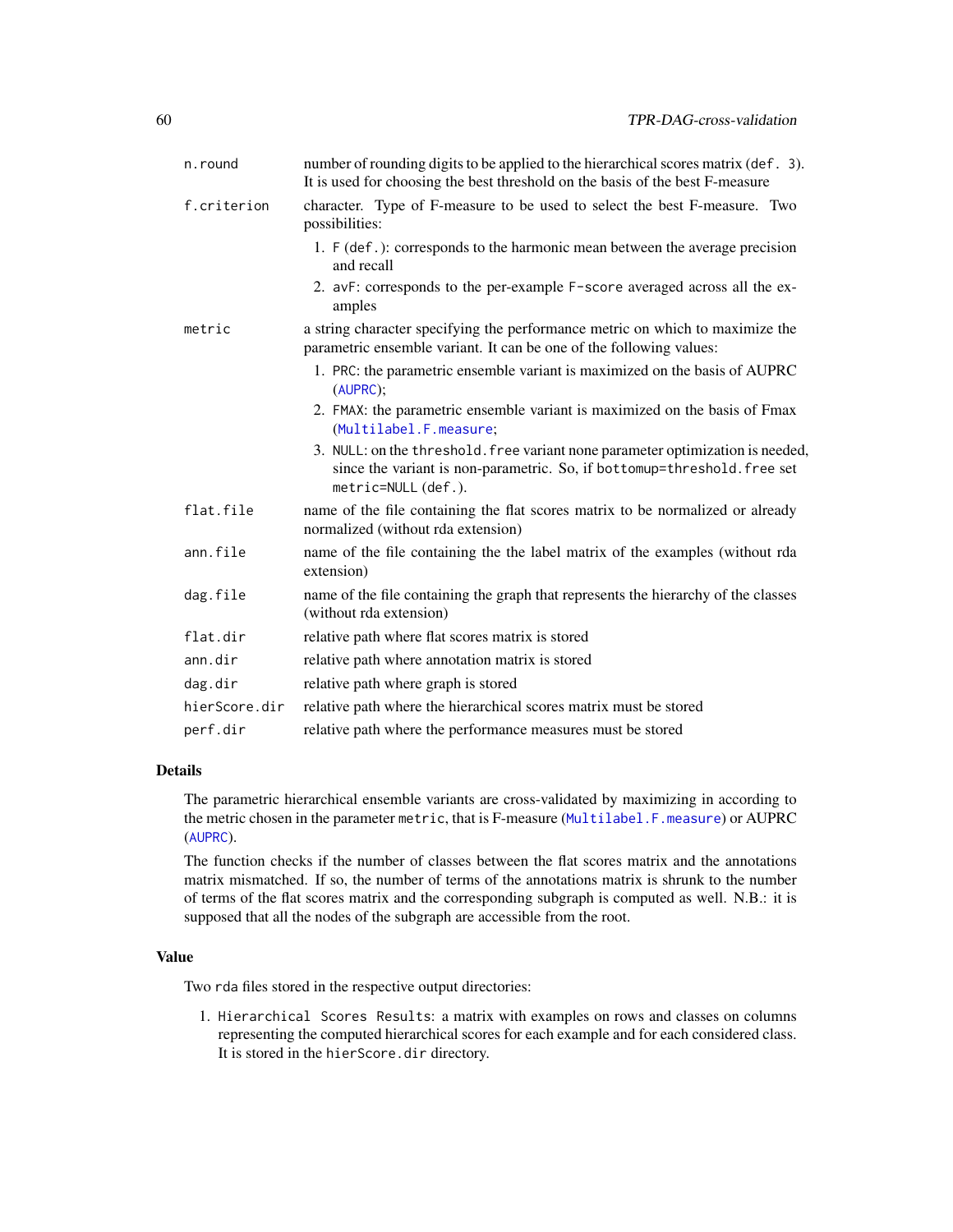| | |
|---|---|
| `n.round` | number of rounding digits to be applied to the hierarchical scores matrix (`def. 3`). It is used for choosing the best threshold on the basis of the best F-measure |
| `f.criterion` | character. Type of F-measure to be used to select the best F-measure. Two possibilities: 1. `F` (`def.`): corresponds to the harmonic mean between the average precision and recall 2. `avF`: corresponds to the per-example `F-score` averaged across all the examples |
| `metric` | a string character specifying the performance metric on which to maximize the parametric ensemble variant. It can be one of the following values: 1. `PRC`: the parametric ensemble variant is maximized on the basis of AUPRC (`AUPRC`); 2. `FMAX`: the parametric ensemble variant is maximized on the basis of Fmax (`Multilabel.F.measure`; 3. `NULL`: on the `threshold.free` variant none parameter optimization is needed, since the variant is non-parametric. So, if `bottomup=threshold.free` set `metric=NULL` (`def.`). |
| `flat.file` | name of the file containing the flat scores matrix to be normalized or already normalized (without rda extension) |
| `ann.file` | name of the file containing the the label matrix of the examples (without rda extension) |
| `dag.file` | name of the file containing the graph that represents the hierarchy of the classes (without rda extension) |
| `flat.dir` | relative path where flat scores matrix is stored |
| `ann.dir` | relative path where annotation matrix is stored |
| `dag.dir` | relative path where graph is stored |
| `hierScore.dir` | relative path where the hierarchical scores matrix must be stored |
| `perf.dir` | relative path where the performance measures must be stored |

## Details

The parametric hierarchical ensemble variants are cross-validated by maximizing in according to the metric chosen in the parameter `metric`, that is F-measure (`Multilabel.F.measure`) or AUPRC (`AUPRC`).

The function checks if the number of classes between the flat scores matrix and the annotations matrix mismatched. If so, the number of terms of the annotations matrix is shrunk to the number of terms of the flat scores matrix and the corresponding subgraph is computed as well. N.B.: it is supposed that all the nodes of the subgraph are accessible from the root.

## Value

Two `rda` files stored in the respective output directories:

1. `Hierarchical Scores Results`: a matrix with examples on rows and classes on columns representing the computed hierarchical scores for each example and for each considered class. It is stored in the `hierScore.dir` directory.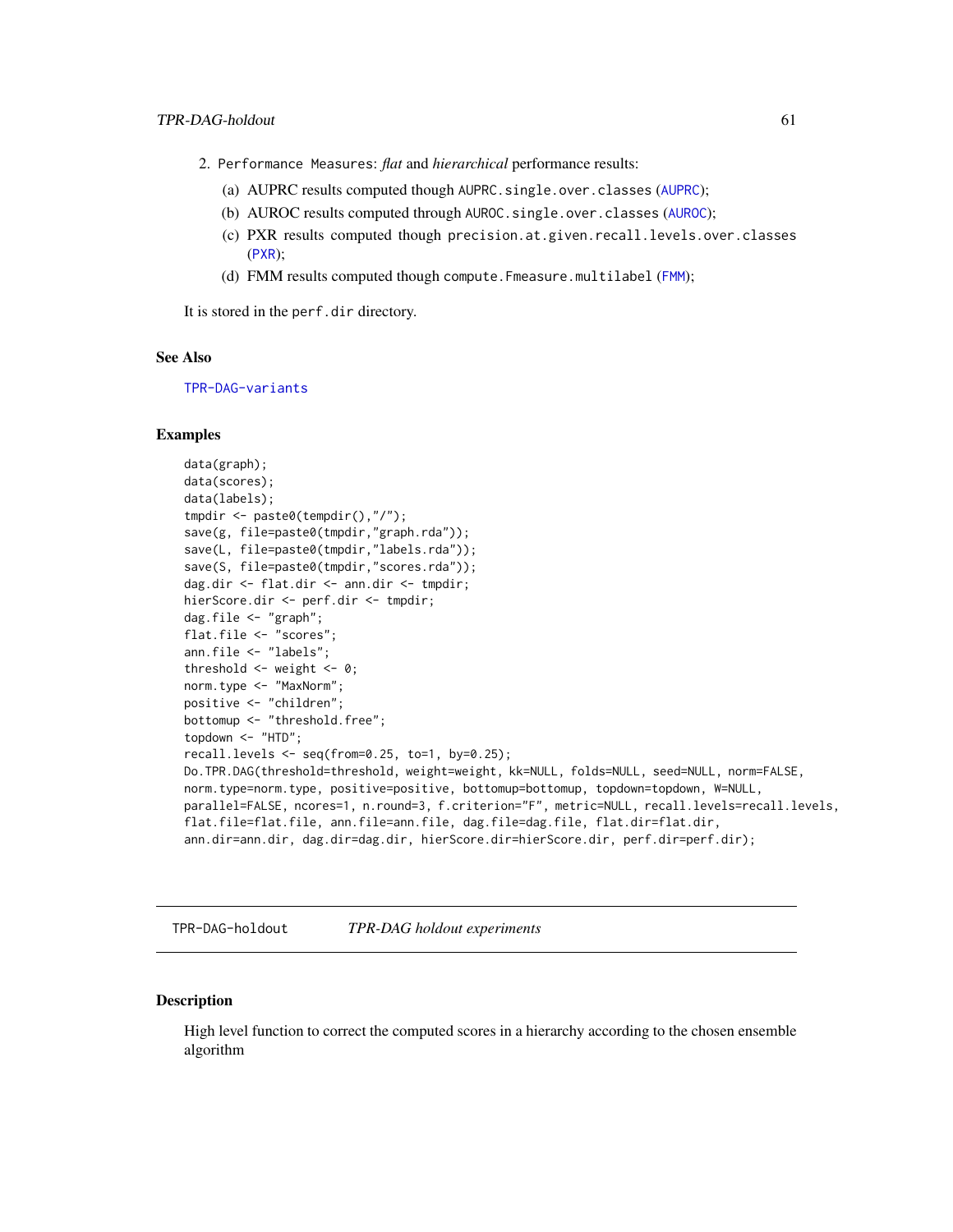2. Performance Measures: *flat* and *hierarchical* performance results:

   (a) AUPRC results computed though AUPRC.single.over.classes (AUPRC);
   
   (b) AUROC results computed through AUROC.single.over.classes (AUROC);
   
   (c) PXR results computed though precision.at.given.recall.levels.over.classes (PXR);
   
   (d) FMM results computed though compute.Fmeasure.multilabel (FMM);

It is stored in the perf.dir directory.

### See Also

TPR-DAG-variants

### Examples

```
data(graph);
data(scores);
data(labels);
tmpdir <- paste0(tempdir(),"/");
save(g, file=paste0(tmpdir,"graph.rda"));
save(L, file=paste0(tmpdir,"labels.rda"));
save(S, file=paste0(tmpdir,"scores.rda"));
dag.dir <- flat.dir <- ann.dir <- tmpdir;
hierScore.dir <- perf.dir <- tmpdir;
dag.file <- "graph";
flat.file <- "scores";
ann.file <- "labels";
threshold <- weight <- 0;
norm.type <- "MaxNorm";
positive <- "children";
bottomup <- "threshold.free";
topdown <- "HTD";
recall.levels <- seq(from=0.25, to=1, by=0.25);
Do.TPR.DAG(threshold=threshold, weight=weight, kk=NULL, folds=NULL, seed=NULL, norm=FALSE,
norm.type=norm.type, positive=positive, bottomup=bottomup, topdown=topdown, W=NULL,
parallel=FALSE, ncores=1, n.round=3, f.criterion="F", metric=NULL, recall.levels=recall.levels,
flat.file=flat.file, ann.file=ann.file, dag.file=dag.file, flat.dir=flat.dir,
ann.dir=ann.dir, dag.dir=dag.dir, hierScore.dir=hierScore.dir, perf.dir=perf.dir);
```

---

## TPR-DAG-holdout &nbsp;&nbsp;&nbsp; *TPR-DAG holdout experiments*

---

### Description

High level function to correct the computed scores in a hierarchy according to the chosen ensemble algorithm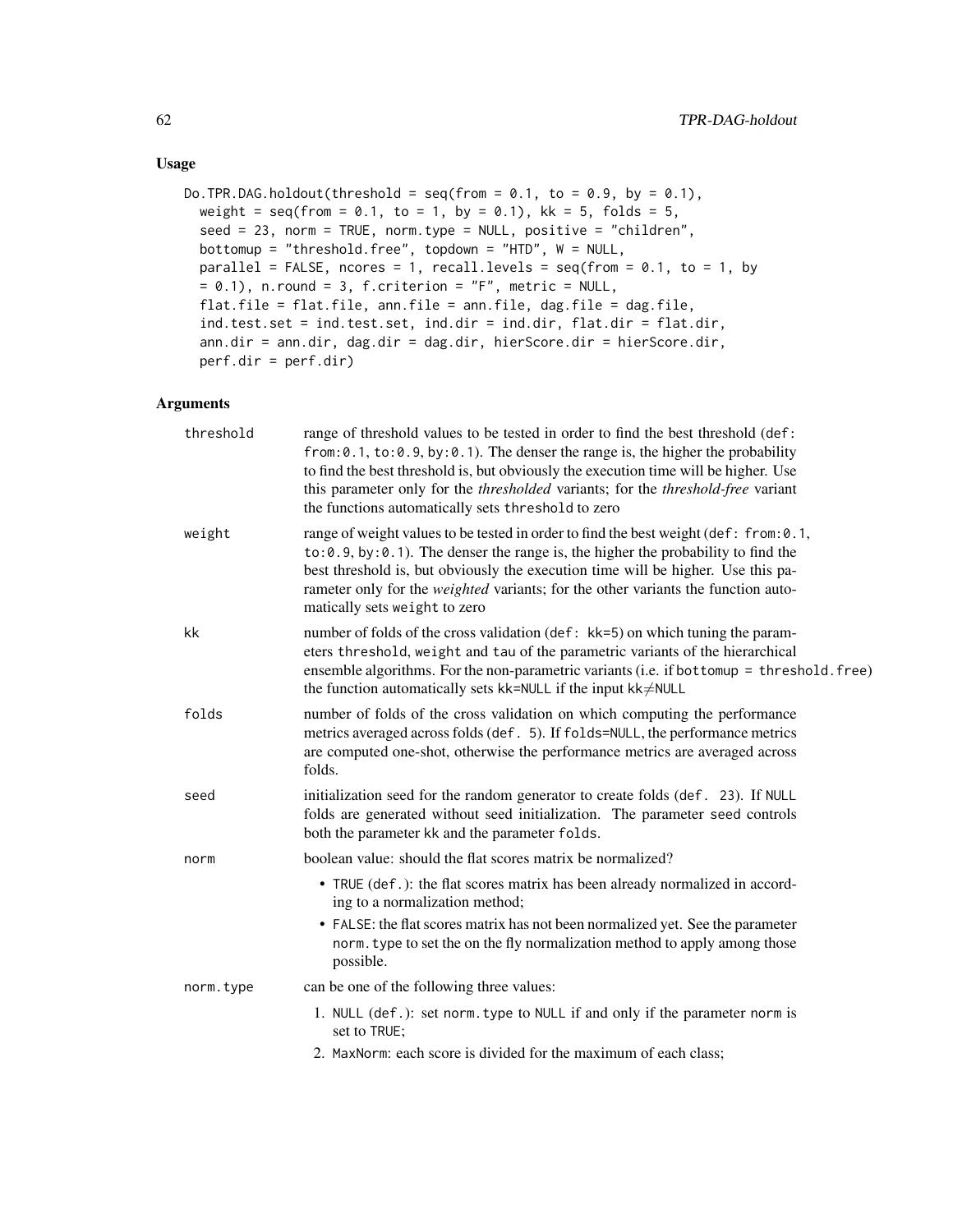## Usage

```
Do.TPR.DAG.holdout(threshold = seq(from = 0.1, to = 0.9, by = 0.1),
  weight = seq(from = 0.1, to = 1, by = 0.1), kk = 5, folds = 5,
  seed = 23, norm = TRUE, norm.type = NULL, positive = "children",
  bottomup = "threshold.free", topdown = "HTD", W = NULL,
  parallel = FALSE, ncores = 1, recall.levels = seq(from = 0.1, to = 1, by
  = 0.1), n.round = 3, f.criterion = "F", metric = NULL,
  flat.file = flat.file, ann.file = ann.file, dag.file = dag.file,
  ind.test.set = ind.test.set, ind.dir = ind.dir, flat.dir = flat.dir,
  ann.dir = ann.dir, dag.dir = dag.dir, hierScore.dir = hierScore.dir,
  perf.dir = perf.dir)
```

## Arguments

**threshold** range of threshold values to be tested in order to find the best threshold (`def: from:0.1, to:0.9, by:0.1`). The denser the range is, the higher the probability to find the best threshold is, but obviously the execution time will be higher. Use this parameter only for the *thresholded* variants; for the *threshold-free* variant the functions automatically sets `threshold` to zero

**weight** range of weight values to be tested in order to find the best weight (`def: from:0.1, to:0.9, by:0.1`). The denser the range is, the higher the probability to find the best threshold is, but obviously the execution time will be higher. Use this parameter only for the *weighted* variants; for the other variants the function automatically sets `weight` to zero

**kk** number of folds of the cross validation (`def: kk=5`) on which tuning the parameters `threshold`, `weight` and `tau` of the parametric variants of the hierarchical ensemble algorithms. For the non-parametric variants (i.e. if `bottomup = threshold.free`) the function automatically sets `kk=NULL` if the input `kk`$\neq$`NULL`

**folds** number of folds of the cross validation on which computing the performance metrics averaged across folds (`def. 5`). If `folds=NULL`, the performance metrics are computed one-shot, otherwise the performance metrics are averaged across folds.

**seed** initialization seed for the random generator to create folds (`def. 23`). If `NULL` folds are generated without seed initialization. The parameter `seed` controls both the parameter `kk` and the parameter `folds`.

**norm** boolean value: should the flat scores matrix be normalized?

- `TRUE` (`def.`): the flat scores matrix has been already normalized in according to a normalization method;
- `FALSE`: the flat scores matrix has not been normalized yet. See the parameter `norm.type` to set the on the fly normalization method to apply among those possible.

**norm.type** can be one of the following three values:

1. `NULL` (`def.`): set `norm.type` to `NULL` if and only if the parameter `norm` is set to `TRUE`;
2. `MaxNorm`: each score is divided for the maximum of each class;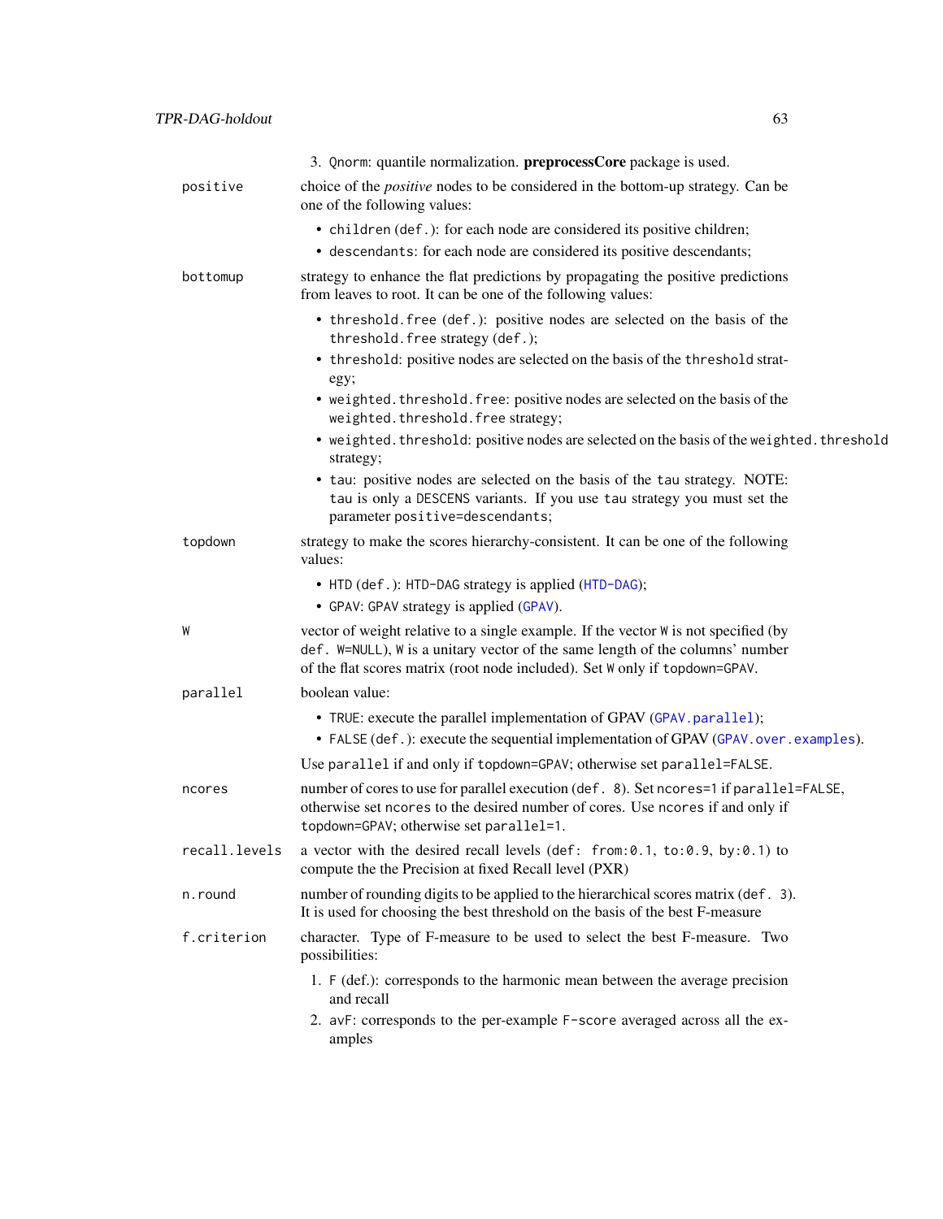3. `Qnorm`: quantile normalization. **preprocessCore** package is used.

`positive`
: choice of the *positive* nodes to be considered in the bottom-up strategy. Can be one of the following values:

- `children` (`def.`): for each node are considered its positive children;
- `descendants`: for each node are considered its positive descendants;

`bottomup`
: strategy to enhance the flat predictions by propagating the positive predictions from leaves to root. It can be one of the following values:

- `threshold.free` (`def.`): positive nodes are selected on the basis of the `threshold.free` strategy (`def.`);
- `threshold`: positive nodes are selected on the basis of the `threshold` strategy;
- `weighted.threshold.free`: positive nodes are selected on the basis of the `weighted.threshold.free` strategy;
- `weighted.threshold`: positive nodes are selected on the basis of the `weighted.threshold` strategy;
- `tau`: positive nodes are selected on the basis of the `tau` strategy. NOTE: `tau` is only a `DESCENS` variants. If you use `tau` strategy you must set the parameter `positive=descendants`;

`topdown`
: strategy to make the scores hierarchy-consistent. It can be one of the following values:

- `HTD` (`def.`): `HTD-DAG` strategy is applied (`HTD-DAG`);
- `GPAV`: `GPAV` strategy is applied (`GPAV`).

`W`
: vector of weight relative to a single example. If the vector `W` is not specified (by `def. W=NULL`), `W` is a unitary vector of the same length of the columns' number of the flat scores matrix (root node included). Set `W` only if `topdown=GPAV`.

`parallel`
: boolean value:

- `TRUE`: execute the parallel implementation of GPAV (`GPAV.parallel`);
- `FALSE` (`def.`): execute the sequential implementation of GPAV (`GPAV.over.examples`).

Use `parallel` if and only if `topdown=GPAV`; otherwise set `parallel=FALSE`.

`ncores`
: number of cores to use for parallel execution (`def. 8`). Set `ncores=1` if `parallel=FALSE`, otherwise set `ncores` to the desired number of cores. Use `ncores` if and only if `topdown=GPAV`; otherwise set `parallel=1`.

`recall.levels`
: a vector with the desired recall levels (`def: from:0.1, to:0.9, by:0.1`) to compute the the Precision at fixed Recall level (PXR)

`n.round`
: number of rounding digits to be applied to the hierarchical scores matrix (`def. 3`). It is used for choosing the best threshold on the basis of the best F-measure

`f.criterion`
: character. Type of F-measure to be used to select the best F-measure. Two possibilities:

1. `F` (def.): corresponds to the harmonic mean between the average precision and recall
2. `avF`: corresponds to the per-example `F-score` averaged across all the examples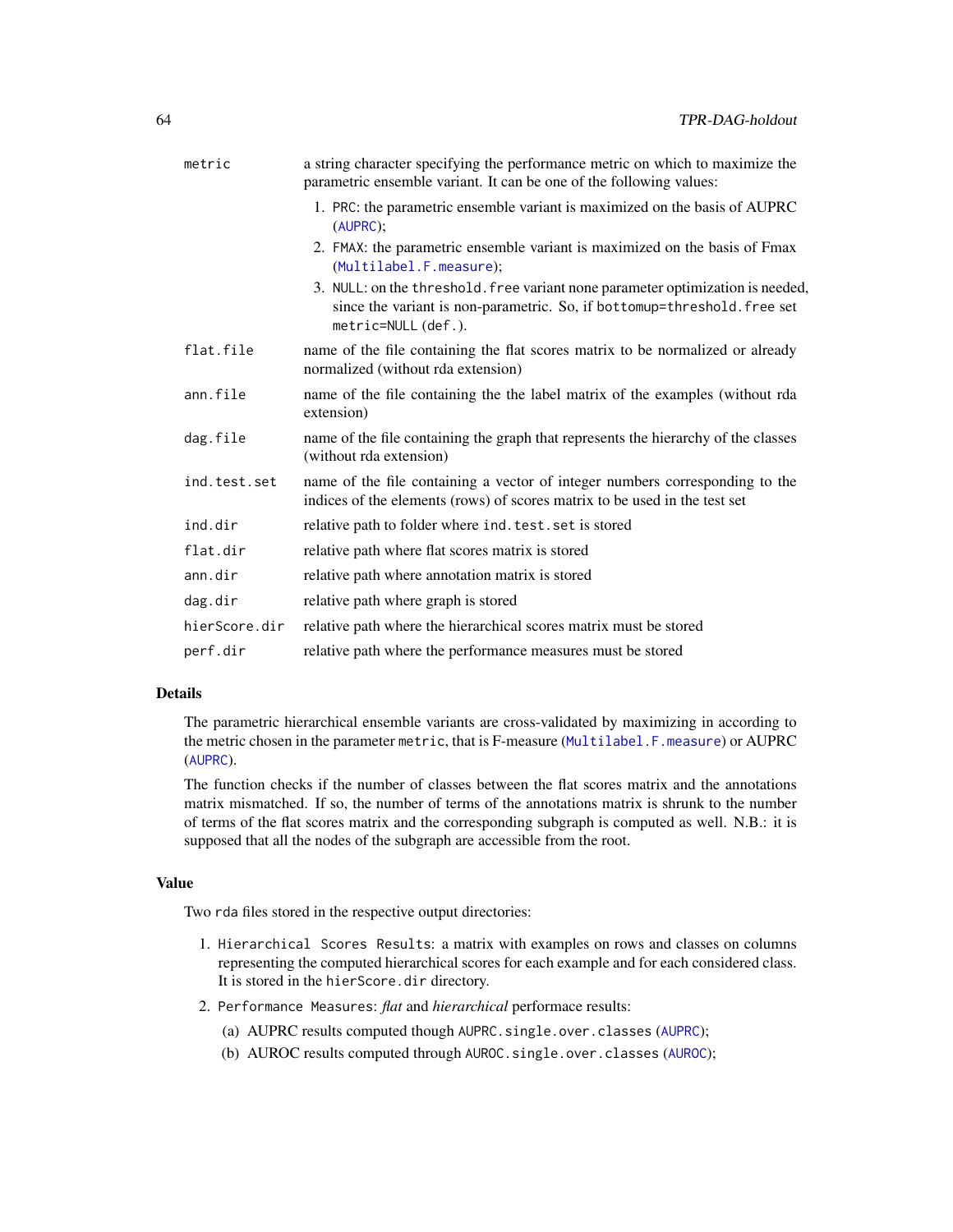| | |
|---|---|
| `metric` | a string character specifying the performance metric on which to maximize the parametric ensemble variant. It can be one of the following values:<br>1. `PRC`: the parametric ensemble variant is maximized on the basis of AUPRC (`AUPRC`);<br>2. `FMAX`: the parametric ensemble variant is maximized on the basis of Fmax (`Multilabel.F.measure`);<br>3. `NULL`: on the `threshold.free` variant none parameter optimization is needed, since the variant is non-parametric. So, if `bottomup=threshold.free` set `metric=NULL` (`def.`). |
| `flat.file` | name of the file containing the flat scores matrix to be normalized or already normalized (without rda extension) |
| `ann.file` | name of the file containing the the label matrix of the examples (without rda extension) |
| `dag.file` | name of the file containing the graph that represents the hierarchy of the classes (without rda extension) |
| `ind.test.set` | name of the file containing a vector of integer numbers corresponding to the indices of the elements (rows) of scores matrix to be used in the test set |
| `ind.dir` | relative path to folder where `ind.test.set` is stored |
| `flat.dir` | relative path where flat scores matrix is stored |
| `ann.dir` | relative path where annotation matrix is stored |
| `dag.dir` | relative path where graph is stored |
| `hierScore.dir` | relative path where the hierarchical scores matrix must be stored |
| `perf.dir` | relative path where the performance measures must be stored |

## Details

The parametric hierarchical ensemble variants are cross-validated by maximizing in according to the metric chosen in the parameter `metric`, that is F-measure (`Multilabel.F.measure`) or AUPRC (`AUPRC`).

The function checks if the number of classes between the flat scores matrix and the annotations matrix mismatched. If so, the number of terms of the annotations matrix is shrunk to the number of terms of the flat scores matrix and the corresponding subgraph is computed as well. N.B.: it is supposed that all the nodes of the subgraph are accessible from the root.

## Value

Two `rda` files stored in the respective output directories:

1. `Hierarchical Scores Results`: a matrix with examples on rows and classes on columns representing the computed hierarchical scores for each example and for each considered class. It is stored in the `hierScore.dir` directory.
2. `Performance Measures`: *flat* and *hierarchical* performace results:
   (a) AUPRC results computed though `AUPRC.single.over.classes` (`AUPRC`);
   (b) AUROC results computed through `AUROC.single.over.classes` (`AUROC`);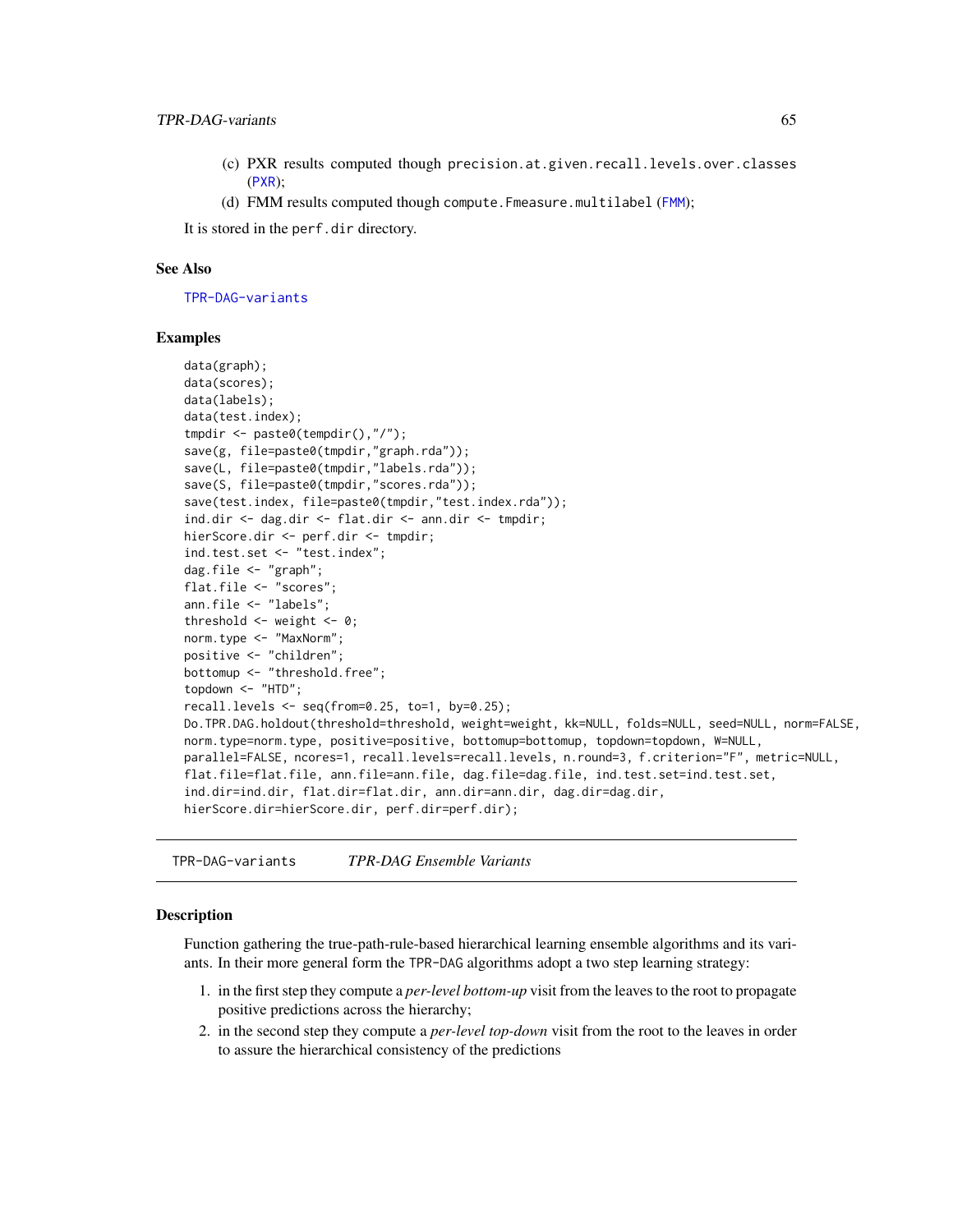(c) PXR results computed though `precision.at.given.recall.levels.over.classes` (PXR);

(d) FMM results computed though `compute.Fmeasure.multilabel` (FMM);

It is stored in the `perf.dir` directory.

### See Also

TPR-DAG-variants

### Examples

```
data(graph);
data(scores);
data(labels);
data(test.index);
tmpdir <- paste0(tempdir(),"/");
save(g, file=paste0(tmpdir,"graph.rda"));
save(L, file=paste0(tmpdir,"labels.rda"));
save(S, file=paste0(tmpdir,"scores.rda"));
save(test.index, file=paste0(tmpdir,"test.index.rda"));
ind.dir <- dag.dir <- flat.dir <- ann.dir <- tmpdir;
hierScore.dir <- perf.dir <- tmpdir;
ind.test.set <- "test.index";
dag.file <- "graph";
flat.file <- "scores";
ann.file <- "labels";
threshold <- weight <- 0;
norm.type <- "MaxNorm";
positive <- "children";
bottomup <- "threshold.free";
topdown <- "HTD";
recall.levels <- seq(from=0.25, to=1, by=0.25);
Do.TPR.DAG.holdout(threshold=threshold, weight=weight, kk=NULL, folds=NULL, seed=NULL, norm=FALSE,
norm.type=norm.type, positive=positive, bottomup=bottomup, topdown=topdown, W=NULL,
parallel=FALSE, ncores=1, recall.levels=recall.levels, n.round=3, f.criterion="F", metric=NULL,
flat.file=flat.file, ann.file=ann.file, dag.file=dag.file, ind.test.set=ind.test.set,
ind.dir=ind.dir, flat.dir=flat.dir, ann.dir=ann.dir, dag.dir=dag.dir,
hierScore.dir=hierScore.dir, perf.dir=perf.dir);
```

---

## TPR-DAG-variants *TPR-DAG Ensemble Variants*

---

### Description

Function gathering the true-path-rule-based hierarchical learning ensemble algorithms and its variants. In their more general form the `TPR-DAG` algorithms adopt a two step learning strategy:

1. in the first step they compute a *per-level bottom-up* visit from the leaves to the root to propagate positive predictions across the hierarchy;
2. in the second step they compute a *per-level top-down* visit from the root to the leaves in order to assure the hierarchical consistency of the predictions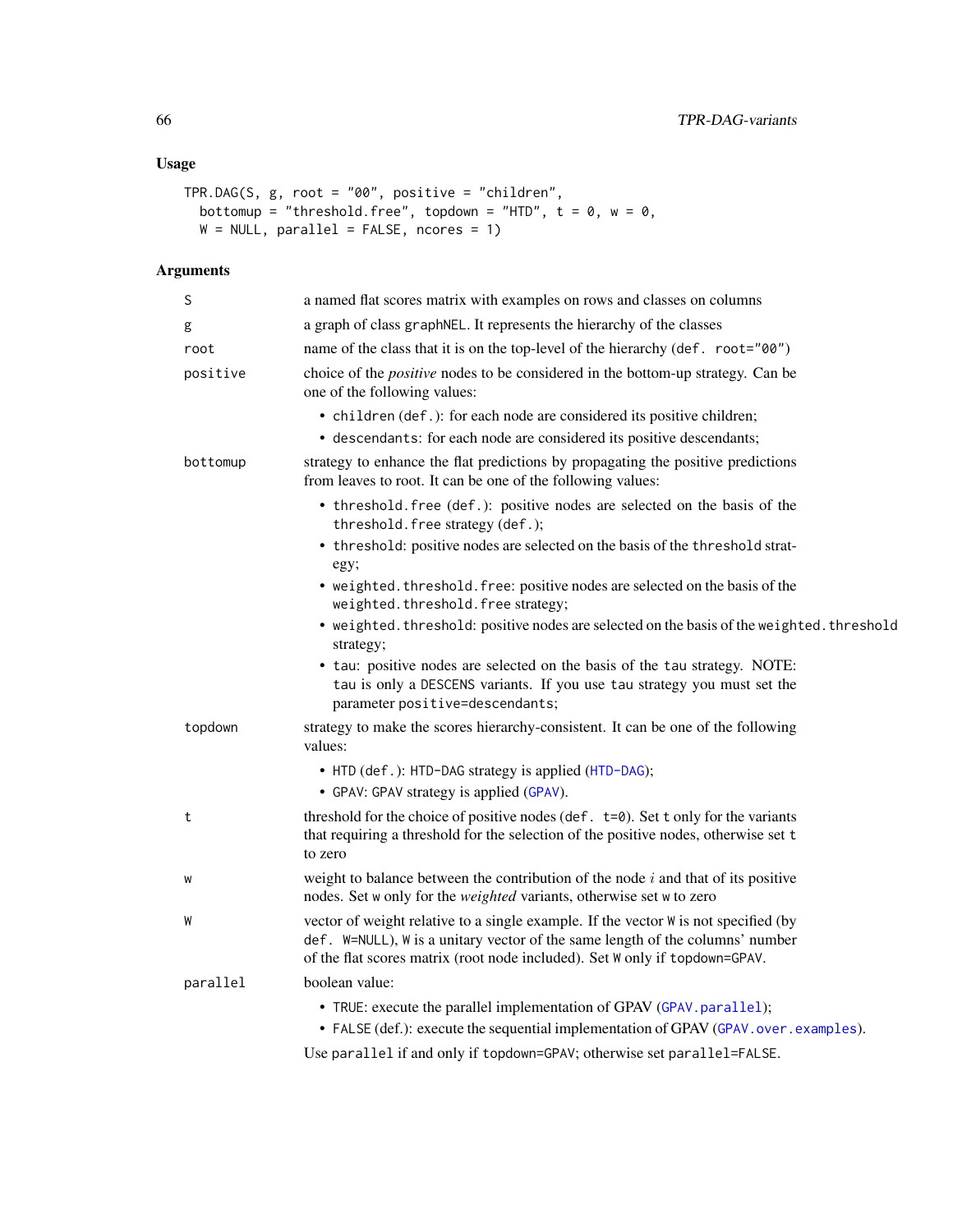## Usage

```
TPR.DAG(S, g, root = "00", positive = "children",
  bottomup = "threshold.free", topdown = "HTD", t = 0, w = 0,
  W = NULL, parallel = FALSE, ncores = 1)
```

## Arguments

**S** — a named flat scores matrix with examples on rows and classes on columns

**g** — a graph of class graphNEL. It represents the hierarchy of the classes

**root** — name of the class that it is on the top-level of the hierarchy (def. root="00")

**positive** — choice of the *positive* nodes to be considered in the bottom-up strategy. Can be one of the following values:

- children (def.): for each node are considered its positive children;
- descendants: for each node are considered its positive descendants;

**bottomup** — strategy to enhance the flat predictions by propagating the positive predictions from leaves to root. It can be one of the following values:

- threshold.free (def.): positive nodes are selected on the basis of the threshold.free strategy (def.);
- threshold: positive nodes are selected on the basis of the threshold strategy;
- weighted.threshold.free: positive nodes are selected on the basis of the weighted.threshold.free strategy;
- weighted.threshold: positive nodes are selected on the basis of the weighted.threshold strategy;
- tau: positive nodes are selected on the basis of the tau strategy. NOTE: tau is only a DESCENS variants. If you use tau strategy you must set the parameter positive=descendants;

**topdown** — strategy to make the scores hierarchy-consistent. It can be one of the following values:

- HTD (def.): HTD-DAG strategy is applied (HTD-DAG);
- GPAV: GPAV strategy is applied (GPAV).

**t** — threshold for the choice of positive nodes (def. t=0). Set t only for the variants that requiring a threshold for the selection of the positive nodes, otherwise set t to zero

**w** — weight to balance between the contribution of the node $i$ and that of its positive nodes. Set w only for the *weighted* variants, otherwise set w to zero

**W** — vector of weight relative to a single example. If the vector W is not specified (by def. W=NULL), W is a unitary vector of the same length of the columns' number of the flat scores matrix (root node included). Set W only if topdown=GPAV.

**parallel** — boolean value:

- TRUE: execute the parallel implementation of GPAV (GPAV.parallel);
- FALSE (def.): execute the sequential implementation of GPAV (GPAV.over.examples).

Use parallel if and only if topdown=GPAV; otherwise set parallel=FALSE.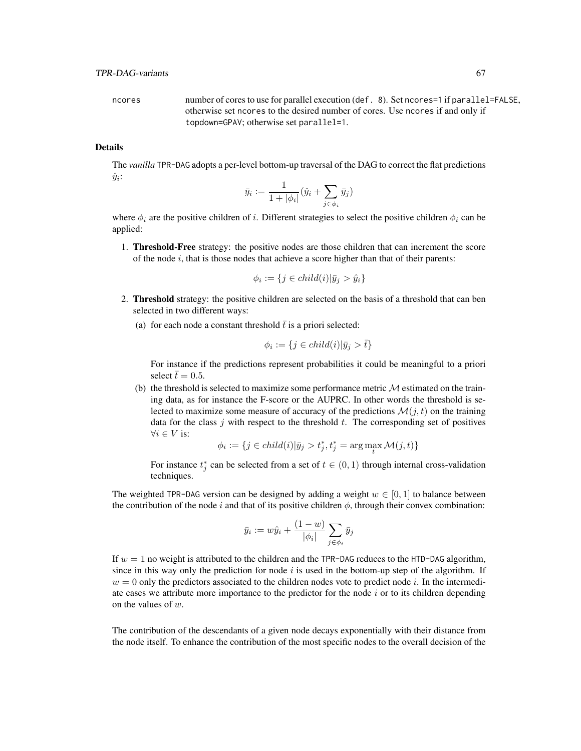ncores    number of cores to use for parallel execution (`def. 8`). Set `ncores=1` if `parallel=FALSE`, otherwise set `ncores` to the desired number of cores. Use `ncores` if and only if `topdown=GPAV`; otherwise set `parallel=1`.

### Details

The *vanilla* `TPR-DAG` adopts a per-level bottom-up traversal of the DAG to correct the flat predictions $\hat{y}_i$:

$$\bar{y}_i := \frac{1}{1 + |\phi_i|}(\hat{y}_i + \sum_{j \in \phi_i} \bar{y}_j)$$

where $\phi_i$ are the positive children of $i$. Different strategies to select the positive children $\phi_i$ can be applied:

1. **Threshold-Free** strategy: the positive nodes are those children that can increment the score of the node $i$, that is those nodes that achieve a score higher than that of their parents:

$$\phi_i := \{j \in child(i) | \bar{y}_j > \hat{y}_i\}$$

2. **Threshold** strategy: the positive children are selected on the basis of a threshold that can ben selected in two different ways:

   (a) for each node a constant threshold $\bar{t}$ is a priori selected:

$$\phi_i := \{j \in child(i) | \bar{y}_j > \bar{t}\}$$

   For instance if the predictions represent probabilities it could be meaningful to a priori select $\bar{t} = 0.5$.

   (b) the threshold is selected to maximize some performance metric $\mathcal{M}$ estimated on the training data, as for instance the F-score or the AUPRC. In other words the threshold is selected to maximize some measure of accuracy of the predictions $\mathcal{M}(j, t)$ on the training data for the class $j$ with respect to the threshold $t$. The corresponding set of positives $\forall i \in V$ is:

$$\phi_i := \{j \in child(i) | \bar{y}_j > t_j^*, t_j^* = \arg\max_t \mathcal{M}(j, t)\}$$

   For instance $t_j^*$ can be selected from a set of $t \in (0, 1)$ through internal cross-validation techniques.

The weighted `TPR-DAG` version can be designed by adding a weight $w \in [0, 1]$ to balance between the contribution of the node $i$ and that of its positive children $\phi$, through their convex combination:

$$\bar{y}_i := w\hat{y}_i + \frac{(1 - w)}{|\phi_i|} \sum_{j \in \phi_i} \bar{y}_j$$

If $w = 1$ no weight is attributed to the children and the `TPR-DAG` reduces to the `HTD-DAG` algorithm, since in this way only the prediction for node $i$ is used in the bottom-up step of the algorithm. If $w = 0$ only the predictors associated to the children nodes vote to predict node $i$. In the intermediate cases we attribute more importance to the predictor for the node $i$ or to its children depending on the values of $w$.

The contribution of the descendants of a given node decays exponentially with their distance from the node itself. To enhance the contribution of the most specific nodes to the overall decision of the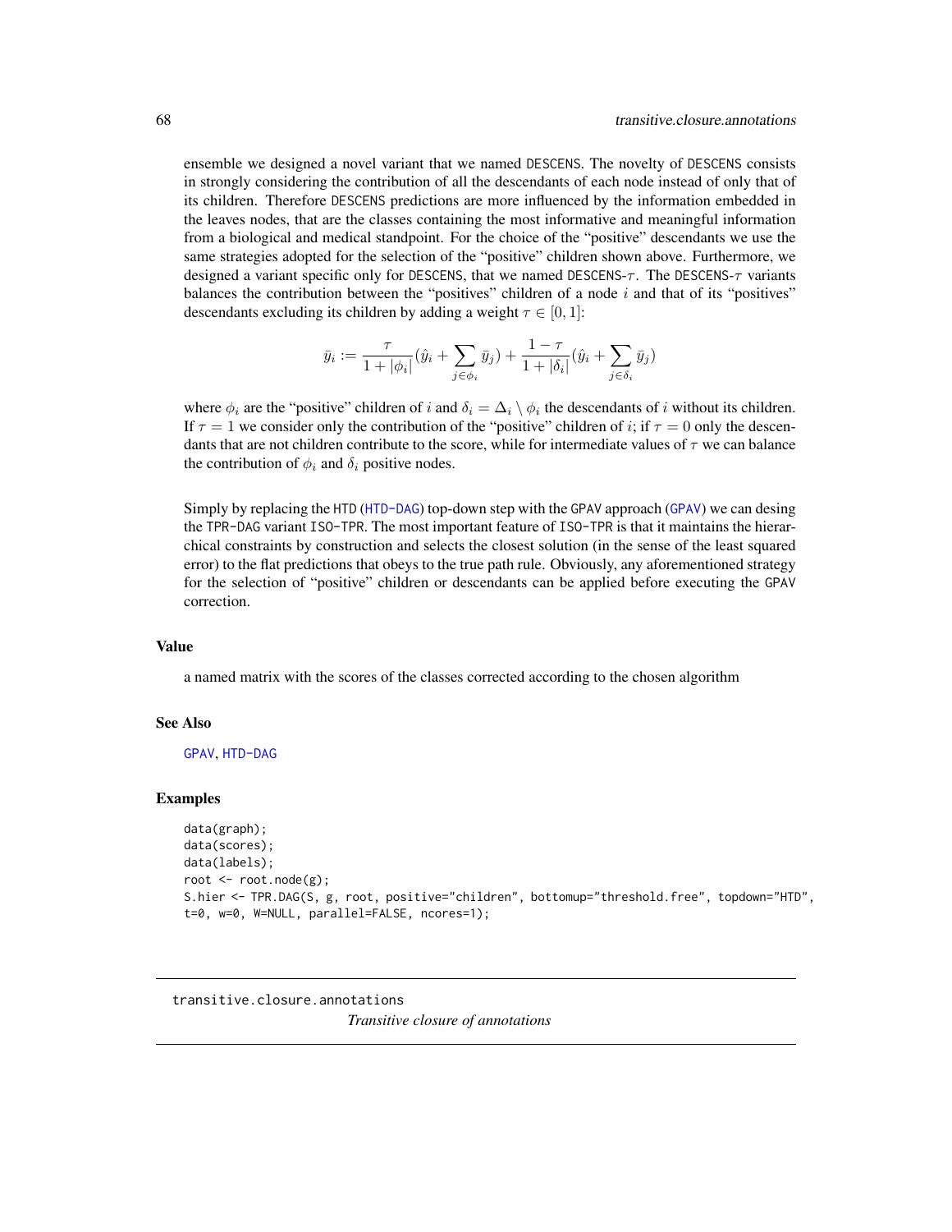ensemble we designed a novel variant that we named DESCENS. The novelty of DESCENS consists in strongly considering the contribution of all the descendants of each node instead of only that of its children. Therefore DESCENS predictions are more influenced by the information embedded in the leaves nodes, that are the classes containing the most informative and meaningful information from a biological and medical standpoint. For the choice of the "positive" descendants we use the same strategies adopted for the selection of the "positive" children shown above. Furthermore, we designed a variant specific only for DESCENS, that we named DESCENS-$\tau$. The DESCENS-$\tau$ variants balances the contribution between the "positives" children of a node $i$ and that of its "positives" descendants excluding its children by adding a weight $\tau \in [0, 1]$:

$$\bar{y}_i := \frac{\tau}{1 + |\phi_i|}(\hat{y}_i + \sum_{j \in \phi_i} \bar{y}_j) + \frac{1 - \tau}{1 + |\delta_i|}(\hat{y}_i + \sum_{j \in \delta_i} \bar{y}_j)$$

where $\phi_i$ are the "positive" children of $i$ and $\delta_i = \Delta_i \setminus \phi_i$ the descendants of $i$ without its children. If $\tau = 1$ we consider only the contribution of the "positive" children of $i$; if $\tau = 0$ only the descendants that are not children contribute to the score, while for intermediate values of $\tau$ we can balance the contribution of $\phi_i$ and $\delta_i$ positive nodes.

Simply by replacing the HTD (HTD-DAG) top-down step with the GPAV approach (GPAV) we can desing the TPR-DAG variant ISO-TPR. The most important feature of ISO-TPR is that it maintains the hierarchical constraints by construction and selects the closest solution (in the sense of the least squared error) to the flat predictions that obeys to the true path rule. Obviously, any aforementioned strategy for the selection of "positive" children or descendants can be applied before executing the GPAV correction.

## Value

a named matrix with the scores of the classes corrected according to the chosen algorithm

## See Also

GPAV, HTD-DAG

## Examples

```
data(graph);
data(scores);
data(labels);
root <- root.node(g);
S.hier <- TPR.DAG(S, g, root, positive="children", bottomup="threshold.free", topdown="HTD",
t=0, w=0, W=NULL, parallel=FALSE, ncores=1);
```

---

# transitive.closure.annotations

*Transitive closure of annotations*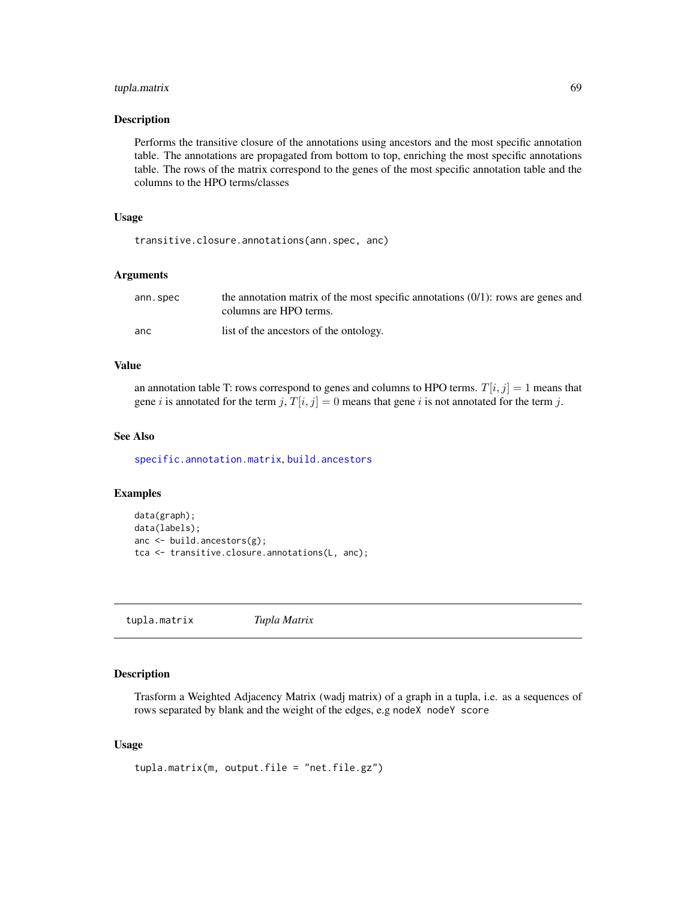### Description

Performs the transitive closure of the annotations using ancestors and the most specific annotation table. The annotations are propagated from bottom to top, enriching the most specific annotations table. The rows of the matrix correspond to the genes of the most specific annotation table and the columns to the HPO terms/classes

### Usage

```
transitive.closure.annotations(ann.spec, anc)
```

### Arguments

| | |
|---|---|
| ann.spec | the annotation matrix of the most specific annotations (0/1): rows are genes and columns are HPO terms. |
| anc | list of the ancestors of the ontology. |

### Value

an annotation table T: rows correspond to genes and columns to HPO terms. $T[i, j] = 1$ means that gene $i$ is annotated for the term $j$, $T[i, j] = 0$ means that gene $i$ is not annotated for the term $j$.

### See Also

specific.annotation.matrix, build.ancestors

### Examples

```
data(graph);
data(labels);
anc <- build.ancestors(g);
tca <- transitive.closure.annotations(L, anc);
```

---

## tupla.matrix *Tupla Matrix*

---

### Description

Trasform a Weighted Adjacency Matrix (wadj matrix) of a graph in a tupla, i.e. as a sequences of rows separated by blank and the weight of the edges, e.g `nodeX nodeY score`

### Usage

```
tupla.matrix(m, output.file = "net.file.gz")
```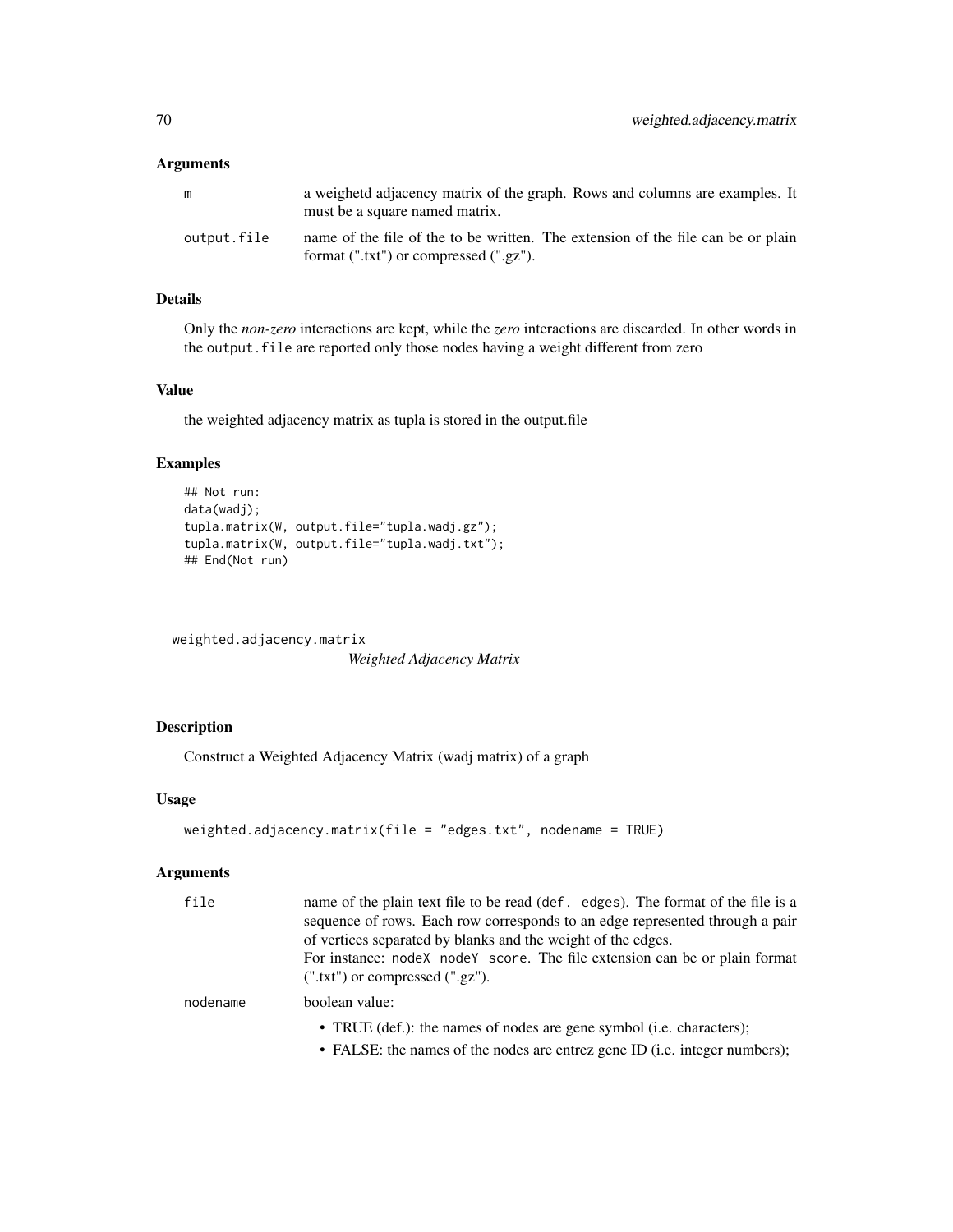### Arguments

| | |
|---|---|
| m | a weighetd adjacency matrix of the graph. Rows and columns are examples. It must be a square named matrix. |
| output.file | name of the file of the to be written. The extension of the file can be or plain format (".txt") or compressed (".gz"). |

### Details

Only the *non-zero* interactions are kept, while the *zero* interactions are discarded. In other words in the `output.file` are reported only those nodes having a weight different from zero

### Value

the weighted adjacency matrix as tupla is stored in the output.file

### Examples

```
## Not run:
data(wadj);
tupla.matrix(W, output.file="tupla.wadj.gz");
tupla.matrix(W, output.file="tupla.wadj.txt");
## End(Not run)
```

---

## weighted.adjacency.matrix

*Weighted Adjacency Matrix*

### Description

Construct a Weighted Adjacency Matrix (wadj matrix) of a graph

### Usage

```
weighted.adjacency.matrix(file = "edges.txt", nodename = TRUE)
```

### Arguments

| | |
|---|---|
| file | name of the plain text file to be read (`def. edges`). The format of the file is a sequence of rows. Each row corresponds to an edge represented through a pair of vertices separated by blanks and the weight of the edges. For instance: `nodeX nodeY score`. The file extension can be or plain format (".txt") or compressed (".gz"). |
| nodename | boolean value: <br>• TRUE (def.): the names of nodes are gene symbol (i.e. characters); <br>• FALSE: the names of the nodes are entrez gene ID (i.e. integer numbers); |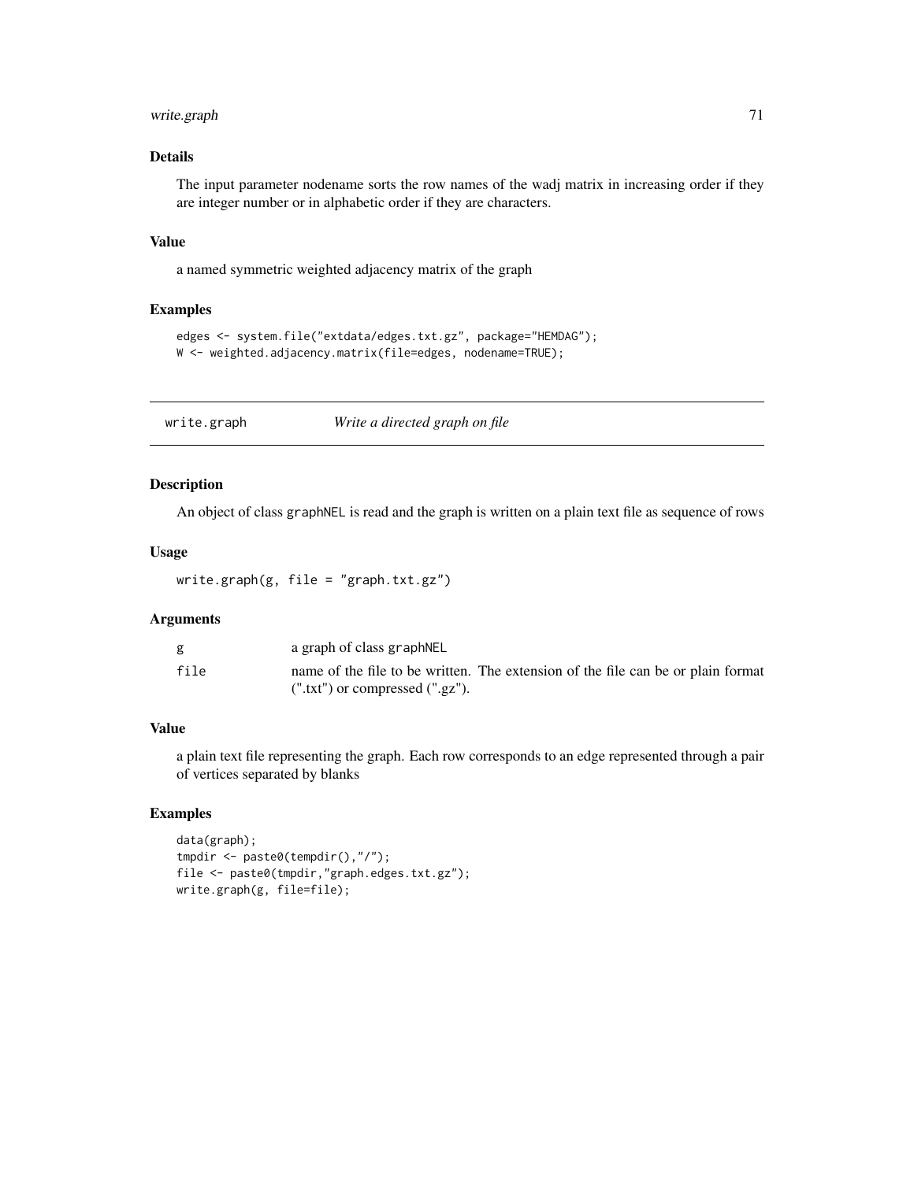## Details

The input parameter nodename sorts the row names of the wadj matrix in increasing order if they are integer number or in alphabetic order if they are characters.

## Value

a named symmetric weighted adjacency matrix of the graph

## Examples

```
edges <- system.file("extdata/edges.txt.gz", package="HEMDAG");
W <- weighted.adjacency.matrix(file=edges, nodename=TRUE);
```

---

# write.graph *Write a directed graph on file*

---

## Description

An object of class graphNEL is read and the graph is written on a plain text file as sequence of rows

## Usage

```
write.graph(g, file = "graph.txt.gz")
```

## Arguments

| | |
|---|---|
| g | a graph of class graphNEL |
| file | name of the file to be written. The extension of the file can be or plain format (".txt") or compressed (".gz"). |

## Value

a plain text file representing the graph. Each row corresponds to an edge represented through a pair of vertices separated by blanks

## Examples

```
data(graph);
tmpdir <- paste0(tempdir(),"/");
file <- paste0(tmpdir,"graph.edges.txt.gz");
write.graph(g, file=file);
```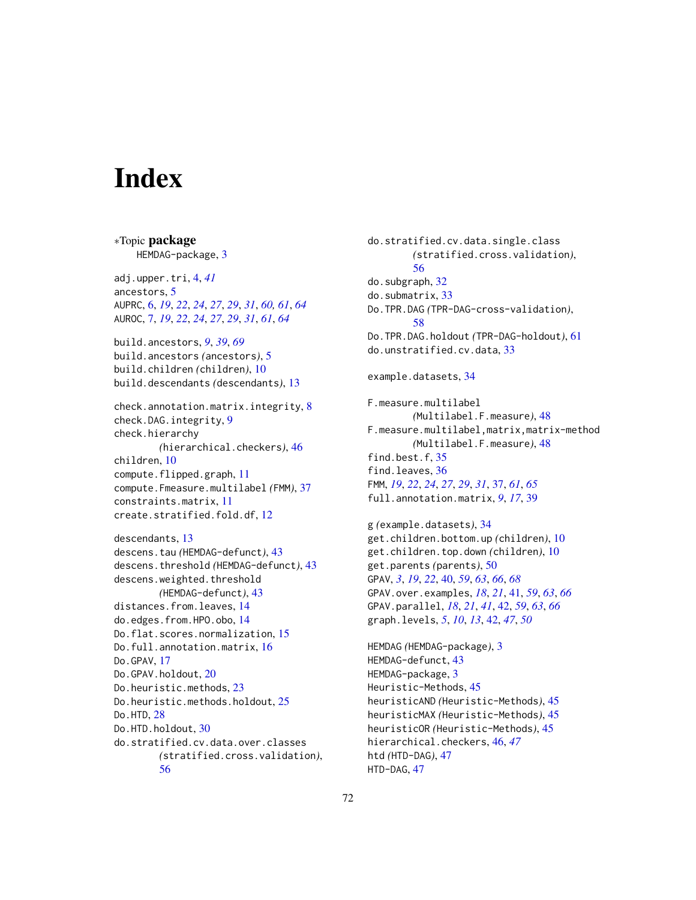# Index

∗Topic **package**
HEMDAG-package, 3

adj.upper.tri, 4, *41*
ancestors, 5
AUPRC, 6, *19*, *22*, *24*, *27*, *29*, *31*, *60, 61*, *64*
AUROC, 7, *19*, *22*, *24*, *27*, *29*, *31*, *61*, *64*

build.ancestors, *9*, *39*, *69*
build.ancestors *(*ancestors*)*, 5
build.children *(*children*)*, 10
build.descendants *(*descendants*)*, 13

check.annotation.matrix.integrity, 8
check.DAG.integrity, 9
check.hierarchy *(*hierarchical.checkers*)*, 46
children, 10
compute.flipped.graph, 11
compute.Fmeasure.multilabel *(*FMM*)*, 37
constraints.matrix, 11
create.stratified.fold.df, 12

descendants, 13
descens.tau *(*HEMDAG-defunct*)*, 43
descens.threshold *(*HEMDAG-defunct*)*, 43
descens.weighted.threshold *(*HEMDAG-defunct*)*, 43
distances.from.leaves, 14
do.edges.from.HPO.obo, 14
Do.flat.scores.normalization, 15
Do.full.annotation.matrix, 16
Do.GPAV, 17
Do.GPAV.holdout, 20
Do.heuristic.methods, 23
Do.heuristic.methods.holdout, 25
Do.HTD, 28
Do.HTD.holdout, 30
do.stratified.cv.data.over.classes *(*stratified.cross.validation*)*, 56
do.stratified.cv.data.single.class *(*stratified.cross.validation*)*, 56
do.subgraph, 32
do.submatrix, 33
Do.TPR.DAG *(*TPR-DAG-cross-validation*)*, 58
Do.TPR.DAG.holdout *(*TPR-DAG-holdout*)*, 61
do.unstratified.cv.data, 33

example.datasets, 34

F.measure.multilabel *(*Multilabel.F.measure*)*, 48
F.measure.multilabel,matrix,matrix-method *(*Multilabel.F.measure*)*, 48
find.best.f, 35
find.leaves, 36
FMM, *19*, *22*, *24*, *27*, *29*, *31*, 37, *61*, *65*
full.annotation.matrix, *9*, *17*, 39

g *(*example.datasets*)*, 34
get.children.bottom.up *(*children*)*, 10
get.children.top.down *(*children*)*, 10
get.parents *(*parents*)*, 50
GPAV, *3*, *19*, *22*, 40, *59*, *63*, *66*, *68*
GPAV.over.examples, *18*, *21*, 41, *59*, *63*, *66*
GPAV.parallel, *18*, *21*, *41*, 42, *59*, *63*, *66*
graph.levels, *5*, *10*, *13*, 42, *47*, *50*

HEMDAG *(*HEMDAG-package*)*, 3
HEMDAG-defunct, 43
HEMDAG-package, 3
Heuristic-Methods, 45
heuristicAND *(*Heuristic-Methods*)*, 45
heuristicMAX *(*Heuristic-Methods*)*, 45
heuristicOR *(*Heuristic-Methods*)*, 45
hierarchical.checkers, 46, *47*
htd *(*HTD-DAG*)*, 47
HTD-DAG, 47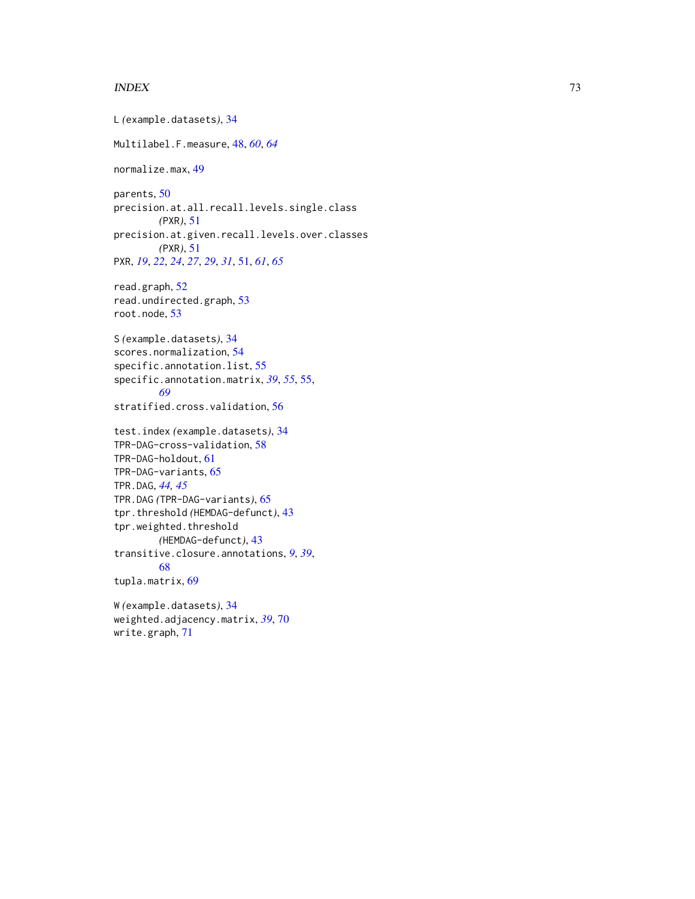L (example.datasets), 34

Multilabel.F.measure, 48, *60*, *64*

normalize.max, 49

parents, 50
precision.at.all.recall.levels.single.class
        (PXR), 51
precision.at.given.recall.levels.over.classes
        (PXR), 51
PXR, *19*, *22*, *24*, *27*, *29*, *31*, 51, *61*, *65*

read.graph, 52
read.undirected.graph, 53
root.node, 53

S (example.datasets), 34
scores.normalization, 54
specific.annotation.list, 55
specific.annotation.matrix, *39*, *55*, 55,
        *69*
stratified.cross.validation, 56

test.index (example.datasets), 34
TPR-DAG-cross-validation, 58
TPR-DAG-holdout, 61
TPR-DAG-variants, 65
TPR.DAG, *44, 45*
TPR.DAG (TPR-DAG-variants), 65
tpr.threshold (HEMDAG-defunct), 43
tpr.weighted.threshold
        (HEMDAG-defunct), 43
transitive.closure.annotations, *9*, *39*,
        68
tupla.matrix, 69

W (example.datasets), 34
weighted.adjacency.matrix, *39*, 70
write.graph, 71